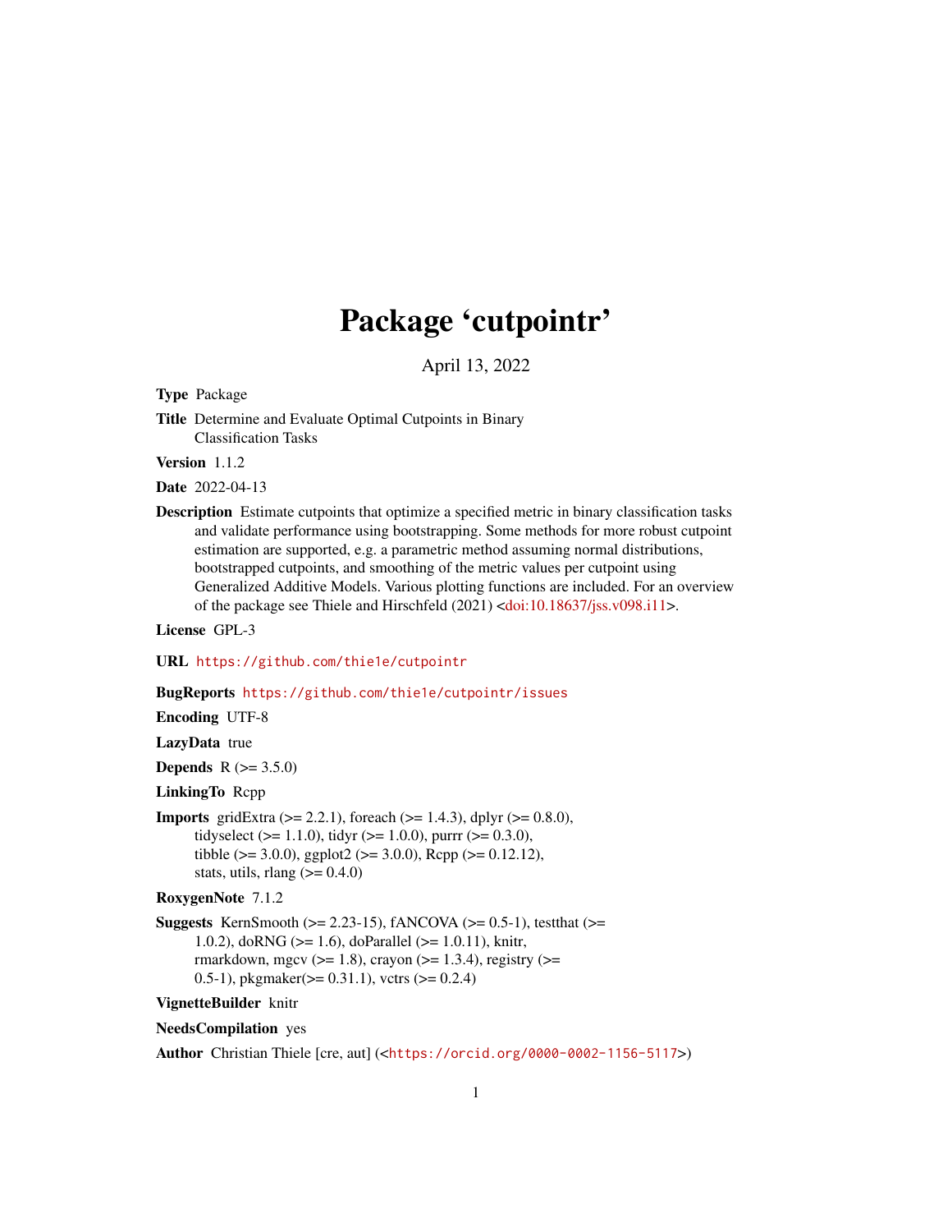# Package 'cutpointr'

April 13, 2022

**Type** Package

**Title** Determine and Evaluate Optimal Cutpoints in Binary Classification Tasks

**Version** 1.1.2

**Date** 2022-04-13

**Description** Estimate cutpoints that optimize a specified metric in binary classification tasks and validate performance using bootstrapping. Some methods for more robust cutpoint estimation are supported, e.g. a parametric method assuming normal distributions, bootstrapped cutpoints, and smoothing of the metric values per cutpoint using Generalized Additive Models. Various plotting functions are included. For an overview of the package see Thiele and Hirschfeld (2021) <doi:10.18637/jss.v098.i11>.

**License** GPL-3

**URL** https://github.com/thie1e/cutpointr

**BugReports** https://github.com/thie1e/cutpointr/issues

**Encoding** UTF-8

**LazyData** true

**Depends** R (>= 3.5.0)

**LinkingTo** Rcpp

**Imports** gridExtra (>= 2.2.1), foreach (>= 1.4.3), dplyr (>= 0.8.0), tidyselect (>= 1.1.0), tidyr (>= 1.0.0), purrr (>= 0.3.0), tibble (>= 3.0.0), ggplot2 (>= 3.0.0), Rcpp (>= 0.12.12), stats, utils, rlang (>= 0.4.0)

**RoxygenNote** 7.1.2

**Suggests** KernSmooth (>= 2.23-15), fANCOVA (>= 0.5-1), testthat (>= 1.0.2), doRNG (>= 1.6), doParallel (>= 1.0.11), knitr, rmarkdown, mgcv (>= 1.8), crayon (>= 1.3.4), registry (>= 0.5-1), pkgmaker(>= 0.31.1), vctrs (>= 0.2.4)

**VignetteBuilder** knitr

**NeedsCompilation** yes

**Author** Christian Thiele [cre, aut] (<https://orcid.org/0000-0002-1156-5117>)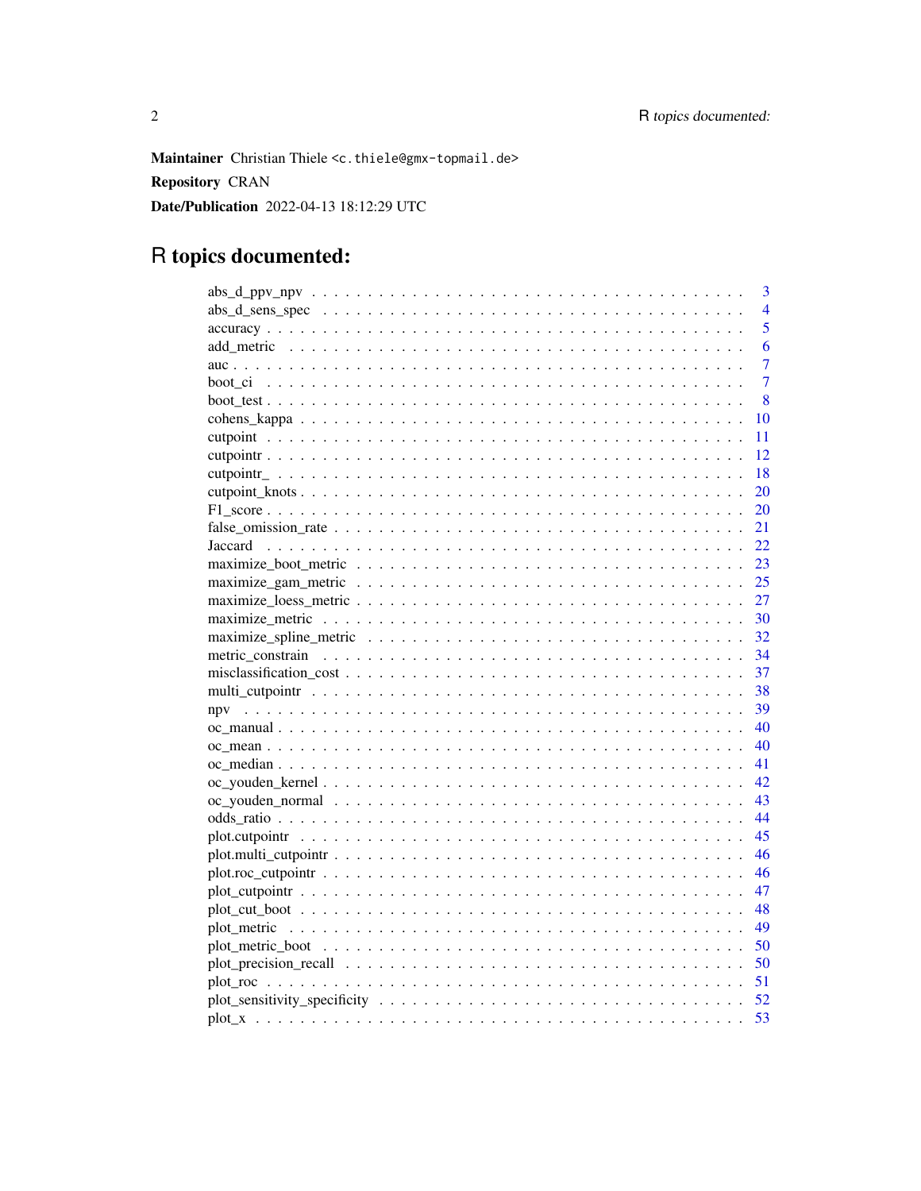**Maintainer** Christian Thiele <c.thiele@gmx-topmail.de>

**Repository** CRAN

**Date/Publication** 2022-04-13 18:12:29 UTC

# R topics documented:

| | |
|---|---|
| abs_d_ppv_npv | 3 |
| abs_d_sens_spec | 4 |
| accuracy | 5 |
| add_metric | 6 |
| auc | 7 |
| boot_ci | 7 |
| boot_test | 8 |
| cohens_kappa | 10 |
| cutpoint | 11 |
| cutpointr | 12 |
| cutpointr_ | 18 |
| cutpoint_knots | 20 |
| F1_score | 20 |
| false_omission_rate | 21 |
| Jaccard | 22 |
| maximize_boot_metric | 23 |
| maximize_gam_metric | 25 |
| maximize_loess_metric | 27 |
| maximize_metric | 30 |
| maximize_spline_metric | 32 |
| metric_constrain | 34 |
| misclassification_cost | 37 |
| multi_cutpointr | 38 |
| npv | 39 |
| oc_manual | 40 |
| oc_mean | 40 |
| oc_median | 41 |
| oc_youden_kernel | 42 |
| oc_youden_normal | 43 |
| odds_ratio | 44 |
| plot.cutpointr | 45 |
| plot.multi_cutpointr | 46 |
| plot.roc_cutpointr | 46 |
| plot_cutpointr | 47 |
| plot_cut_boot | 48 |
| plot_metric | 49 |
| plot_metric_boot | 50 |
| plot_precision_recall | 50 |
| plot_roc | 51 |
| plot_sensitivity_specificity | 52 |
| plot_x | 53 |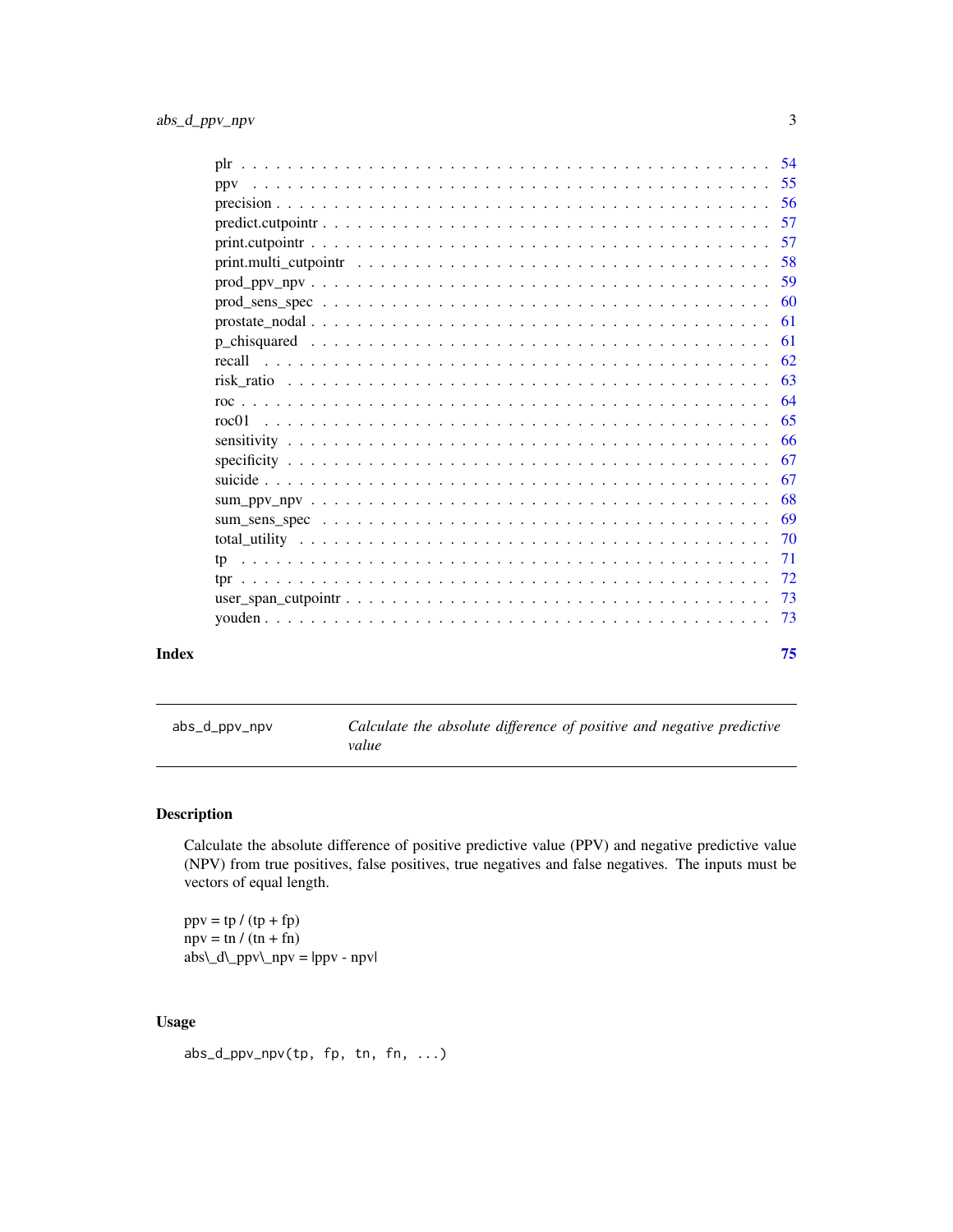| | |
|---|---|
| plr | 54 |
| ppv | 55 |
| precision | 56 |
| predict.cutpointr | 57 |
| print.cutpointr | 57 |
| print.multi_cutpointr | 58 |
| prod_ppv_npv | 59 |
| prod_sens_spec | 60 |
| prostate_nodal | 61 |
| p_chisquared | 61 |
| recall | 62 |
| risk_ratio | 63 |
| roc | 64 |
| roc01 | 65 |
| sensitivity | 66 |
| specificity | 67 |
| suicide | 67 |
| sum_ppv_npv | 68 |
| sum_sens_spec | 69 |
| total_utility | 70 |
| tp | 71 |
| tpr | 72 |
| user_span_cutpointr | 73 |
| youden | 73 |

**Index** **75**

---

`abs_d_ppv_npv` *Calculate the absolute difference of positive and negative predictive value*

---

## Description

Calculate the absolute difference of positive predictive value (PPV) and negative predictive value (NPV) from true positives, false positives, true negatives and false negatives. The inputs must be vectors of equal length.

ppv = tp / (tp + fp)
npv = tn / (tn + fn)
abs\_d\_ppv\_npv = |ppv - npv|

## Usage

```
abs_d_ppv_npv(tp, fp, tn, fn, ...)
```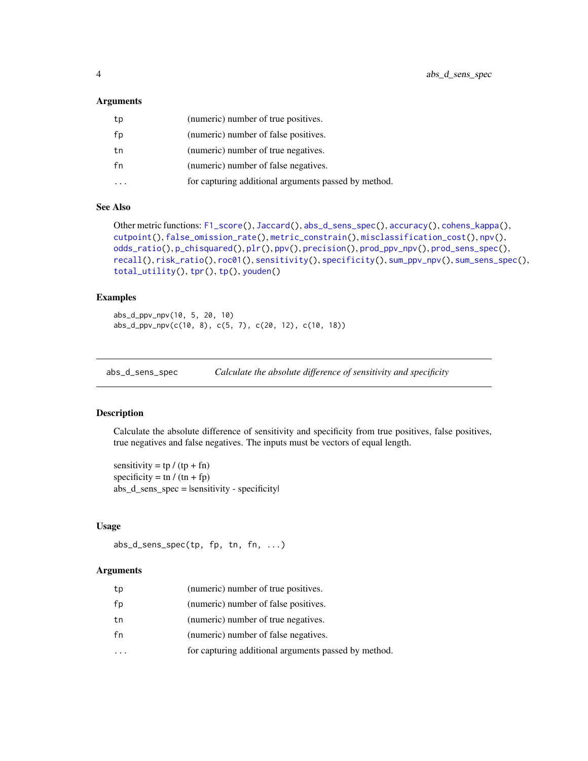### Arguments

| | |
|---|---|
| `tp` | (numeric) number of true positives. |
| `fp` | (numeric) number of false positives. |
| `tn` | (numeric) number of true negatives. |
| `fn` | (numeric) number of false negatives. |
| `...` | for capturing additional arguments passed by method. |

### See Also

Other metric functions: `F1_score()`, `Jaccard()`, `abs_d_sens_spec()`, `accuracy()`, `cohens_kappa()`, `cutpoint()`, `false_omission_rate()`, `metric_constrain()`, `misclassification_cost()`, `npv()`, `odds_ratio()`, `p_chisquared()`, `plr()`, `ppv()`, `precision()`, `prod_ppv_npv()`, `prod_sens_spec()`, `recall()`, `risk_ratio()`, `roc01()`, `sensitivity()`, `specificity()`, `sum_ppv_npv()`, `sum_sens_spec()`, `total_utility()`, `tpr()`, `tp()`, `youden()`

### Examples

```
abs_d_ppv_npv(10, 5, 20, 10)
abs_d_ppv_npv(c(10, 8), c(5, 7), c(20, 12), c(10, 18))
```

---

## abs_d_sens_spec    *Calculate the absolute difference of sensitivity and specificity*

### Description

Calculate the absolute difference of sensitivity and specificity from true positives, false positives, true negatives and false negatives. The inputs must be vectors of equal length.

sensitivity = tp / (tp + fn)
specificity = tn / (tn + fp)
abs_d_sens_spec = |sensitivity - specificity|

### Usage

```
abs_d_sens_spec(tp, fp, tn, fn, ...)
```

### Arguments

| | |
|---|---|
| `tp` | (numeric) number of true positives. |
| `fp` | (numeric) number of false positives. |
| `tn` | (numeric) number of true negatives. |
| `fn` | (numeric) number of false negatives. |
| `...` | for capturing additional arguments passed by method. |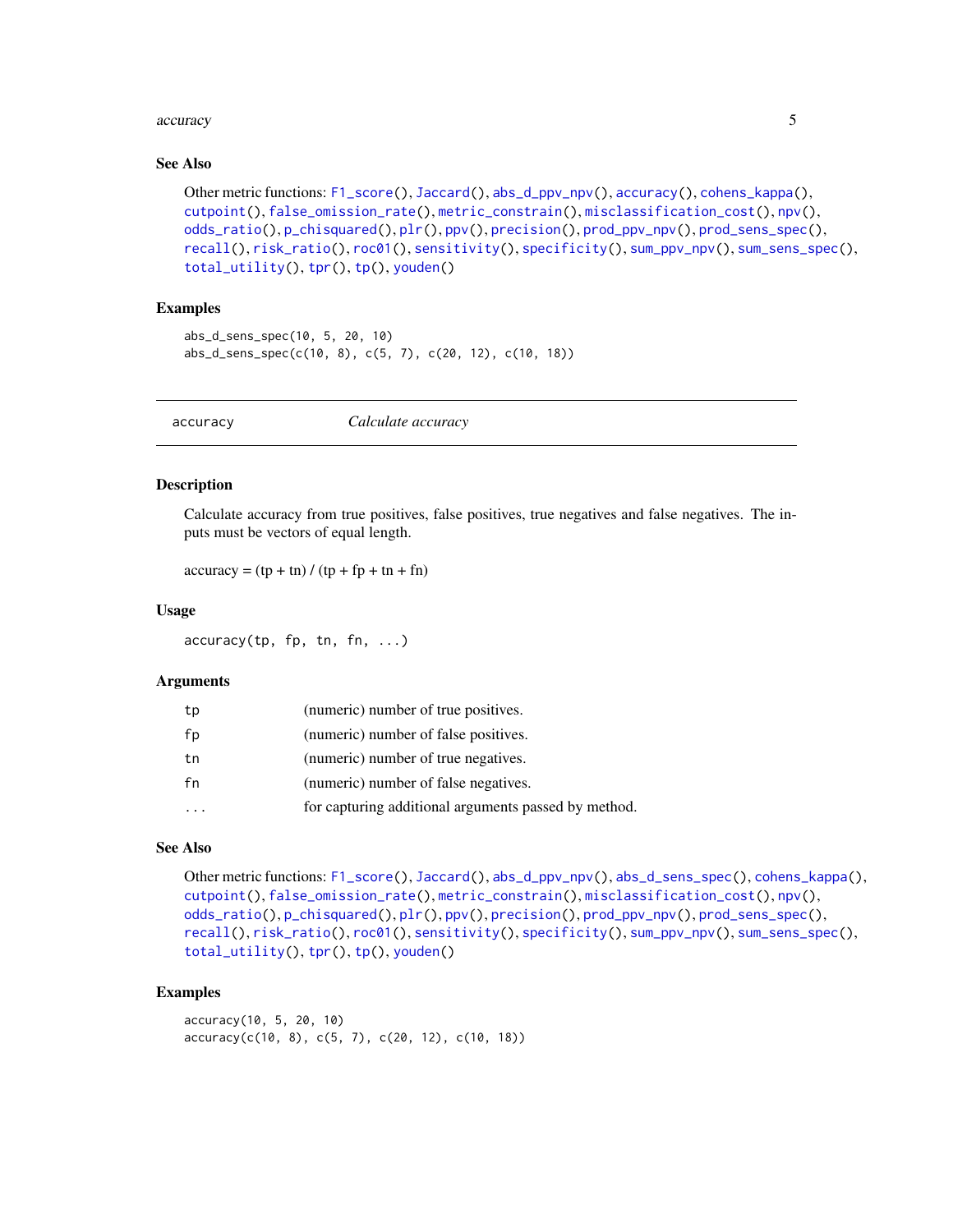### See Also

Other metric functions: F1_score(), Jaccard(), abs_d_ppv_npv(), accuracy(), cohens_kappa(), cutpoint(), false_omission_rate(), metric_constrain(), misclassification_cost(), npv(), odds_ratio(), p_chisquared(), plr(), ppv(), precision(), prod_ppv_npv(), prod_sens_spec(), recall(), risk_ratio(), roc01(), sensitivity(), specificity(), sum_ppv_npv(), sum_sens_spec(), total_utility(), tpr(), tp(), youden()

### Examples

```
abs_d_sens_spec(10, 5, 20, 10)
abs_d_sens_spec(c(10, 8), c(5, 7), c(20, 12), c(10, 18))
```

---

## accuracy — *Calculate accuracy*

### Description

Calculate accuracy from true positives, false positives, true negatives and false negatives. The inputs must be vectors of equal length.

accuracy = (tp + tn) / (tp + fp + tn + fn)

### Usage

```
accuracy(tp, fp, tn, fn, ...)
```

### Arguments

| | |
|---|---|
| tp | (numeric) number of true positives. |
| fp | (numeric) number of false positives. |
| tn | (numeric) number of true negatives. |
| fn | (numeric) number of false negatives. |
| ... | for capturing additional arguments passed by method. |

### See Also

Other metric functions: F1_score(), Jaccard(), abs_d_ppv_npv(), abs_d_sens_spec(), cohens_kappa(), cutpoint(), false_omission_rate(), metric_constrain(), misclassification_cost(), npv(), odds_ratio(), p_chisquared(), plr(), ppv(), precision(), prod_ppv_npv(), prod_sens_spec(), recall(), risk_ratio(), roc01(), sensitivity(), specificity(), sum_ppv_npv(), sum_sens_spec(), total_utility(), tpr(), tp(), youden()

### Examples

```
accuracy(10, 5, 20, 10)
accuracy(c(10, 8), c(5, 7), c(20, 12), c(10, 18))
```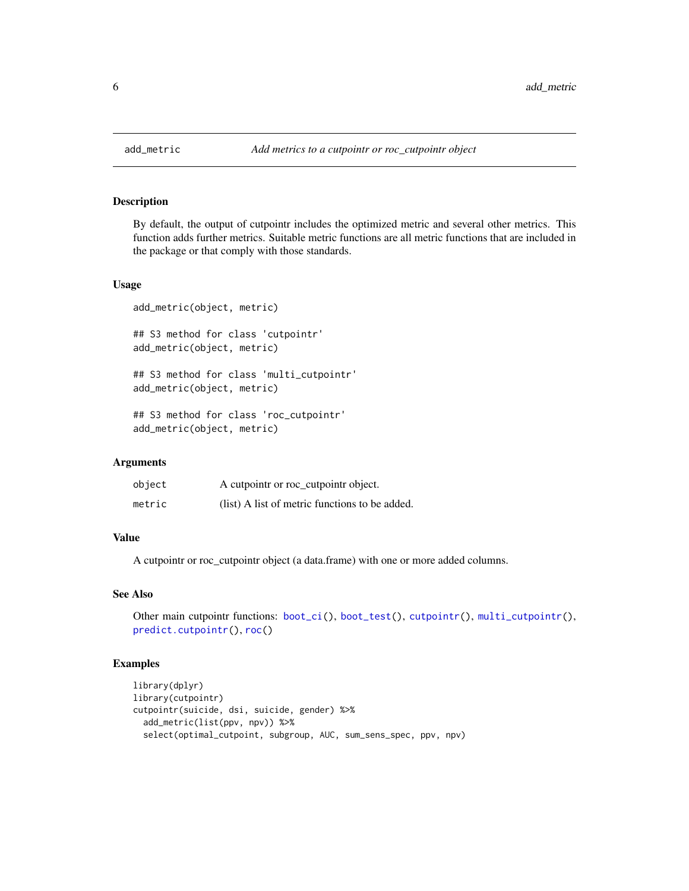# add_metric — *Add metrics to a cutpointr or roc_cutpointr object*

## Description

By default, the output of cutpointr includes the optimized metric and several other metrics. This function adds further metrics. Suitable metric functions are all metric functions that are included in the package or that comply with those standards.

## Usage

```
add_metric(object, metric)

## S3 method for class 'cutpointr'
add_metric(object, metric)

## S3 method for class 'multi_cutpointr'
add_metric(object, metric)

## S3 method for class 'roc_cutpointr'
add_metric(object, metric)
```

## Arguments

| | |
|---|---|
| `object` | A cutpointr or roc_cutpointr object. |
| `metric` | (list) A list of metric functions to be added. |

## Value

A cutpointr or roc_cutpointr object (a data.frame) with one or more added columns.

## See Also

Other main cutpointr functions: `boot_ci()`, `boot_test()`, `cutpointr()`, `multi_cutpointr()`, `predict.cutpointr()`, `roc()`

## Examples

```
library(dplyr)
library(cutpointr)
cutpointr(suicide, dsi, suicide, gender) %>%
  add_metric(list(ppv, npv)) %>%
  select(optimal_cutpoint, subgroup, AUC, sum_sens_spec, ppv, npv)
```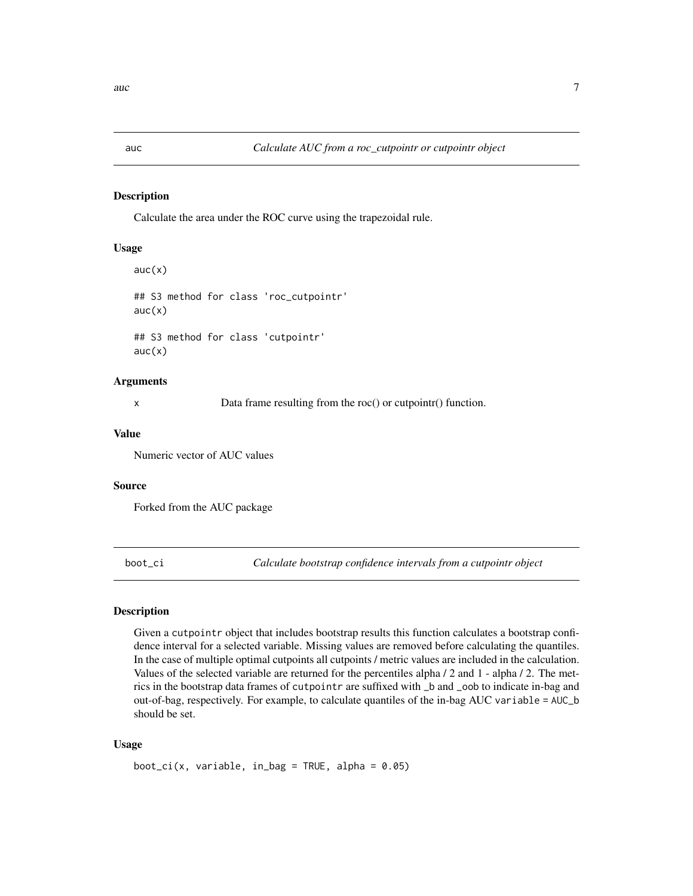## auc — *Calculate AUC from a roc_cutpointr or cutpointr object*

### Description

Calculate the area under the ROC curve using the trapezoidal rule.

### Usage

```
auc(x)

## S3 method for class 'roc_cutpointr'
auc(x)

## S3 method for class 'cutpointr'
auc(x)
```

### Arguments

| | |
|---|---|
| x | Data frame resulting from the roc() or cutpointr() function. |

### Value

Numeric vector of AUC values

### Source

Forked from the AUC package

## boot_ci — *Calculate bootstrap confidence intervals from a cutpointr object*

### Description

Given a `cutpointr` object that includes bootstrap results this function calculates a bootstrap confidence interval for a selected variable. Missing values are removed before calculating the quantiles. In the case of multiple optimal cutpoints all cutpoints / metric values are included in the calculation. Values of the selected variable are returned for the percentiles alpha / 2 and 1 - alpha / 2. The metrics in the bootstrap data frames of `cutpointr` are suffixed with `_b` and `_oob` to indicate in-bag and out-of-bag, respectively. For example, to calculate quantiles of the in-bag AUC `variable = AUC_b` should be set.

### Usage

```
boot_ci(x, variable, in_bag = TRUE, alpha = 0.05)
```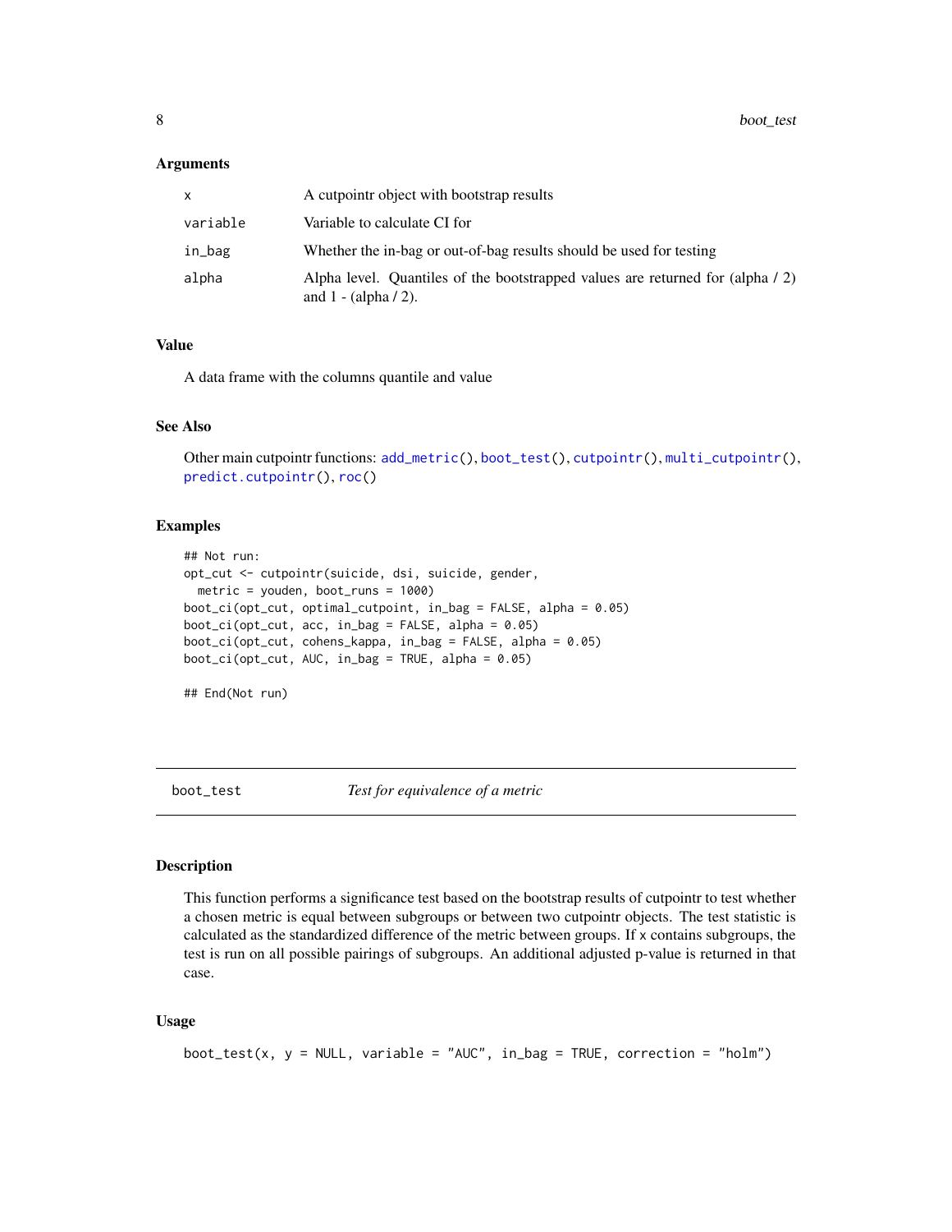### Arguments

| | |
|---|---|
| `x` | A cutpointr object with bootstrap results |
| `variable` | Variable to calculate CI for |
| `in_bag` | Whether the in-bag or out-of-bag results should be used for testing |
| `alpha` | Alpha level. Quantiles of the bootstrapped values are returned for (alpha / 2) and 1 - (alpha / 2). |

### Value

A data frame with the columns quantile and value

### See Also

Other main cutpointr functions: `add_metric()`, `boot_test()`, `cutpointr()`, `multi_cutpointr()`, `predict.cutpointr()`, `roc()`

### Examples

```
## Not run:
opt_cut <- cutpointr(suicide, dsi, suicide, gender,
  metric = youden, boot_runs = 1000)
boot_ci(opt_cut, optimal_cutpoint, in_bag = FALSE, alpha = 0.05)
boot_ci(opt_cut, acc, in_bag = FALSE, alpha = 0.05)
boot_ci(opt_cut, cohens_kappa, in_bag = FALSE, alpha = 0.05)
boot_ci(opt_cut, AUC, in_bag = TRUE, alpha = 0.05)

## End(Not run)
```

---

## boot_test — *Test for equivalence of a metric*

### Description

This function performs a significance test based on the bootstrap results of cutpointr to test whether a chosen metric is equal between subgroups or between two cutpointr objects. The test statistic is calculated as the standardized difference of the metric between groups. If `x` contains subgroups, the test is run on all possible pairings of subgroups. An additional adjusted p-value is returned in that case.

### Usage

```
boot_test(x, y = NULL, variable = "AUC", in_bag = TRUE, correction = "holm")
```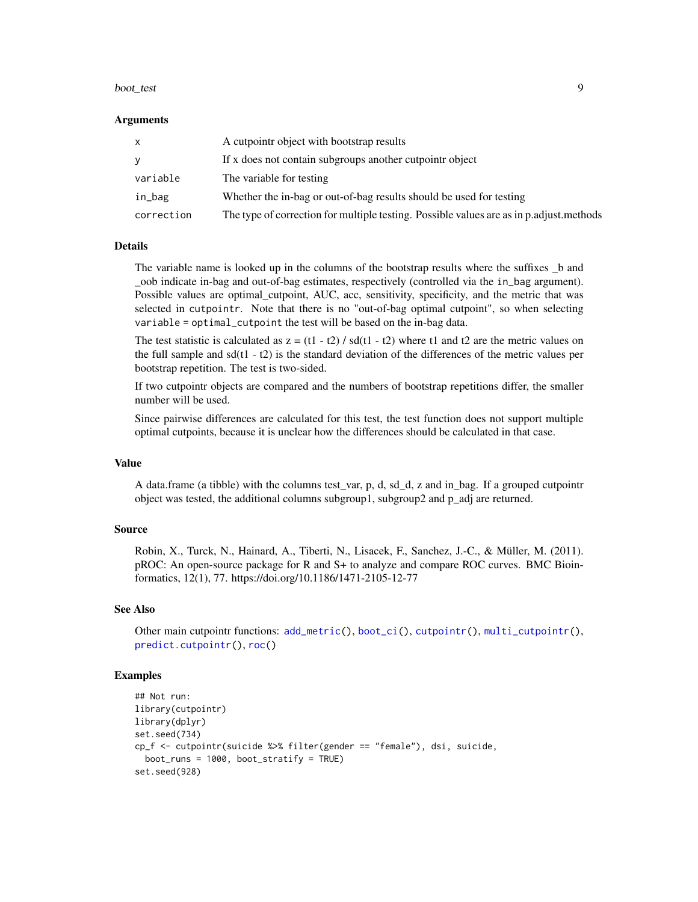### Arguments

| | |
|---|---|
| `x` | A cutpointr object with bootstrap results |
| `y` | If x does not contain subgroups another cutpointr object |
| `variable` | The variable for testing |
| `in_bag` | Whether the in-bag or out-of-bag results should be used for testing |
| `correction` | The type of correction for multiple testing. Possible values are as in p.adjust.methods |

### Details

The variable name is looked up in the columns of the bootstrap results where the suffixes _b and _oob indicate in-bag and out-of-bag estimates, respectively (controlled via the in_bag argument). Possible values are optimal_cutpoint, AUC, acc, sensitivity, specificity, and the metric that was selected in `cutpointr`. Note that there is no "out-of-bag optimal cutpoint", so when selecting `variable = optimal_cutpoint` the test will be based on the in-bag data.

The test statistic is calculated as z = (t1 - t2) / sd(t1 - t2) where t1 and t2 are the metric values on the full sample and sd(t1 - t2) is the standard deviation of the differences of the metric values per bootstrap repetition. The test is two-sided.

If two cutpointr objects are compared and the numbers of bootstrap repetitions differ, the smaller number will be used.

Since pairwise differences are calculated for this test, the test function does not support multiple optimal cutpoints, because it is unclear how the differences should be calculated in that case.

### Value

A data.frame (a tibble) with the columns test_var, p, d, sd_d, z and in_bag. If a grouped cutpointr object was tested, the additional columns subgroup1, subgroup2 and p_adj are returned.

### Source

Robin, X., Turck, N., Hainard, A., Tiberti, N., Lisacek, F., Sanchez, J.-C., & Müller, M. (2011). pROC: An open-source package for R and S+ to analyze and compare ROC curves. BMC Bioinformatics, 12(1), 77. https://doi.org/10.1186/1471-2105-12-77

### See Also

Other main cutpointr functions: `add_metric()`, `boot_ci()`, `cutpointr()`, `multi_cutpointr()`, `predict.cutpointr()`, `roc()`

### Examples

```
## Not run:
library(cutpointr)
library(dplyr)
set.seed(734)
cp_f <- cutpointr(suicide %>% filter(gender == "female"), dsi, suicide,
  boot_runs = 1000, boot_stratify = TRUE)
set.seed(928)
```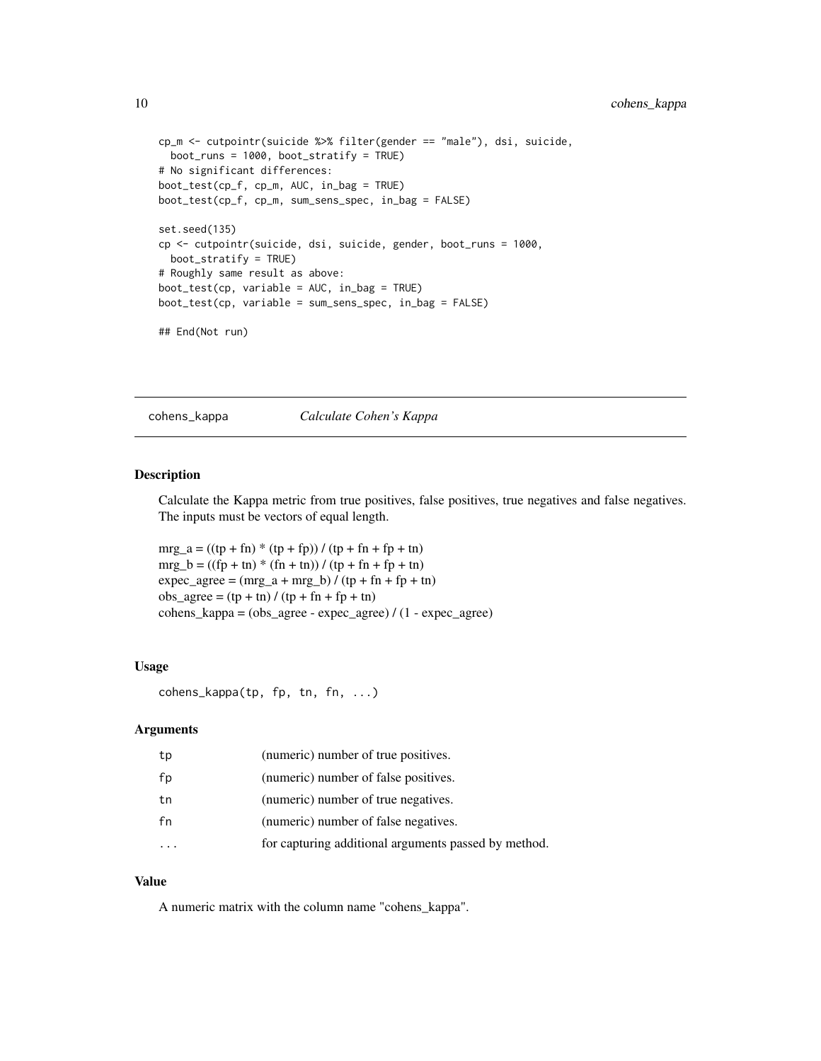```
cp_m <- cutpointr(suicide %>% filter(gender == "male"), dsi, suicide,
  boot_runs = 1000, boot_stratify = TRUE)
# No significant differences:
boot_test(cp_f, cp_m, AUC, in_bag = TRUE)
boot_test(cp_f, cp_m, sum_sens_spec, in_bag = FALSE)

set.seed(135)
cp <- cutpointr(suicide, dsi, suicide, gender, boot_runs = 1000,
  boot_stratify = TRUE)
# Roughly same result as above:
boot_test(cp, variable = AUC, in_bag = TRUE)
boot_test(cp, variable = sum_sens_spec, in_bag = FALSE)

## End(Not run)
```

---

## cohens_kappa — *Calculate Cohen's Kappa*

### Description

Calculate the Kappa metric from true positives, false positives, true negatives and false negatives. The inputs must be vectors of equal length.

mrg_a = ((tp + fn) * (tp + fp)) / (tp + fn + fp + tn)
mrg_b = ((fp + tn) * (fn + tn)) / (tp + fn + fp + tn)
expec_agree = (mrg_a + mrg_b) / (tp + fn + fp + tn)
obs_agree = (tp + tn) / (tp + fn + fp + tn)
cohens_kappa = (obs_agree - expec_agree) / (1 - expec_agree)

### Usage

```
cohens_kappa(tp, fp, tn, fn, ...)
```

### Arguments

| | |
|---|---|
| `tp` | (numeric) number of true positives. |
| `fp` | (numeric) number of false positives. |
| `tn` | (numeric) number of true negatives. |
| `fn` | (numeric) number of false negatives. |
| `...` | for capturing additional arguments passed by method. |

### Value

A numeric matrix with the column name "cohens_kappa".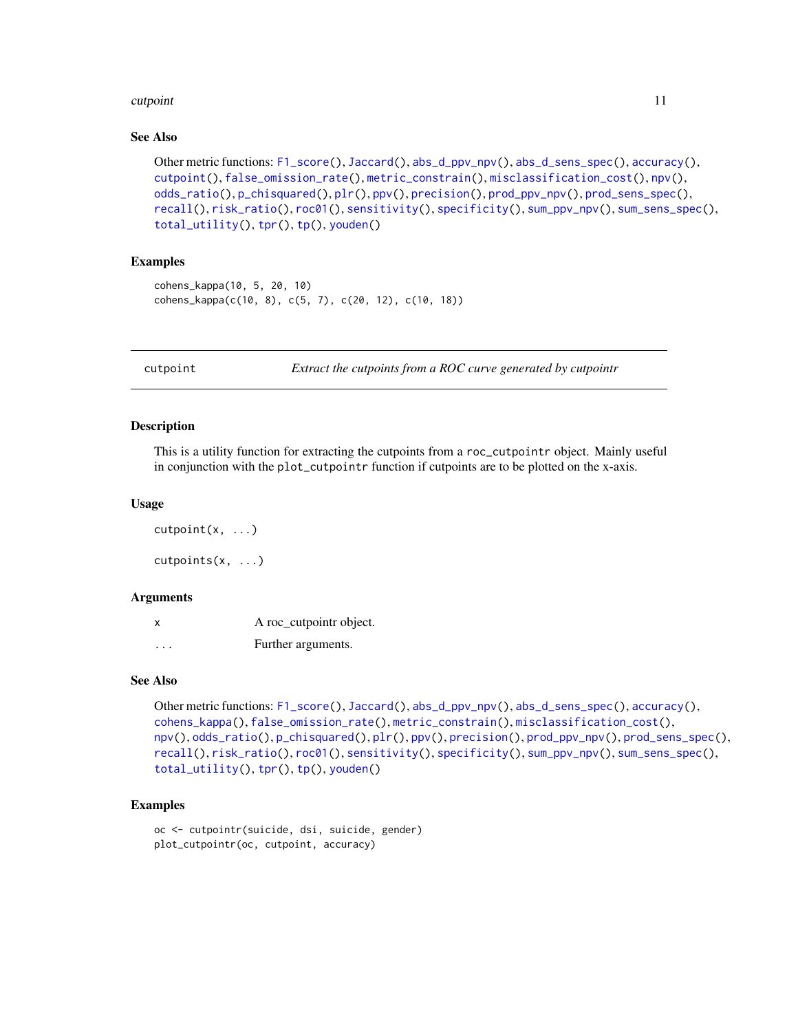### See Also

Other metric functions: F1_score(), Jaccard(), abs_d_ppv_npv(), abs_d_sens_spec(), accuracy(), cutpoint(), false_omission_rate(), metric_constrain(), misclassification_cost(), npv(), odds_ratio(), p_chisquared(), plr(), ppv(), precision(), prod_ppv_npv(), prod_sens_spec(), recall(), risk_ratio(), roc01(), sensitivity(), specificity(), sum_ppv_npv(), sum_sens_spec(), total_utility(), tpr(), tp(), youden()

### Examples

```
cohens_kappa(10, 5, 20, 10)
cohens_kappa(c(10, 8), c(5, 7), c(20, 12), c(10, 18))
```

---

## cutpoint — *Extract the cutpoints from a ROC curve generated by cutpointr*

### Description

This is a utility function for extracting the cutpoints from a roc_cutpointr object. Mainly useful in conjunction with the plot_cutpointr function if cutpoints are to be plotted on the x-axis.

### Usage

```
cutpoint(x, ...)

cutpoints(x, ...)
```

### Arguments

| | |
|---|---|
| x | A roc_cutpointr object. |
| ... | Further arguments. |

### See Also

Other metric functions: F1_score(), Jaccard(), abs_d_ppv_npv(), abs_d_sens_spec(), accuracy(), cohens_kappa(), false_omission_rate(), metric_constrain(), misclassification_cost(), npv(), odds_ratio(), p_chisquared(), plr(), ppv(), precision(), prod_ppv_npv(), prod_sens_spec(), recall(), risk_ratio(), roc01(), sensitivity(), specificity(), sum_ppv_npv(), sum_sens_spec(), total_utility(), tpr(), tp(), youden()

### Examples

```
oc <- cutpointr(suicide, dsi, suicide, gender)
plot_cutpointr(oc, cutpoint, accuracy)
```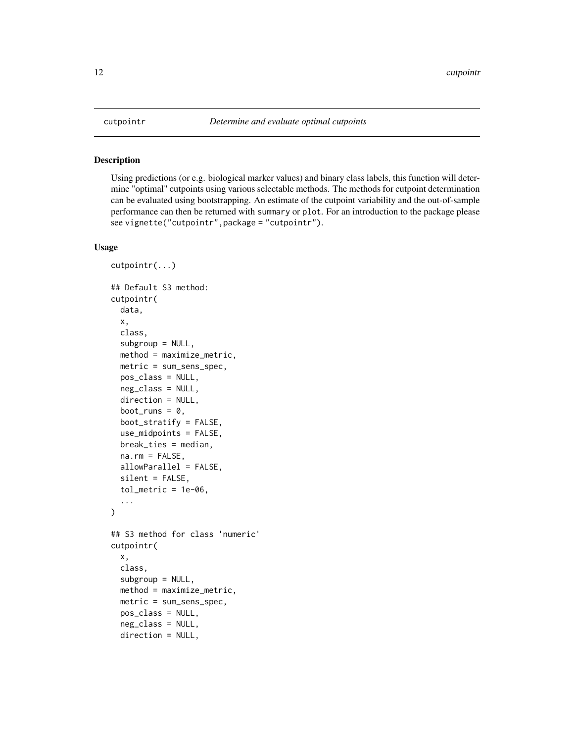cutpointr *Determine and evaluate optimal cutpoints*

## Description

Using predictions (or e.g. biological marker values) and binary class labels, this function will determine "optimal" cutpoints using various selectable methods. The methods for cutpoint determination can be evaluated using bootstrapping. An estimate of the cutpoint variability and the out-of-sample performance can then be returned with `summary` or `plot`. For an introduction to the package please see `vignette("cutpointr",package = "cutpointr")`.

## Usage

```
cutpointr(...)

## Default S3 method:
cutpointr(
  data,
  x,
  class,
  subgroup = NULL,
  method = maximize_metric,
  metric = sum_sens_spec,
  pos_class = NULL,
  neg_class = NULL,
  direction = NULL,
  boot_runs = 0,
  boot_stratify = FALSE,
  use_midpoints = FALSE,
  break_ties = median,
  na.rm = FALSE,
  allowParallel = FALSE,
  silent = FALSE,
  tol_metric = 1e-06,
  ...
)

## S3 method for class 'numeric'
cutpointr(
  x,
  class,
  subgroup = NULL,
  method = maximize_metric,
  metric = sum_sens_spec,
  pos_class = NULL,
  neg_class = NULL,
  direction = NULL,
```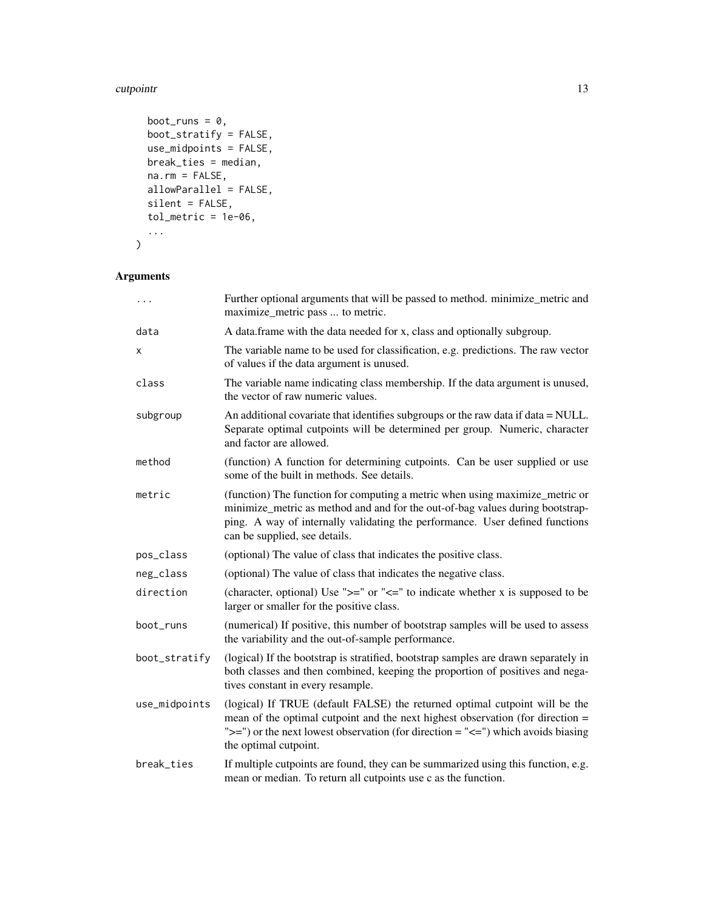```
  boot_runs = 0,
  boot_stratify = FALSE,
  use_midpoints = FALSE,
  break_ties = median,
  na.rm = FALSE,
  allowParallel = FALSE,
  silent = FALSE,
  tol_metric = 1e-06,
  ...
)
```

## Arguments

| | |
|---|---|
| ... | Further optional arguments that will be passed to method. minimize_metric and maximize_metric pass ... to metric. |
| data | A data.frame with the data needed for x, class and optionally subgroup. |
| x | The variable name to be used for classification, e.g. predictions. The raw vector of values if the data argument is unused. |
| class | The variable name indicating class membership. If the data argument is unused, the vector of raw numeric values. |
| subgroup | An additional covariate that identifies subgroups or the raw data if data = NULL. Separate optimal cutpoints will be determined per group. Numeric, character and factor are allowed. |
| method | (function) A function for determining cutpoints. Can be user supplied or use some of the built in methods. See details. |
| metric | (function) The function for computing a metric when using maximize_metric or minimize_metric as method and and for the out-of-bag values during bootstrapping. A way of internally validating the performance. User defined functions can be supplied, see details. |
| pos_class | (optional) The value of class that indicates the positive class. |
| neg_class | (optional) The value of class that indicates the negative class. |
| direction | (character, optional) Use ">=" or "<=" to indicate whether x is supposed to be larger or smaller for the positive class. |
| boot_runs | (numerical) If positive, this number of bootstrap samples will be used to assess the variability and the out-of-sample performance. |
| boot_stratify | (logical) If the bootstrap is stratified, bootstrap samples are drawn separately in both classes and then combined, keeping the proportion of positives and negatives constant in every resample. |
| use_midpoints | (logical) If TRUE (default FALSE) the returned optimal cutpoint will be the mean of the optimal cutpoint and the next highest observation (for direction = ">=") or the next lowest observation (for direction = "<=") which avoids biasing the optimal cutpoint. |
| break_ties | If multiple cutpoints are found, they can be summarized using this function, e.g. mean or median. To return all cutpoints use c as the function. |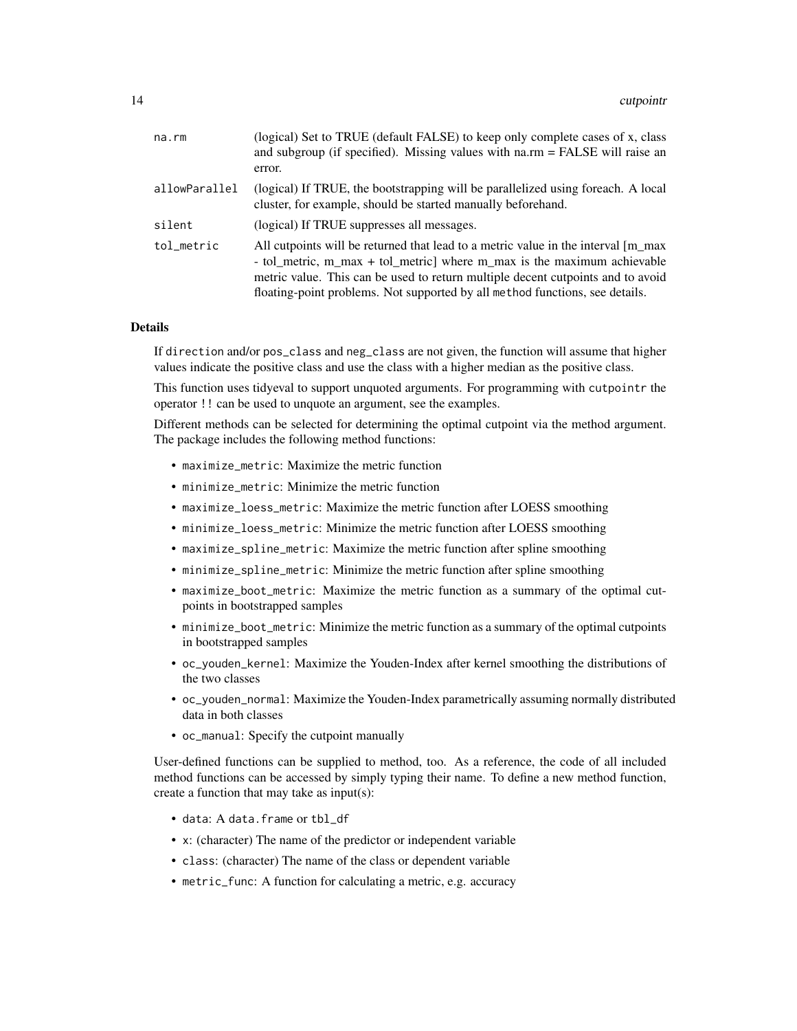| | |
|---|---|
| `na.rm` | (logical) Set to TRUE (default FALSE) to keep only complete cases of x, class and subgroup (if specified). Missing values with na.rm = FALSE will raise an error. |
| `allowParallel` | (logical) If TRUE, the bootstrapping will be parallelized using foreach. A local cluster, for example, should be started manually beforehand. |
| `silent` | (logical) If TRUE suppresses all messages. |
| `tol_metric` | All cutpoints will be returned that lead to a metric value in the interval [m_max - tol_metric, m_max + tol_metric] where m_max is the maximum achievable metric value. This can be used to return multiple decent cutpoints and to avoid floating-point problems. Not supported by all `method` functions, see details. |

### Details

If `direction` and/or `pos_class` and `neg_class` are not given, the function will assume that higher values indicate the positive class and use the class with a higher median as the positive class.

This function uses tidyeval to support unquoted arguments. For programming with `cutpointr` the operator `!!` can be used to unquote an argument, see the examples.

Different methods can be selected for determining the optimal cutpoint via the method argument. The package includes the following method functions:

- `maximize_metric`: Maximize the metric function
- `minimize_metric`: Minimize the metric function
- `maximize_loess_metric`: Maximize the metric function after LOESS smoothing
- `minimize_loess_metric`: Minimize the metric function after LOESS smoothing
- `maximize_spline_metric`: Maximize the metric function after spline smoothing
- `minimize_spline_metric`: Minimize the metric function after spline smoothing
- `maximize_boot_metric`: Maximize the metric function as a summary of the optimal cutpoints in bootstrapped samples
- `minimize_boot_metric`: Minimize the metric function as a summary of the optimal cutpoints in bootstrapped samples
- `oc_youden_kernel`: Maximize the Youden-Index after kernel smoothing the distributions of the two classes
- `oc_youden_normal`: Maximize the Youden-Index parametrically assuming normally distributed data in both classes
- `oc_manual`: Specify the cutpoint manually

User-defined functions can be supplied to method, too. As a reference, the code of all included method functions can be accessed by simply typing their name. To define a new method function, create a function that may take as input(s):

- `data`: A `data.frame` or `tbl_df`
- `x`: (character) The name of the predictor or independent variable
- `class`: (character) The name of the class or dependent variable
- `metric_func`: A function for calculating a metric, e.g. accuracy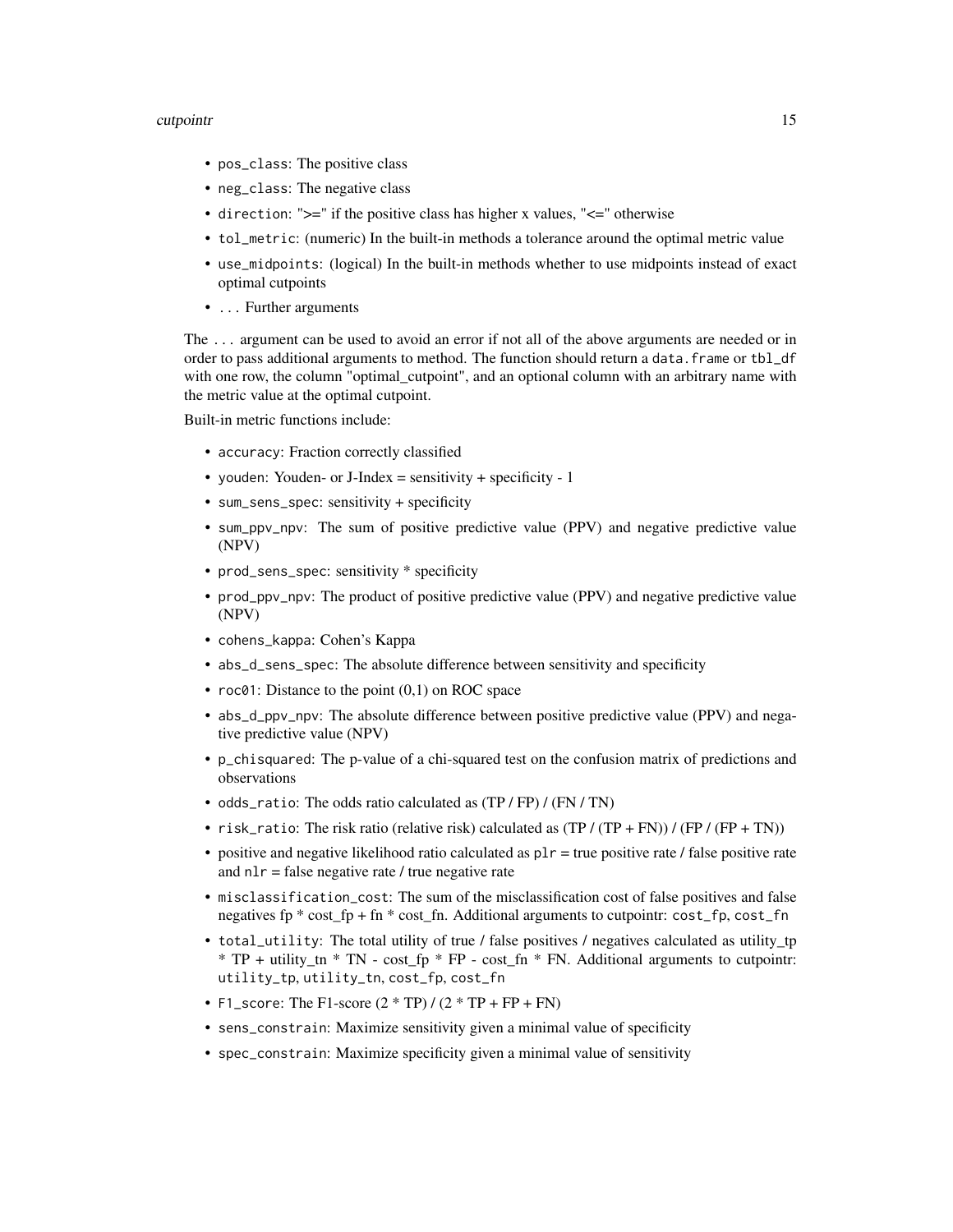- `pos_class`: The positive class
- `neg_class`: The negative class
- `direction`: ">=" if the positive class has higher x values, "<=" otherwise
- `tol_metric`: (numeric) In the built-in methods a tolerance around the optimal metric value
- `use_midpoints`: (logical) In the built-in methods whether to use midpoints instead of exact optimal cutpoints
- `...` Further arguments

The `...` argument can be used to avoid an error if not all of the above arguments are needed or in order to pass additional arguments to method. The function should return a `data.frame` or `tbl_df` with one row, the column "optimal_cutpoint", and an optional column with an arbitrary name with the metric value at the optimal cutpoint.

Built-in metric functions include:

- `accuracy`: Fraction correctly classified
- `youden`: Youden- or J-Index = sensitivity + specificity - 1
- `sum_sens_spec`: sensitivity + specificity
- `sum_ppv_npv`: The sum of positive predictive value (PPV) and negative predictive value (NPV)
- `prod_sens_spec`: sensitivity * specificity
- `prod_ppv_npv`: The product of positive predictive value (PPV) and negative predictive value (NPV)
- `cohens_kappa`: Cohen's Kappa
- `abs_d_sens_spec`: The absolute difference between sensitivity and specificity
- `roc01`: Distance to the point (0,1) on ROC space
- `abs_d_ppv_npv`: The absolute difference between positive predictive value (PPV) and negative predictive value (NPV)
- `p_chisquared`: The p-value of a chi-squared test on the confusion matrix of predictions and observations
- `odds_ratio`: The odds ratio calculated as (TP / FP) / (FN / TN)
- `risk_ratio`: The risk ratio (relative risk) calculated as (TP / (TP + FN)) / (FP / (FP + TN))
- positive and negative likelihood ratio calculated as `plr` = true positive rate / false positive rate and `nlr` = false negative rate / true negative rate
- `misclassification_cost`: The sum of the misclassification cost of false positives and false negatives fp * cost_fp + fn * cost_fn. Additional arguments to cutpointr: `cost_fp`, `cost_fn`
- `total_utility`: The total utility of true / false positives / negatives calculated as utility_tp * TP + utility_tn * TN - cost_fp * FP - cost_fn * FN. Additional arguments to cutpointr: `utility_tp`, `utility_tn`, `cost_fp`, `cost_fn`
- `F1_score`: The F1-score (2 * TP) / (2 * TP + FP + FN)
- `sens_constrain`: Maximize sensitivity given a minimal value of specificity
- `spec_constrain`: Maximize specificity given a minimal value of sensitivity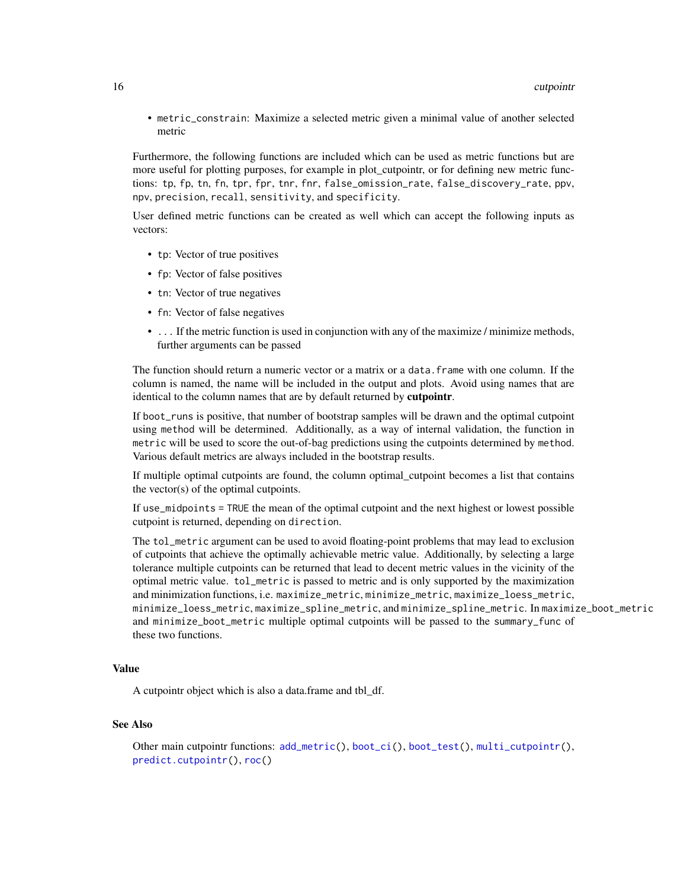- `metric_constrain`: Maximize a selected metric given a minimal value of another selected metric

Furthermore, the following functions are included which can be used as metric functions but are more useful for plotting purposes, for example in plot_cutpointr, or for defining new metric functions: `tp`, `fp`, `tn`, `fn`, `tpr`, `fpr`, `tnr`, `fnr`, `false_omission_rate`, `false_discovery_rate`, `ppv`, `npv`, `precision`, `recall`, `sensitivity`, and `specificity`.

User defined metric functions can be created as well which can accept the following inputs as vectors:

- `tp`: Vector of true positives
- `fp`: Vector of false positives
- `tn`: Vector of true negatives
- `fn`: Vector of false negatives
- `...` If the metric function is used in conjunction with any of the maximize / minimize methods, further arguments can be passed

The function should return a numeric vector or a matrix or a `data.frame` with one column. If the column is named, the name will be included in the output and plots. Avoid using names that are identical to the column names that are by default returned by **cutpointr**.

If `boot_runs` is positive, that number of bootstrap samples will be drawn and the optimal cutpoint using `method` will be determined. Additionally, as a way of internal validation, the function in `metric` will be used to score the out-of-bag predictions using the cutpoints determined by `method`. Various default metrics are always included in the bootstrap results.

If multiple optimal cutpoints are found, the column optimal_cutpoint becomes a list that contains the vector(s) of the optimal cutpoints.

If `use_midpoints = TRUE` the mean of the optimal cutpoint and the next highest or lowest possible cutpoint is returned, depending on `direction`.

The `tol_metric` argument can be used to avoid floating-point problems that may lead to exclusion of cutpoints that achieve the optimally achievable metric value. Additionally, by selecting a large tolerance multiple cutpoints can be returned that lead to decent metric values in the vicinity of the optimal metric value. `tol_metric` is passed to metric and is only supported by the maximization and minimization functions, i.e. `maximize_metric`, `minimize_metric`, `maximize_loess_metric`, `minimize_loess_metric`, `maximize_spline_metric`, and `minimize_spline_metric`. In `maximize_boot_metric` and `minimize_boot_metric` multiple optimal cutpoints will be passed to the `summary_func` of these two functions.

## Value

A cutpointr object which is also a data.frame and tbl_df.

## See Also

Other main cutpointr functions: `add_metric()`, `boot_ci()`, `boot_test()`, `multi_cutpointr()`, `predict.cutpointr()`, `roc()`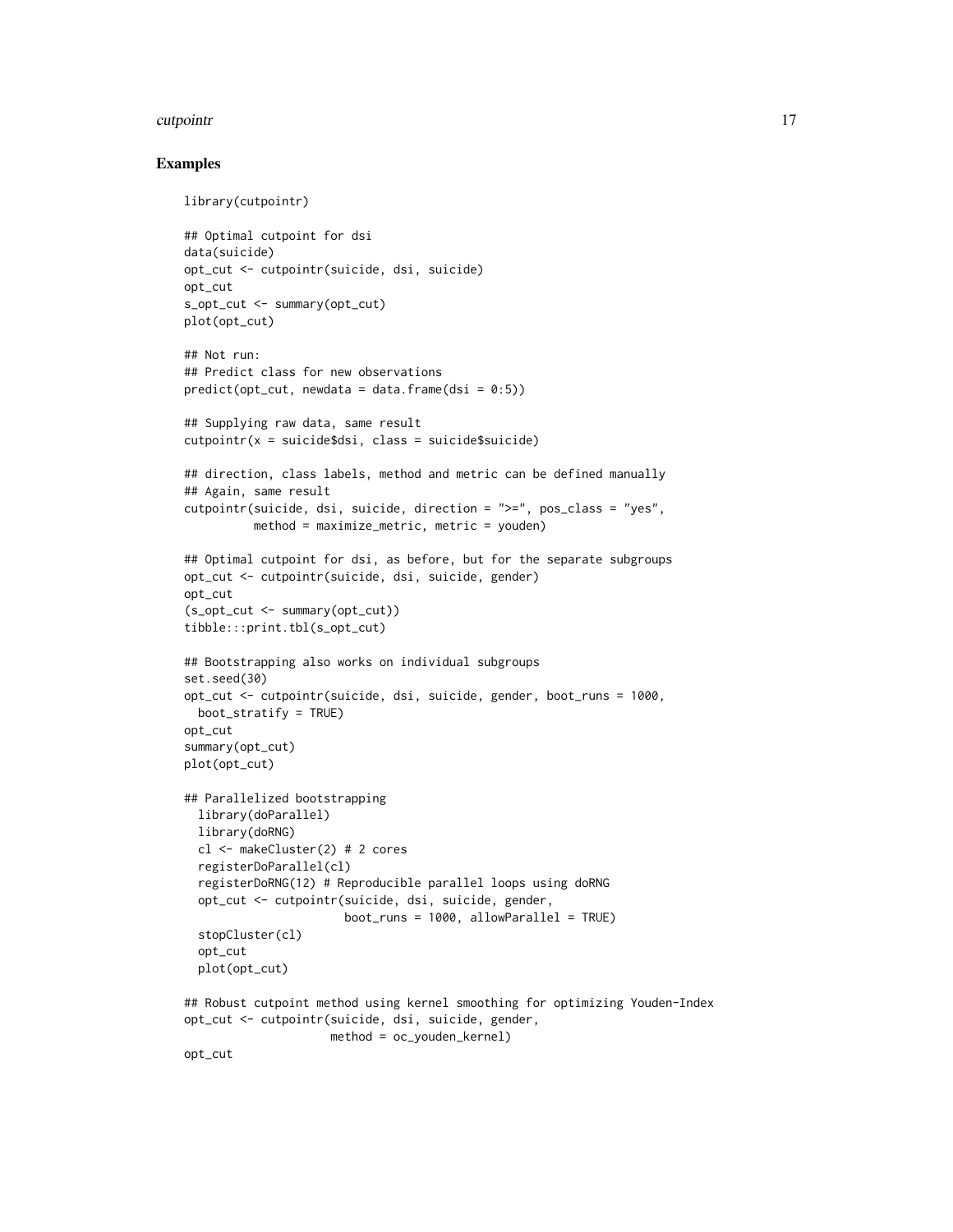## Examples

```
library(cutpointr)

## Optimal cutpoint for dsi
data(suicide)
opt_cut <- cutpointr(suicide, dsi, suicide)
opt_cut
s_opt_cut <- summary(opt_cut)
plot(opt_cut)

## Not run:
## Predict class for new observations
predict(opt_cut, newdata = data.frame(dsi = 0:5))

## Supplying raw data, same result
cutpointr(x = suicide$dsi, class = suicide$suicide)

## direction, class labels, method and metric can be defined manually
## Again, same result
cutpointr(suicide, dsi, suicide, direction = ">=", pos_class = "yes",
          method = maximize_metric, metric = youden)

## Optimal cutpoint for dsi, as before, but for the separate subgroups
opt_cut <- cutpointr(suicide, dsi, suicide, gender)
opt_cut
(s_opt_cut <- summary(opt_cut))
tibble:::print.tbl(s_opt_cut)

## Bootstrapping also works on individual subgroups
set.seed(30)
opt_cut <- cutpointr(suicide, dsi, suicide, gender, boot_runs = 1000,
  boot_stratify = TRUE)
opt_cut
summary(opt_cut)
plot(opt_cut)

## Parallelized bootstrapping
  library(doParallel)
  library(doRNG)
  cl <- makeCluster(2) # 2 cores
  registerDoParallel(cl)
  registerDoRNG(12) # Reproducible parallel loops using doRNG
  opt_cut <- cutpointr(suicide, dsi, suicide, gender,
                       boot_runs = 1000, allowParallel = TRUE)
  stopCluster(cl)
  opt_cut
  plot(opt_cut)

## Robust cutpoint method using kernel smoothing for optimizing Youden-Index
opt_cut <- cutpointr(suicide, dsi, suicide, gender,
                     method = oc_youden_kernel)
opt_cut
```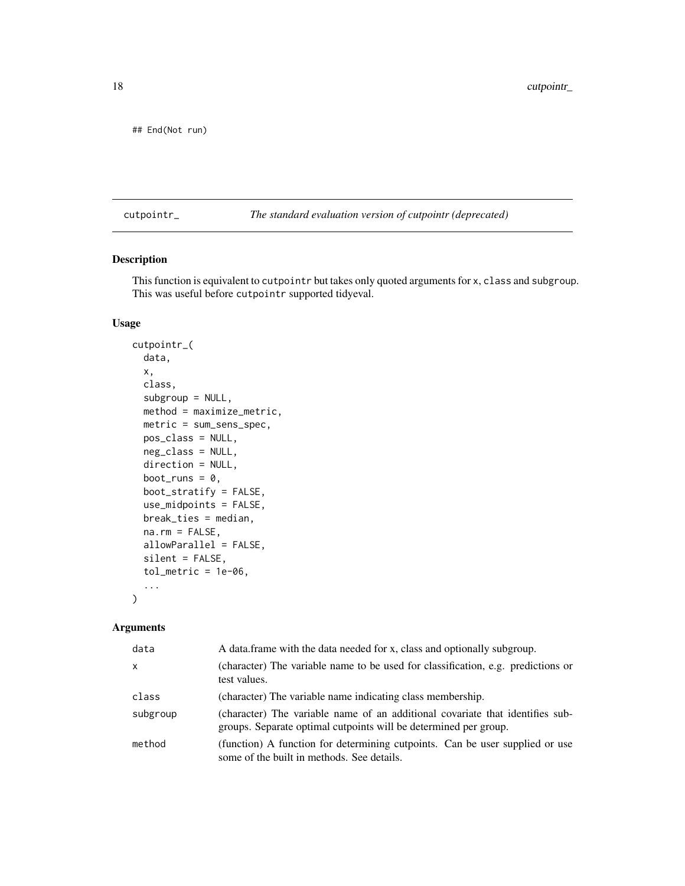```
## End(Not run)
```

## cutpointr_ — *The standard evaluation version of cutpointr (deprecated)*

### Description

This function is equivalent to `cutpointr` but takes only quoted arguments for `x`, `class` and `subgroup`. This was useful before `cutpointr` supported tidyeval.

### Usage

```
cutpointr_(
  data,
  x,
  class,
  subgroup = NULL,
  method = maximize_metric,
  metric = sum_sens_spec,
  pos_class = NULL,
  neg_class = NULL,
  direction = NULL,
  boot_runs = 0,
  boot_stratify = FALSE,
  use_midpoints = FALSE,
  break_ties = median,
  na.rm = FALSE,
  allowParallel = FALSE,
  silent = FALSE,
  tol_metric = 1e-06,
  ...
)
```

### Arguments

| Argument | Description |
|---|---|
| `data` | A data.frame with the data needed for x, class and optionally subgroup. |
| `x` | (character) The variable name to be used for classification, e.g. predictions or test values. |
| `class` | (character) The variable name indicating class membership. |
| `subgroup` | (character) The variable name of an additional covariate that identifies subgroups. Separate optimal cutpoints will be determined per group. |
| `method` | (function) A function for determining cutpoints. Can be user supplied or use some of the built in methods. See details. |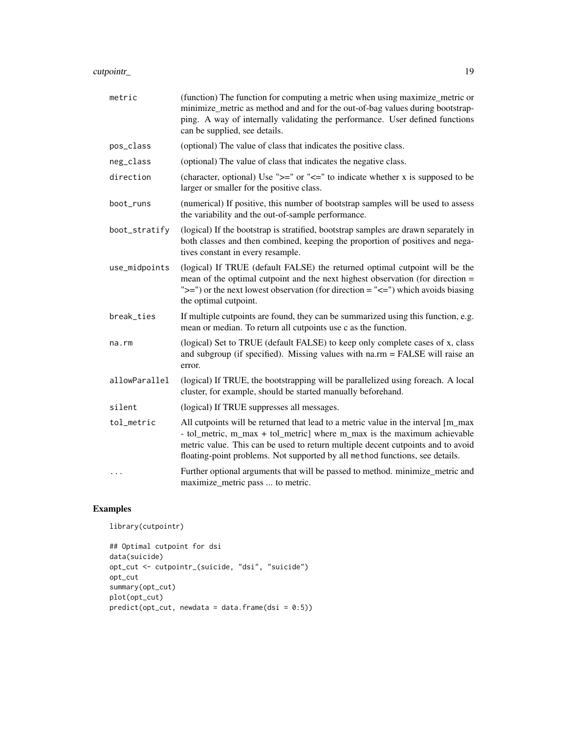| | |
|---|---|
| metric | (function) The function for computing a metric when using maximize_metric or minimize_metric as method and and for the out-of-bag values during bootstrapping. A way of internally validating the performance. User defined functions can be supplied, see details. |
| pos_class | (optional) The value of class that indicates the positive class. |
| neg_class | (optional) The value of class that indicates the negative class. |
| direction | (character, optional) Use ">=" or "<=" to indicate whether x is supposed to be larger or smaller for the positive class. |
| boot_runs | (numerical) If positive, this number of bootstrap samples will be used to assess the variability and the out-of-sample performance. |
| boot_stratify | (logical) If the bootstrap is stratified, bootstrap samples are drawn separately in both classes and then combined, keeping the proportion of positives and negatives constant in every resample. |
| use_midpoints | (logical) If TRUE (default FALSE) the returned optimal cutpoint will be the mean of the optimal cutpoint and the next highest observation (for direction = ">=") or the next lowest observation (for direction = "<=") which avoids biasing the optimal cutpoint. |
| break_ties | If multiple cutpoints are found, they can be summarized using this function, e.g. mean or median. To return all cutpoints use c as the function. |
| na.rm | (logical) Set to TRUE (default FALSE) to keep only complete cases of x, class and subgroup (if specified). Missing values with na.rm = FALSE will raise an error. |
| allowParallel | (logical) If TRUE, the bootstrapping will be parallelized using foreach. A local cluster, for example, should be started manually beforehand. |
| silent | (logical) If TRUE suppresses all messages. |
| tol_metric | All cutpoints will be returned that lead to a metric value in the interval [m_max - tol_metric, m_max + tol_metric] where m_max is the maximum achievable metric value. This can be used to return multiple decent cutpoints and to avoid floating-point problems. Not supported by all `method` functions, see details. |
| ... | Further optional arguments that will be passed to method. minimize_metric and maximize_metric pass ... to metric. |

## Examples

```
library(cutpointr)

## Optimal cutpoint for dsi
data(suicide)
opt_cut <- cutpointr_(suicide, "dsi", "suicide")
opt_cut
summary(opt_cut)
plot(opt_cut)
predict(opt_cut, newdata = data.frame(dsi = 0:5))
```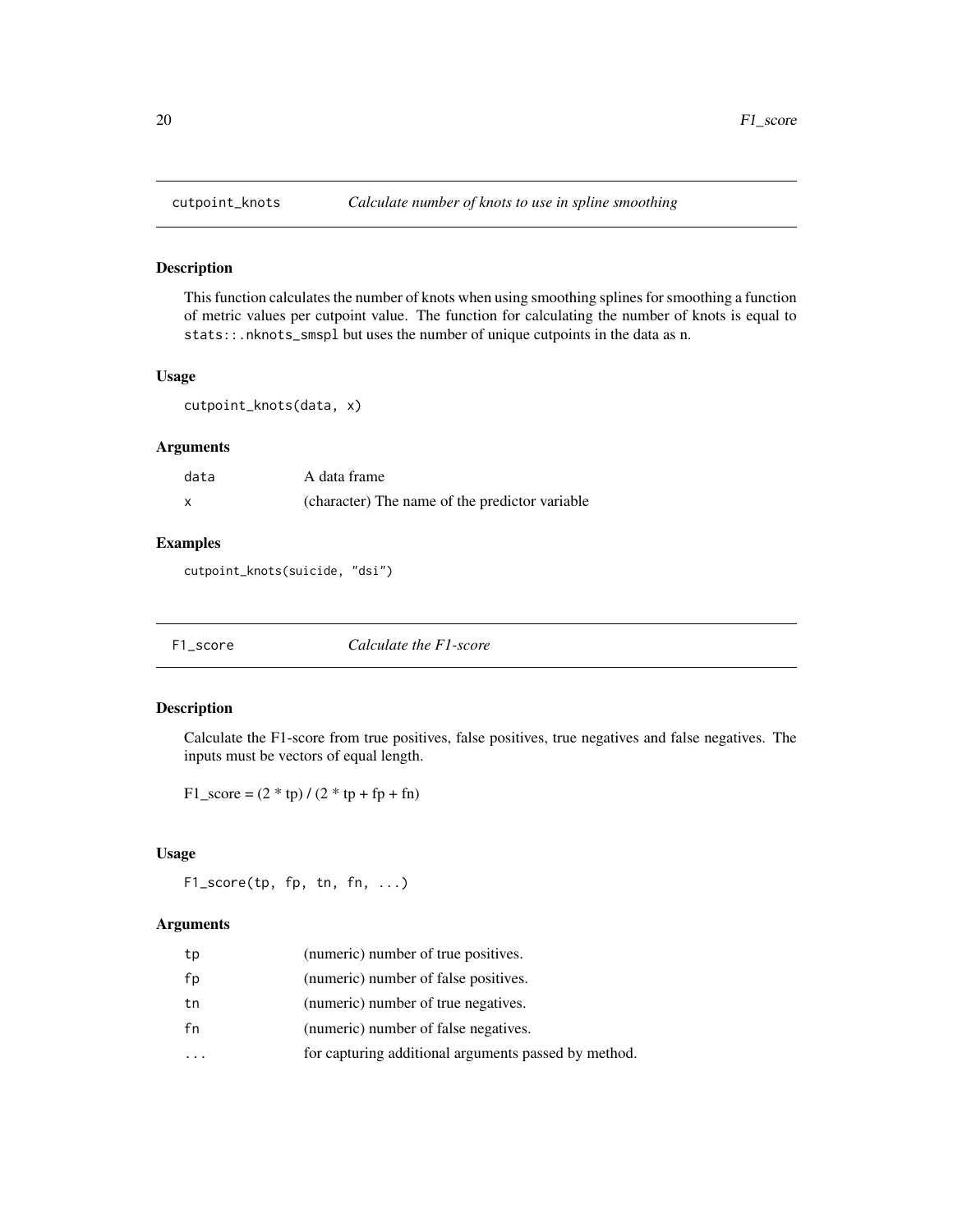## cutpoint_knots — *Calculate number of knots to use in spline smoothing*

### Description

This function calculates the number of knots when using smoothing splines for smoothing a function of metric values per cutpoint value. The function for calculating the number of knots is equal to `stats::.nknots_smspl` but uses the number of unique cutpoints in the data as n.

### Usage

```
cutpoint_knots(data, x)
```

### Arguments

| | |
|---|---|
| `data` | A data frame |
| `x` | (character) The name of the predictor variable |

### Examples

```
cutpoint_knots(suicide, "dsi")
```

## F1_score — *Calculate the F1-score*

### Description

Calculate the F1-score from true positives, false positives, true negatives and false negatives. The inputs must be vectors of equal length.

F1_score = (2 * tp) / (2 * tp + fp + fn)

### Usage

```
F1_score(tp, fp, tn, fn, ...)
```

### Arguments

| | |
|---|---|
| `tp` | (numeric) number of true positives. |
| `fp` | (numeric) number of false positives. |
| `tn` | (numeric) number of true negatives. |
| `fn` | (numeric) number of false negatives. |
| `...` | for capturing additional arguments passed by method. |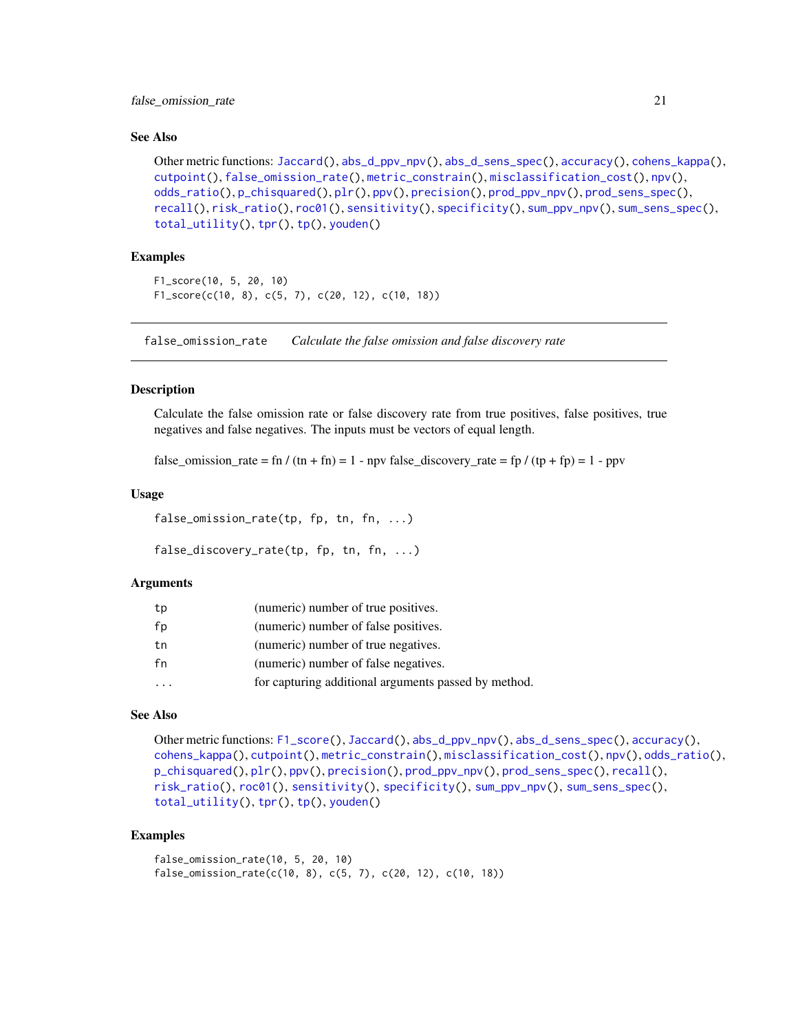### See Also

Other metric functions: `Jaccard()`, `abs_d_ppv_npv()`, `abs_d_sens_spec()`, `accuracy()`, `cohens_kappa()`, `cutpoint()`, `false_omission_rate()`, `metric_constrain()`, `misclassification_cost()`, `npv()`, `odds_ratio()`, `p_chisquared()`, `plr()`, `ppv()`, `precision()`, `prod_ppv_npv()`, `prod_sens_spec()`, `recall()`, `risk_ratio()`, `roc01()`, `sensitivity()`, `specificity()`, `sum_ppv_npv()`, `sum_sens_spec()`, `total_utility()`, `tpr()`, `tp()`, `youden()`

### Examples

```
F1_score(10, 5, 20, 10)
F1_score(c(10, 8), c(5, 7), c(20, 12), c(10, 18))
```

---

## false_omission_rate    *Calculate the false omission and false discovery rate*

### Description

Calculate the false omission rate or false discovery rate from true positives, false positives, true negatives and false negatives. The inputs must be vectors of equal length.

false_omission_rate = fn / (tn + fn) = 1 - npv false_discovery_rate = fp / (tp + fp) = 1 - ppv

### Usage

```
false_omission_rate(tp, fp, tn, fn, ...)

false_discovery_rate(tp, fp, tn, fn, ...)
```

### Arguments

| | |
|---|---|
| tp | (numeric) number of true positives. |
| fp | (numeric) number of false positives. |
| tn | (numeric) number of true negatives. |
| fn | (numeric) number of false negatives. |
| ... | for capturing additional arguments passed by method. |

### See Also

Other metric functions: `F1_score()`, `Jaccard()`, `abs_d_ppv_npv()`, `abs_d_sens_spec()`, `accuracy()`, `cohens_kappa()`, `cutpoint()`, `metric_constrain()`, `misclassification_cost()`, `npv()`, `odds_ratio()`, `p_chisquared()`, `plr()`, `ppv()`, `precision()`, `prod_ppv_npv()`, `prod_sens_spec()`, `recall()`, `risk_ratio()`, `roc01()`, `sensitivity()`, `specificity()`, `sum_ppv_npv()`, `sum_sens_spec()`, `total_utility()`, `tpr()`, `tp()`, `youden()`

### Examples

```
false_omission_rate(10, 5, 20, 10)
false_omission_rate(c(10, 8), c(5, 7), c(20, 12), c(10, 18))
```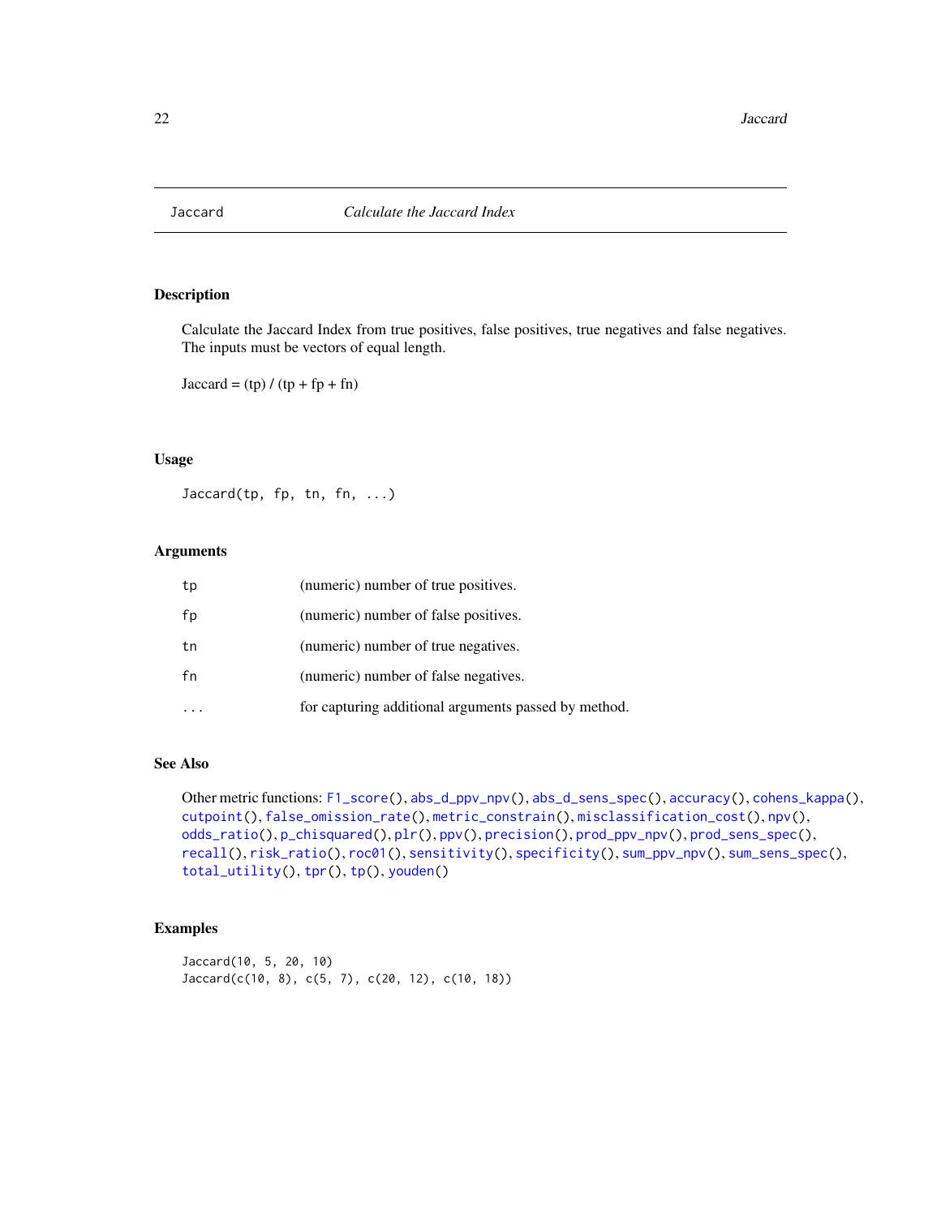Jaccard *Calculate the Jaccard Index*

## Description

Calculate the Jaccard Index from true positives, false positives, true negatives and false negatives. The inputs must be vectors of equal length.

Jaccard = (tp) / (tp + fp + fn)

## Usage

```
Jaccard(tp, fp, tn, fn, ...)
```

## Arguments

| | |
|---|---|
| tp | (numeric) number of true positives. |
| fp | (numeric) number of false positives. |
| tn | (numeric) number of true negatives. |
| fn | (numeric) number of false negatives. |
| ... | for capturing additional arguments passed by method. |

## See Also

Other metric functions: F1_score(), abs_d_ppv_npv(), abs_d_sens_spec(), accuracy(), cohens_kappa(), cutpoint(), false_omission_rate(), metric_constrain(), misclassification_cost(), npv(), odds_ratio(), p_chisquared(), plr(), ppv(), precision(), prod_ppv_npv(), prod_sens_spec(), recall(), risk_ratio(), roc01(), sensitivity(), specificity(), sum_ppv_npv(), sum_sens_spec(), total_utility(), tpr(), tp(), youden()

## Examples

```
Jaccard(10, 5, 20, 10)
Jaccard(c(10, 8), c(5, 7), c(20, 12), c(10, 18))
```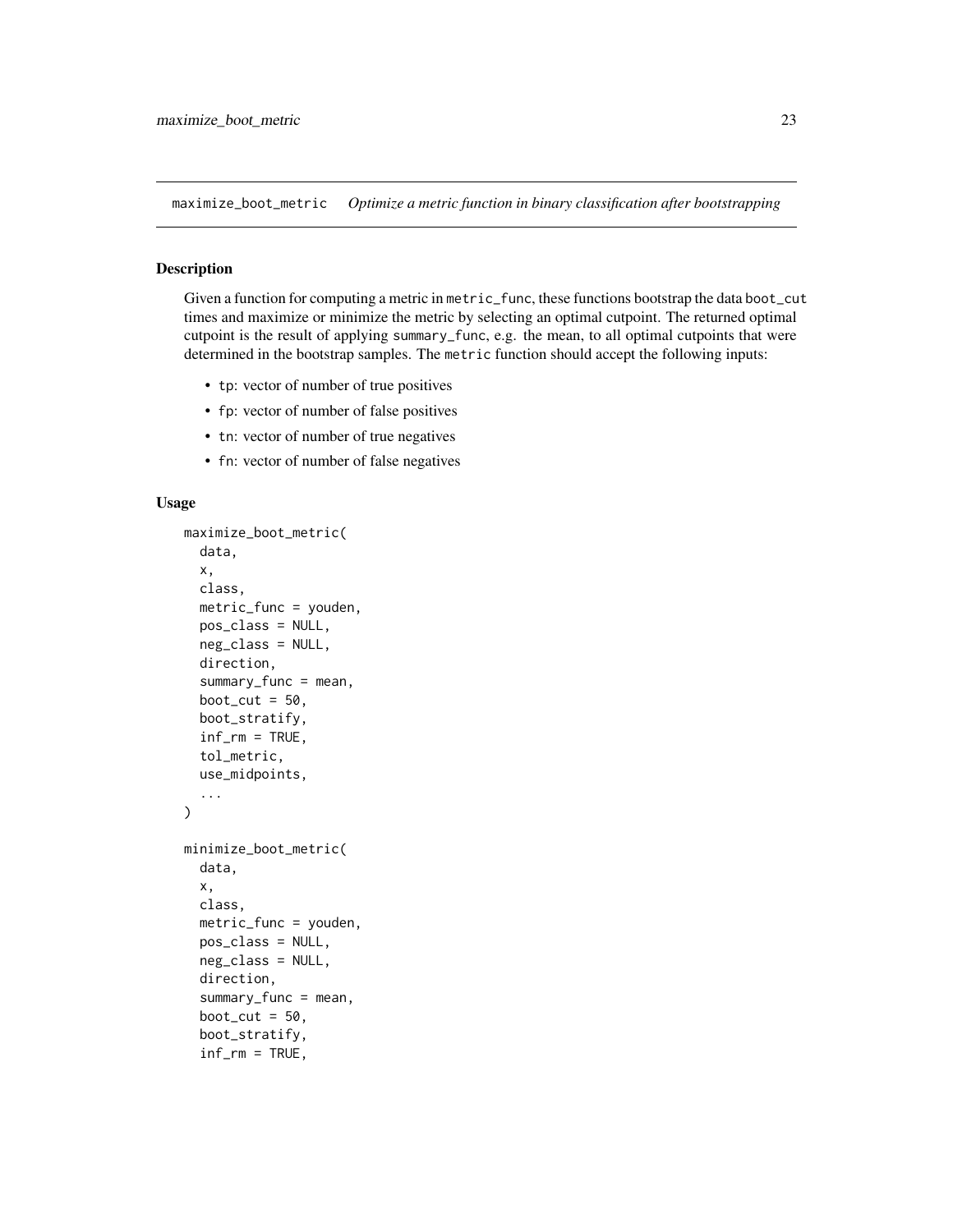## maximize_boot_metric — *Optimize a metric function in binary classification after bootstrapping*

### Description

Given a function for computing a metric in `metric_func`, these functions bootstrap the data `boot_cut` times and maximize or minimize the metric by selecting an optimal cutpoint. The returned optimal cutpoint is the result of applying `summary_func`, e.g. the mean, to all optimal cutpoints that were determined in the bootstrap samples. The `metric` function should accept the following inputs:

- `tp`: vector of number of true positives
- `fp`: vector of number of false positives
- `tn`: vector of number of true negatives
- `fn`: vector of number of false negatives

### Usage

```
maximize_boot_metric(
  data,
  x,
  class,
  metric_func = youden,
  pos_class = NULL,
  neg_class = NULL,
  direction,
  summary_func = mean,
  boot_cut = 50,
  boot_stratify,
  inf_rm = TRUE,
  tol_metric,
  use_midpoints,
  ...
)

minimize_boot_metric(
  data,
  x,
  class,
  metric_func = youden,
  pos_class = NULL,
  neg_class = NULL,
  direction,
  summary_func = mean,
  boot_cut = 50,
  boot_stratify,
  inf_rm = TRUE,
```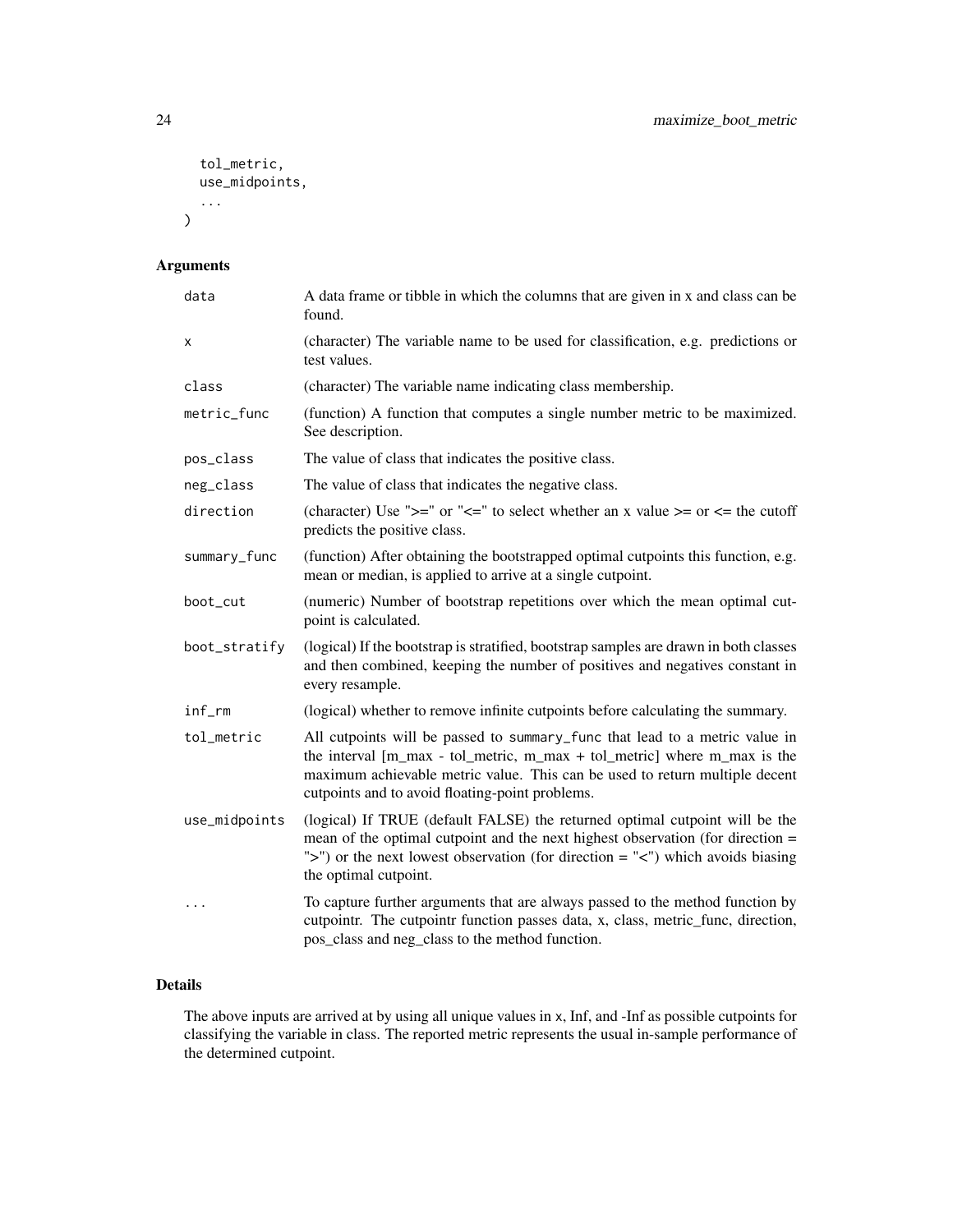```
  tol_metric,
  use_midpoints,
  ...
)
```

## Arguments

| | |
|---|---|
| data | A data frame or tibble in which the columns that are given in x and class can be found. |
| x | (character) The variable name to be used for classification, e.g. predictions or test values. |
| class | (character) The variable name indicating class membership. |
| metric_func | (function) A function that computes a single number metric to be maximized. See description. |
| pos_class | The value of class that indicates the positive class. |
| neg_class | The value of class that indicates the negative class. |
| direction | (character) Use ">=" or "<=" to select whether an x value >= or <= the cutoff predicts the positive class. |
| summary_func | (function) After obtaining the bootstrapped optimal cutpoints this function, e.g. mean or median, is applied to arrive at a single cutpoint. |
| boot_cut | (numeric) Number of bootstrap repetitions over which the mean optimal cutpoint is calculated. |
| boot_stratify | (logical) If the bootstrap is stratified, bootstrap samples are drawn in both classes and then combined, keeping the number of positives and negatives constant in every resample. |
| inf_rm | (logical) whether to remove infinite cutpoints before calculating the summary. |
| tol_metric | All cutpoints will be passed to summary_func that lead to a metric value in the interval [m_max - tol_metric, m_max + tol_metric] where m_max is the maximum achievable metric value. This can be used to return multiple decent cutpoints and to avoid floating-point problems. |
| use_midpoints | (logical) If TRUE (default FALSE) the returned optimal cutpoint will be the mean of the optimal cutpoint and the next highest observation (for direction = ">") or the next lowest observation (for direction = "<") which avoids biasing the optimal cutpoint. |
| ... | To capture further arguments that are always passed to the method function by cutpointr. The cutpointr function passes data, x, class, metric_func, direction, pos_class and neg_class to the method function. |

## Details

The above inputs are arrived at by using all unique values in x, Inf, and -Inf as possible cutpoints for classifying the variable in class. The reported metric represents the usual in-sample performance of the determined cutpoint.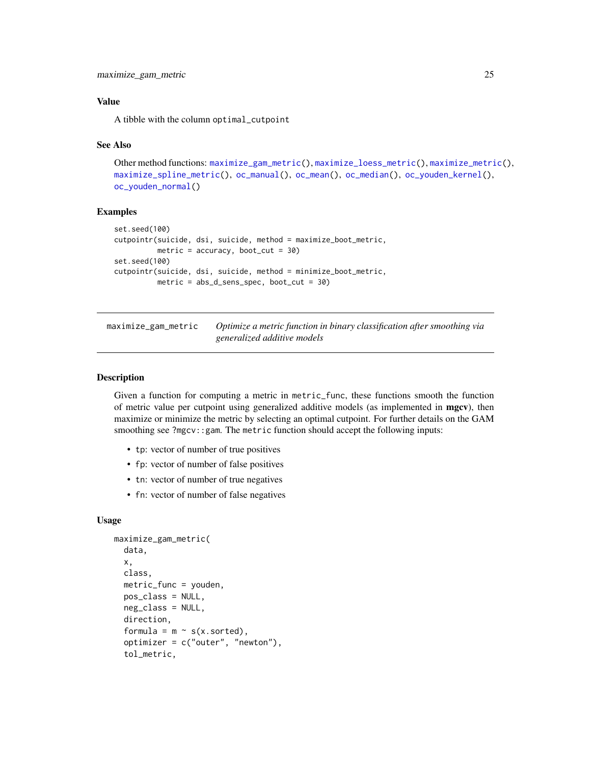## Value

A tibble with the column `optimal_cutpoint`

## See Also

Other method functions: `maximize_gam_metric()`, `maximize_loess_metric()`, `maximize_metric()`, `maximize_spline_metric()`, `oc_manual()`, `oc_mean()`, `oc_median()`, `oc_youden_kernel()`, `oc_youden_normal()`

## Examples

```
set.seed(100)
cutpointr(suicide, dsi, suicide, method = maximize_boot_metric,
          metric = accuracy, boot_cut = 30)
set.seed(100)
cutpointr(suicide, dsi, suicide, method = minimize_boot_metric,
          metric = abs_d_sens_spec, boot_cut = 30)
```

---

# maximize_gam_metric

*Optimize a metric function in binary classification after smoothing via generalized additive models*

---

## Description

Given a function for computing a metric in `metric_func`, these functions smooth the function of metric value per cutpoint using generalized additive models (as implemented in **mgcv**), then maximize or minimize the metric by selecting an optimal cutpoint. For further details on the GAM smoothing see `?mgcv::gam`. The `metric` function should accept the following inputs:

- `tp`: vector of number of true positives
- `fp`: vector of number of false positives
- `tn`: vector of number of true negatives
- `fn`: vector of number of false negatives

## Usage

```
maximize_gam_metric(
  data,
  x,
  class,
  metric_func = youden,
  pos_class = NULL,
  neg_class = NULL,
  direction,
  formula = m ~ s(x.sorted),
  optimizer = c("outer", "newton"),
  tol_metric,
```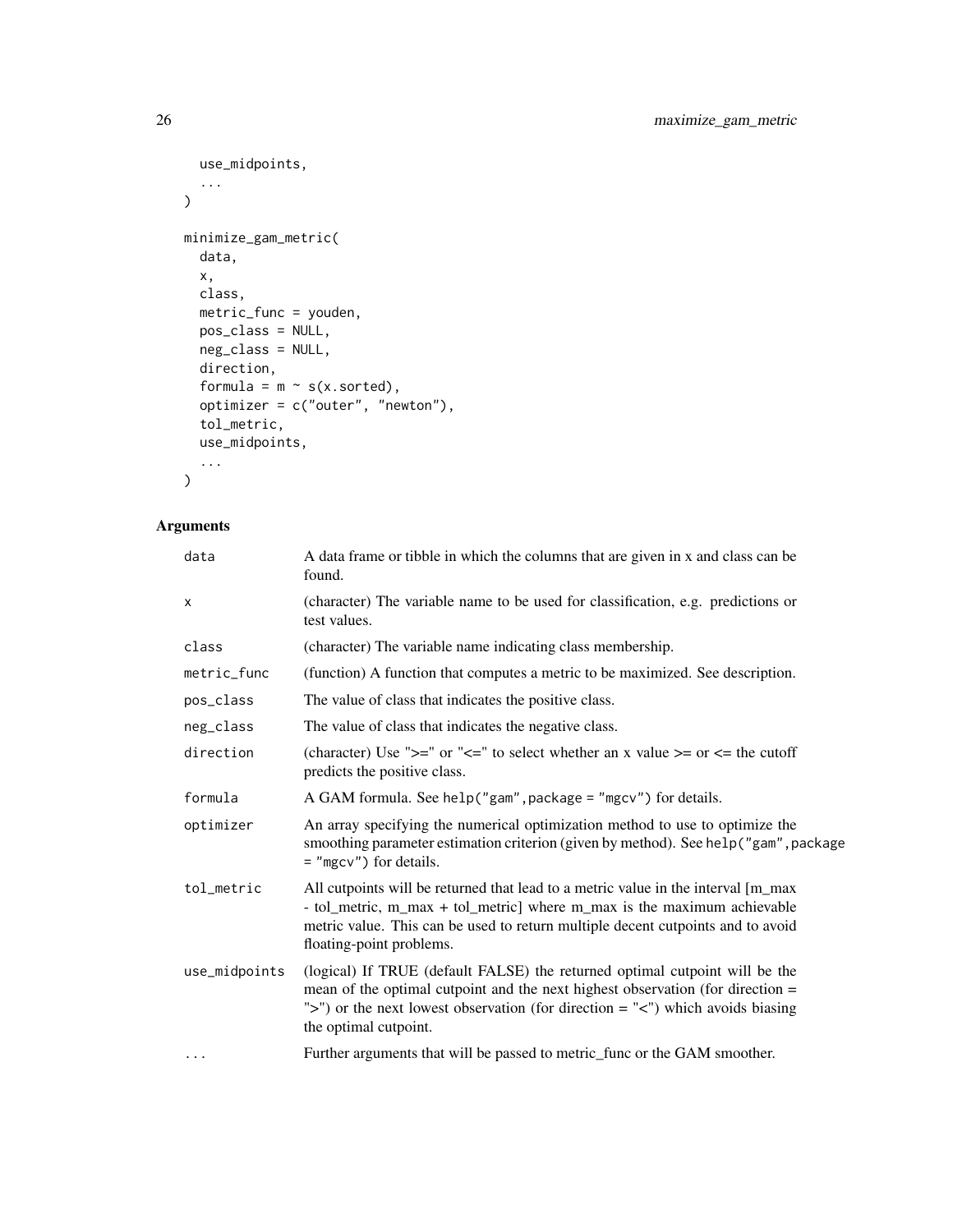```
  use_midpoints,
  ...
)

minimize_gam_metric(
  data,
  x,
  class,
  metric_func = youden,
  pos_class = NULL,
  neg_class = NULL,
  direction,
  formula = m ~ s(x.sorted),
  optimizer = c("outer", "newton"),
  tol_metric,
  use_midpoints,
  ...
)
```

## Arguments

| | |
|---|---|
| `data` | A data frame or tibble in which the columns that are given in x and class can be found. |
| `x` | (character) The variable name to be used for classification, e.g. predictions or test values. |
| `class` | (character) The variable name indicating class membership. |
| `metric_func` | (function) A function that computes a metric to be maximized. See description. |
| `pos_class` | The value of class that indicates the positive class. |
| `neg_class` | The value of class that indicates the negative class. |
| `direction` | (character) Use ">=" or "<=" to select whether an x value >= or <= the cutoff predicts the positive class. |
| `formula` | A GAM formula. See `help("gam",package = "mgcv")` for details. |
| `optimizer` | An array specifying the numerical optimization method to use to optimize the smoothing parameter estimation criterion (given by method). See `help("gam",package = "mgcv")` for details. |
| `tol_metric` | All cutpoints will be returned that lead to a metric value in the interval [m_max - tol_metric, m_max + tol_metric] where m_max is the maximum achievable metric value. This can be used to return multiple decent cutpoints and to avoid floating-point problems. |
| `use_midpoints` | (logical) If TRUE (default FALSE) the returned optimal cutpoint will be the mean of the optimal cutpoint and the next highest observation (for direction = ">") or the next lowest observation (for direction = "<") which avoids biasing the optimal cutpoint. |
| `...` | Further arguments that will be passed to metric_func or the GAM smoother. |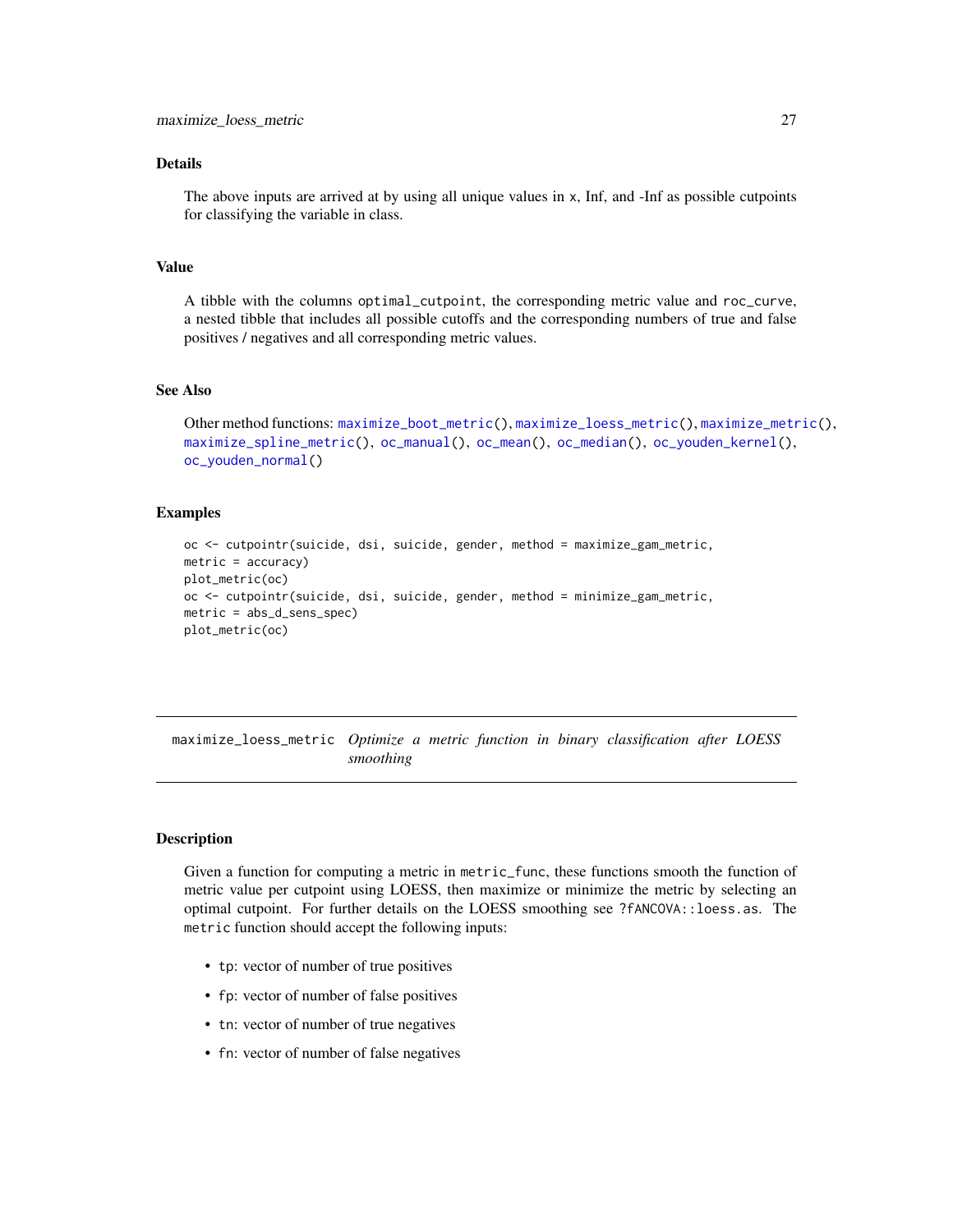### Details

The above inputs are arrived at by using all unique values in x, Inf, and -Inf as possible cutpoints for classifying the variable in class.

### Value

A tibble with the columns `optimal_cutpoint`, the corresponding metric value and `roc_curve`, a nested tibble that includes all possible cutoffs and the corresponding numbers of true and false positives / negatives and all corresponding metric values.

### See Also

Other method functions: `maximize_boot_metric()`, `maximize_loess_metric()`, `maximize_metric()`, `maximize_spline_metric()`, `oc_manual()`, `oc_mean()`, `oc_median()`, `oc_youden_kernel()`, `oc_youden_normal()`

### Examples

```
oc <- cutpointr(suicide, dsi, suicide, gender, method = maximize_gam_metric,
metric = accuracy)
plot_metric(oc)
oc <- cutpointr(suicide, dsi, suicide, gender, method = minimize_gam_metric,
metric = abs_d_sens_spec)
plot_metric(oc)
```

---

## maximize_loess_metric *Optimize a metric function in binary classification after LOESS smoothing*

---

### Description

Given a function for computing a metric in `metric_func`, these functions smooth the function of metric value per cutpoint using LOESS, then maximize or minimize the metric by selecting an optimal cutpoint. For further details on the LOESS smoothing see `?fANCOVA::loess.as`. The `metric` function should accept the following inputs:

- `tp`: vector of number of true positives
- `fp`: vector of number of false positives
- `tn`: vector of number of true negatives
- `fn`: vector of number of false negatives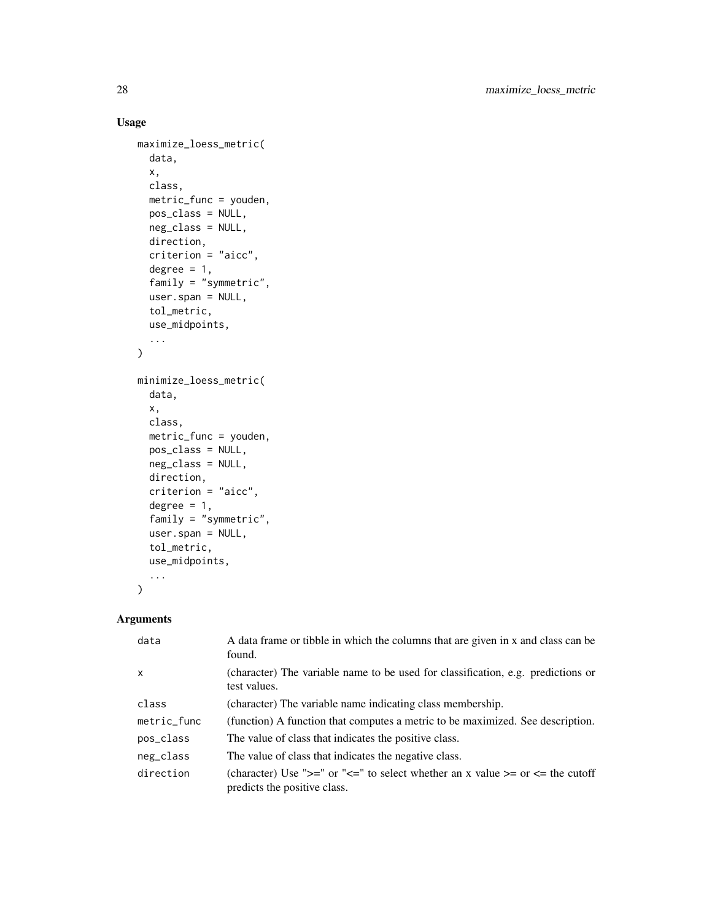## Usage

```
maximize_loess_metric(
  data,
  x,
  class,
  metric_func = youden,
  pos_class = NULL,
  neg_class = NULL,
  direction,
  criterion = "aicc",
  degree = 1,
  family = "symmetric",
  user.span = NULL,
  tol_metric,
  use_midpoints,
  ...
)

minimize_loess_metric(
  data,
  x,
  class,
  metric_func = youden,
  pos_class = NULL,
  neg_class = NULL,
  direction,
  criterion = "aicc",
  degree = 1,
  family = "symmetric",
  user.span = NULL,
  tol_metric,
  use_midpoints,
  ...
)
```

## Arguments

| | |
|---|---|
| `data` | A data frame or tibble in which the columns that are given in x and class can be found. |
| `x` | (character) The variable name to be used for classification, e.g. predictions or test values. |
| `class` | (character) The variable name indicating class membership. |
| `metric_func` | (function) A function that computes a metric to be maximized. See description. |
| `pos_class` | The value of class that indicates the positive class. |
| `neg_class` | The value of class that indicates the negative class. |
| `direction` | (character) Use ">=" or "<=" to select whether an x value >= or <= the cutoff predicts the positive class. |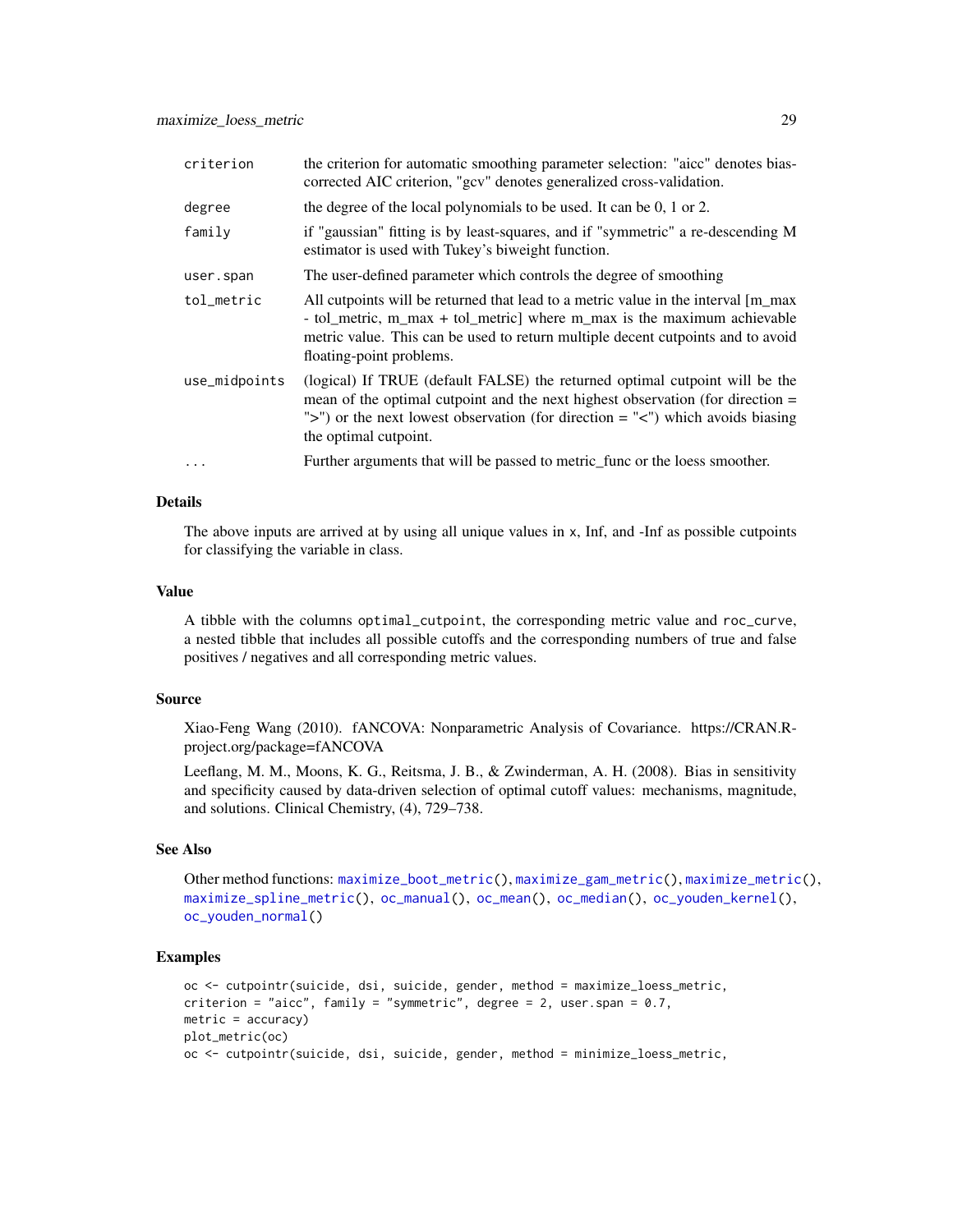| | |
|---|---|
| criterion | the criterion for automatic smoothing parameter selection: "aicc" denotes bias-corrected AIC criterion, "gcv" denotes generalized cross-validation. |
| degree | the degree of the local polynomials to be used. It can be 0, 1 or 2. |
| family | if "gaussian" fitting is by least-squares, and if "symmetric" a re-descending M estimator is used with Tukey's biweight function. |
| user.span | The user-defined parameter which controls the degree of smoothing |
| tol_metric | All cutpoints will be returned that lead to a metric value in the interval [m_max - tol_metric, m_max + tol_metric] where m_max is the maximum achievable metric value. This can be used to return multiple decent cutpoints and to avoid floating-point problems. |
| use_midpoints | (logical) If TRUE (default FALSE) the returned optimal cutpoint will be the mean of the optimal cutpoint and the next highest observation (for direction = ">") or the next lowest observation (for direction = "<") which avoids biasing the optimal cutpoint. |
| ... | Further arguments that will be passed to metric_func or the loess smoother. |

## Details

The above inputs are arrived at by using all unique values in x, Inf, and -Inf as possible cutpoints for classifying the variable in class.

## Value

A tibble with the columns `optimal_cutpoint`, the corresponding metric value and `roc_curve`, a nested tibble that includes all possible cutoffs and the corresponding numbers of true and false positives / negatives and all corresponding metric values.

## Source

Xiao-Feng Wang (2010). fANCOVA: Nonparametric Analysis of Covariance. https://CRAN.R-project.org/package=fANCOVA

Leeflang, M. M., Moons, K. G., Reitsma, J. B., & Zwinderman, A. H. (2008). Bias in sensitivity and specificity caused by data-driven selection of optimal cutoff values: mechanisms, magnitude, and solutions. Clinical Chemistry, (4), 729–738.

## See Also

Other method functions: `maximize_boot_metric()`, `maximize_gam_metric()`, `maximize_metric()`, `maximize_spline_metric()`, `oc_manual()`, `oc_mean()`, `oc_median()`, `oc_youden_kernel()`, `oc_youden_normal()`

## Examples

```
oc <- cutpointr(suicide, dsi, suicide, gender, method = maximize_loess_metric,
criterion = "aicc", family = "symmetric", degree = 2, user.span = 0.7,
metric = accuracy)
plot_metric(oc)
oc <- cutpointr(suicide, dsi, suicide, gender, method = minimize_loess_metric,
```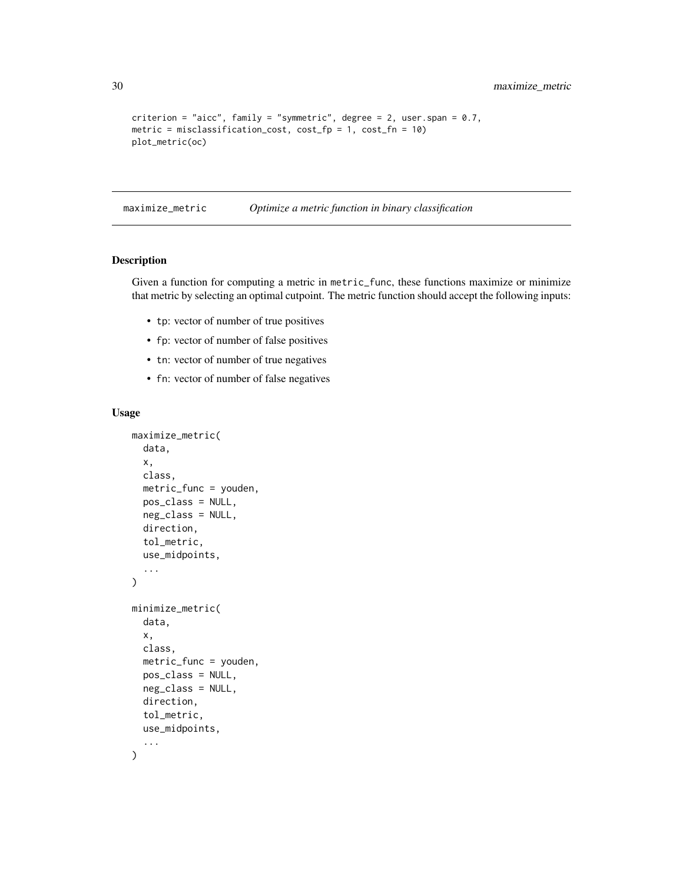```
criterion = "aicc", family = "symmetric", degree = 2, user.span = 0.7,
metric = misclassification_cost, cost_fp = 1, cost_fn = 10)
plot_metric(oc)
```

---

maximize_metric    *Optimize a metric function in binary classification*

---

## Description

Given a function for computing a metric in metric_func, these functions maximize or minimize that metric by selecting an optimal cutpoint. The metric function should accept the following inputs:

- tp: vector of number of true positives
- fp: vector of number of false positives
- tn: vector of number of true negatives
- fn: vector of number of false negatives

## Usage

```
maximize_metric(
  data,
  x,
  class,
  metric_func = youden,
  pos_class = NULL,
  neg_class = NULL,
  direction,
  tol_metric,
  use_midpoints,
  ...
)

minimize_metric(
  data,
  x,
  class,
  metric_func = youden,
  pos_class = NULL,
  neg_class = NULL,
  direction,
  tol_metric,
  use_midpoints,
  ...
)
```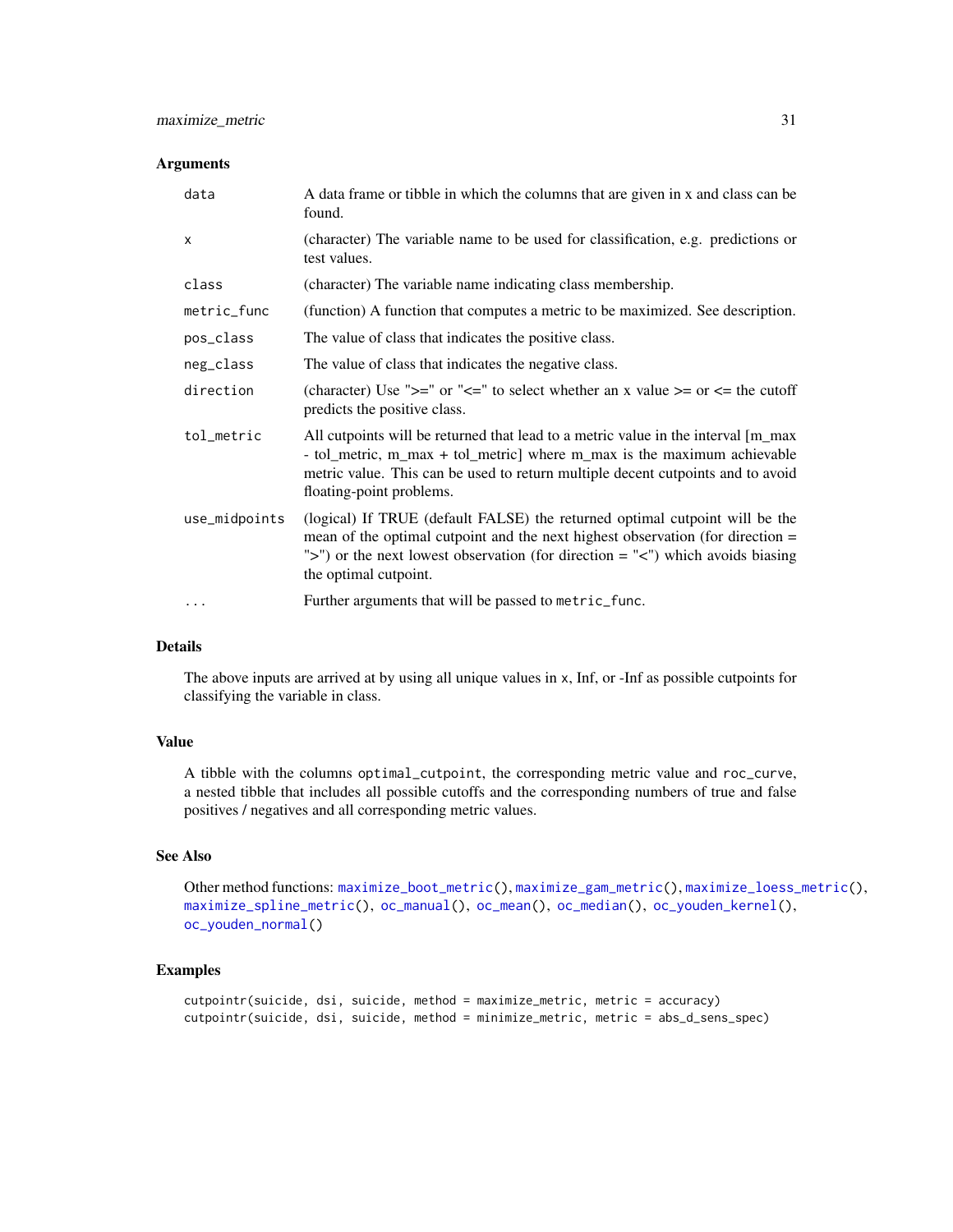### Arguments

| | |
|---|---|
| `data` | A data frame or tibble in which the columns that are given in x and class can be found. |
| `x` | (character) The variable name to be used for classification, e.g. predictions or test values. |
| `class` | (character) The variable name indicating class membership. |
| `metric_func` | (function) A function that computes a metric to be maximized. See description. |
| `pos_class` | The value of class that indicates the positive class. |
| `neg_class` | The value of class that indicates the negative class. |
| `direction` | (character) Use ">=" or "<=" to select whether an x value >= or <= the cutoff predicts the positive class. |
| `tol_metric` | All cutpoints will be returned that lead to a metric value in the interval [m_max - tol_metric, m_max + tol_metric] where m_max is the maximum achievable metric value. This can be used to return multiple decent cutpoints and to avoid floating-point problems. |
| `use_midpoints` | (logical) If TRUE (default FALSE) the returned optimal cutpoint will be the mean of the optimal cutpoint and the next highest observation (for direction = ">") or the next lowest observation (for direction = "<") which avoids biasing the optimal cutpoint. |
| `...` | Further arguments that will be passed to `metric_func`. |

### Details

The above inputs are arrived at by using all unique values in x, Inf, or -Inf as possible cutpoints for classifying the variable in class.

### Value

A tibble with the columns `optimal_cutpoint`, the corresponding metric value and `roc_curve`, a nested tibble that includes all possible cutoffs and the corresponding numbers of true and false positives / negatives and all corresponding metric values.

### See Also

Other method functions: `maximize_boot_metric()`, `maximize_gam_metric()`, `maximize_loess_metric()`, `maximize_spline_metric()`, `oc_manual()`, `oc_mean()`, `oc_median()`, `oc_youden_kernel()`, `oc_youden_normal()`

### Examples

```
cutpointr(suicide, dsi, suicide, method = maximize_metric, metric = accuracy)
cutpointr(suicide, dsi, suicide, method = minimize_metric, metric = abs_d_sens_spec)
```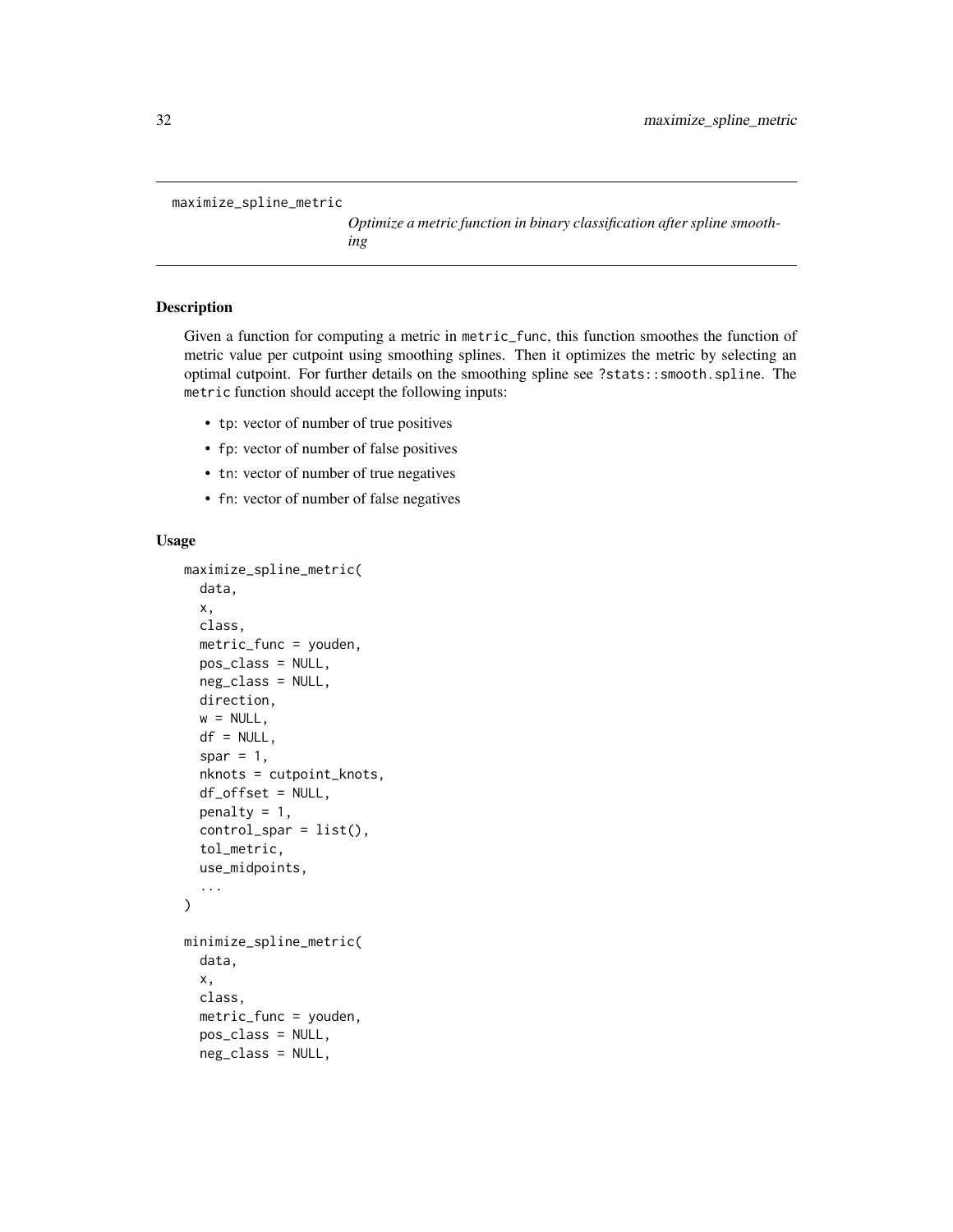## maximize_spline_metric

*Optimize a metric function in binary classification after spline smoothing*

### Description

Given a function for computing a metric in `metric_func`, this function smoothes the function of metric value per cutpoint using smoothing splines. Then it optimizes the metric by selecting an optimal cutpoint. For further details on the smoothing spline see `?stats::smooth.spline`. The `metric` function should accept the following inputs:

- `tp`: vector of number of true positives
- `fp`: vector of number of false positives
- `tn`: vector of number of true negatives
- `fn`: vector of number of false negatives

### Usage

```
maximize_spline_metric(
  data,
  x,
  class,
  metric_func = youden,
  pos_class = NULL,
  neg_class = NULL,
  direction,
  w = NULL,
  df = NULL,
  spar = 1,
  nknots = cutpoint_knots,
  df_offset = NULL,
  penalty = 1,
  control_spar = list(),
  tol_metric,
  use_midpoints,
  ...
)

minimize_spline_metric(
  data,
  x,
  class,
  metric_func = youden,
  pos_class = NULL,
  neg_class = NULL,
```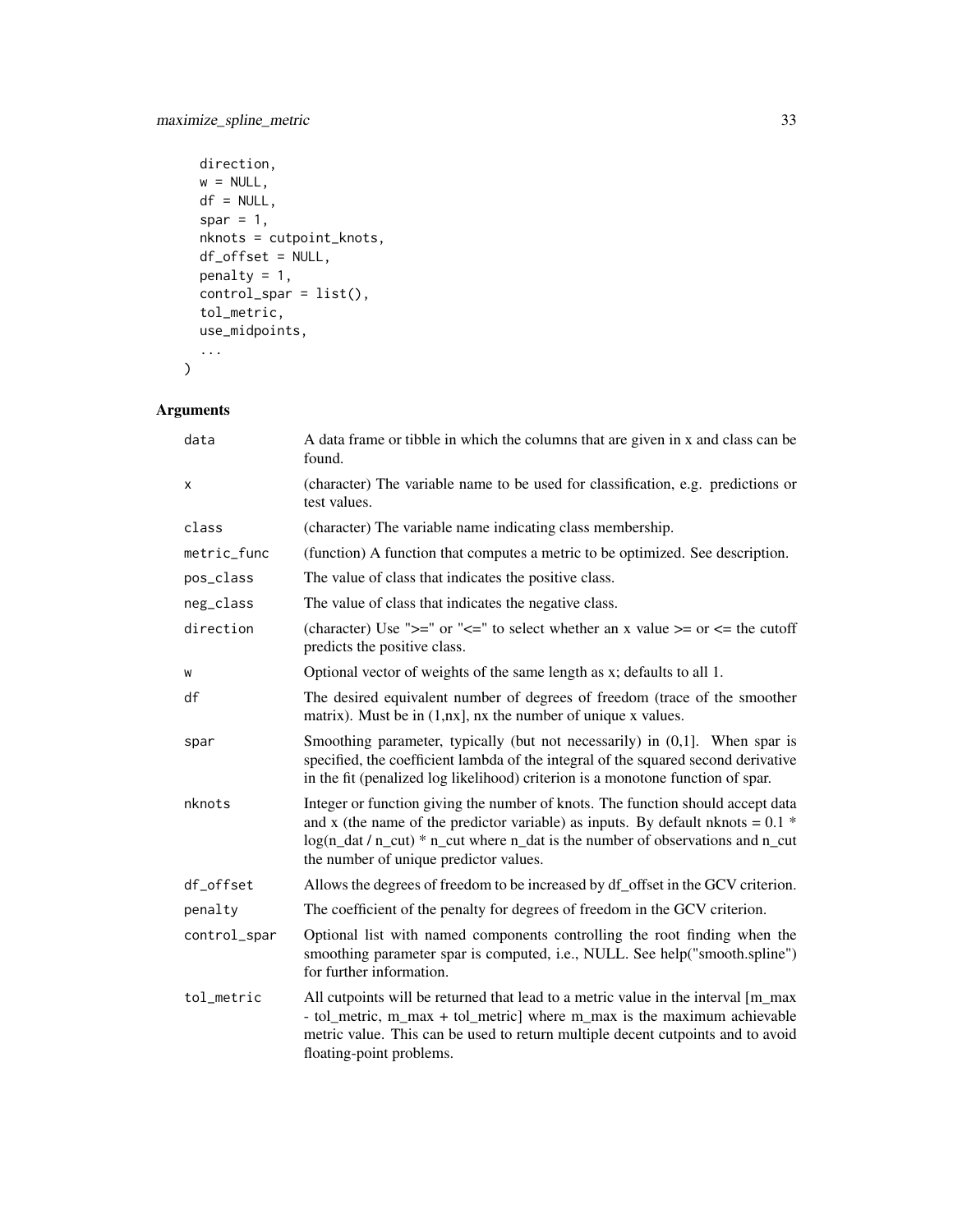```
  direction,
  w = NULL,
  df = NULL,
  spar = 1,
  nknots = cutpoint_knots,
  df_offset = NULL,
  penalty = 1,
  control_spar = list(),
  tol_metric,
  use_midpoints,
  ...
)
```

## Arguments

| Argument | Description |
|---|---|
| data | A data frame or tibble in which the columns that are given in x and class can be found. |
| x | (character) The variable name to be used for classification, e.g. predictions or test values. |
| class | (character) The variable name indicating class membership. |
| metric_func | (function) A function that computes a metric to be optimized. See description. |
| pos_class | The value of class that indicates the positive class. |
| neg_class | The value of class that indicates the negative class. |
| direction | (character) Use ">=" or "<=" to select whether an x value >= or <= the cutoff predicts the positive class. |
| w | Optional vector of weights of the same length as x; defaults to all 1. |
| df | The desired equivalent number of degrees of freedom (trace of the smoother matrix). Must be in (1,nx], nx the number of unique x values. |
| spar | Smoothing parameter, typically (but not necessarily) in (0,1]. When spar is specified, the coefficient lambda of the integral of the squared second derivative in the fit (penalized log likelihood) criterion is a monotone function of spar. |
| nknots | Integer or function giving the number of knots. The function should accept data and x (the name of the predictor variable) as inputs. By default nknots = 0.1 * log(n_dat / n_cut) * n_cut where n_dat is the number of observations and n_cut the number of unique predictor values. |
| df_offset | Allows the degrees of freedom to be increased by df_offset in the GCV criterion. |
| penalty | The coefficient of the penalty for degrees of freedom in the GCV criterion. |
| control_spar | Optional list with named components controlling the root finding when the smoothing parameter spar is computed, i.e., NULL. See help("smooth.spline") for further information. |
| tol_metric | All cutpoints will be returned that lead to a metric value in the interval [m_max - tol_metric, m_max + tol_metric] where m_max is the maximum achievable metric value. This can be used to return multiple decent cutpoints and to avoid floating-point problems. |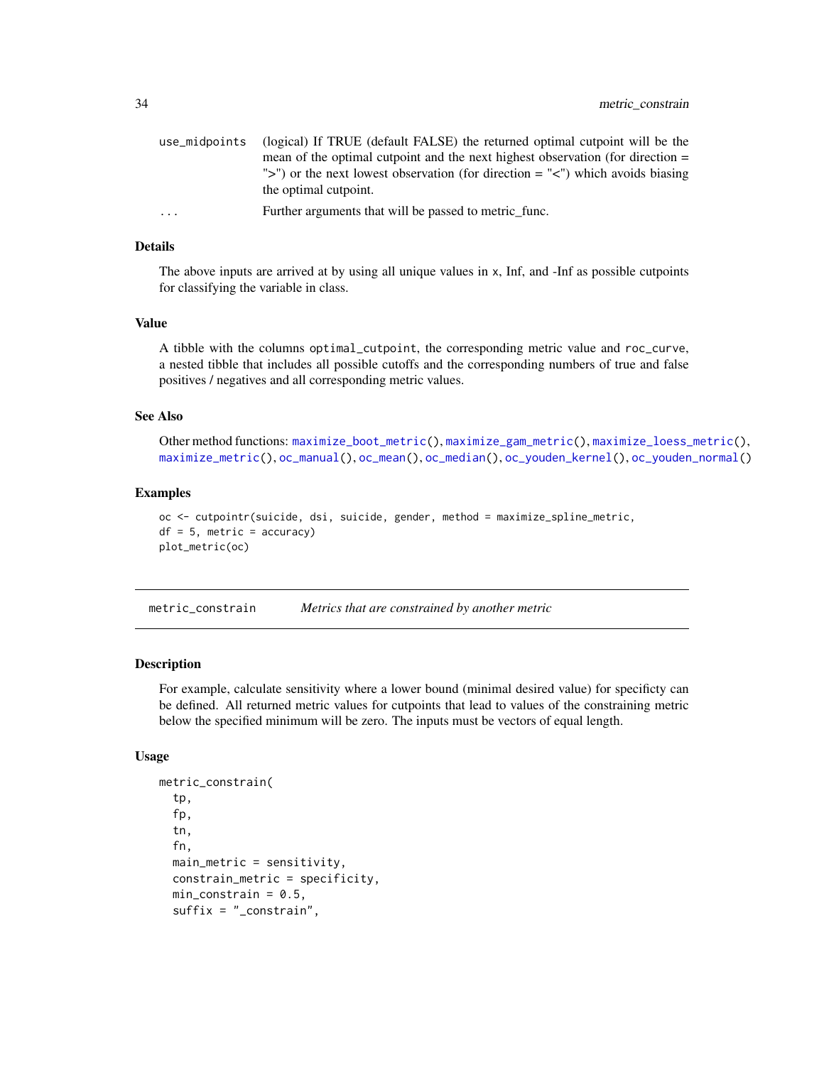| | |
|---|---|
| `use_midpoints` | (logical) If TRUE (default FALSE) the returned optimal cutpoint will be the mean of the optimal cutpoint and the next highest observation (for direction = ">") or the next lowest observation (for direction = "<") which avoids biasing the optimal cutpoint. |
| `...` | Further arguments that will be passed to metric_func. |

### Details

The above inputs are arrived at by using all unique values in x, Inf, and -Inf as possible cutpoints for classifying the variable in class.

### Value

A tibble with the columns `optimal_cutpoint`, the corresponding metric value and `roc_curve`, a nested tibble that includes all possible cutoffs and the corresponding numbers of true and false positives / negatives and all corresponding metric values.

### See Also

Other method functions: `maximize_boot_metric()`, `maximize_gam_metric()`, `maximize_loess_metric()`, `maximize_metric()`, `oc_manual()`, `oc_mean()`, `oc_median()`, `oc_youden_kernel()`, `oc_youden_normal()`

### Examples

```
oc <- cutpointr(suicide, dsi, suicide, gender, method = maximize_spline_metric,
df = 5, metric = accuracy)
plot_metric(oc)
```

---

## metric_constrain — *Metrics that are constrained by another metric*

### Description

For example, calculate sensitivity where a lower bound (minimal desired value) for specificty can be defined. All returned metric values for cutpoints that lead to values of the constraining metric below the specified minimum will be zero. The inputs must be vectors of equal length.

### Usage

```
metric_constrain(
  tp,
  fp,
  tn,
  fn,
  main_metric = sensitivity,
  constrain_metric = specificity,
  min_constrain = 0.5,
  suffix = "_constrain",
```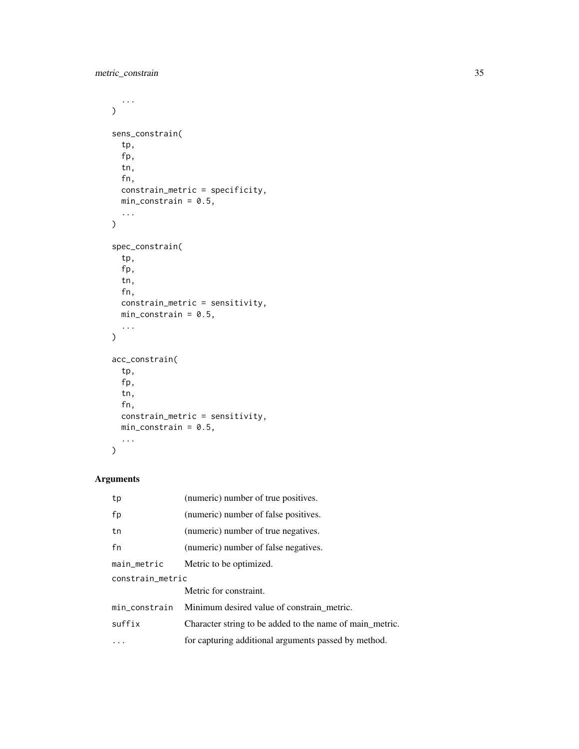```
  ...
)

sens_constrain(
  tp,
  fp,
  tn,
  fn,
  constrain_metric = specificity,
  min_constrain = 0.5,
  ...
)

spec_constrain(
  tp,
  fp,
  tn,
  fn,
  constrain_metric = sensitivity,
  min_constrain = 0.5,
  ...
)

acc_constrain(
  tp,
  fp,
  tn,
  fn,
  constrain_metric = sensitivity,
  min_constrain = 0.5,
  ...
)
```

## Arguments

| | |
|---|---|
| tp | (numeric) number of true positives. |
| fp | (numeric) number of false positives. |
| tn | (numeric) number of true negatives. |
| fn | (numeric) number of false negatives. |
| main_metric | Metric to be optimized. |
| constrain_metric | Metric for constraint. |
| min_constrain | Minimum desired value of constrain_metric. |
| suffix | Character string to be added to the name of main_metric. |
| ... | for capturing additional arguments passed by method. |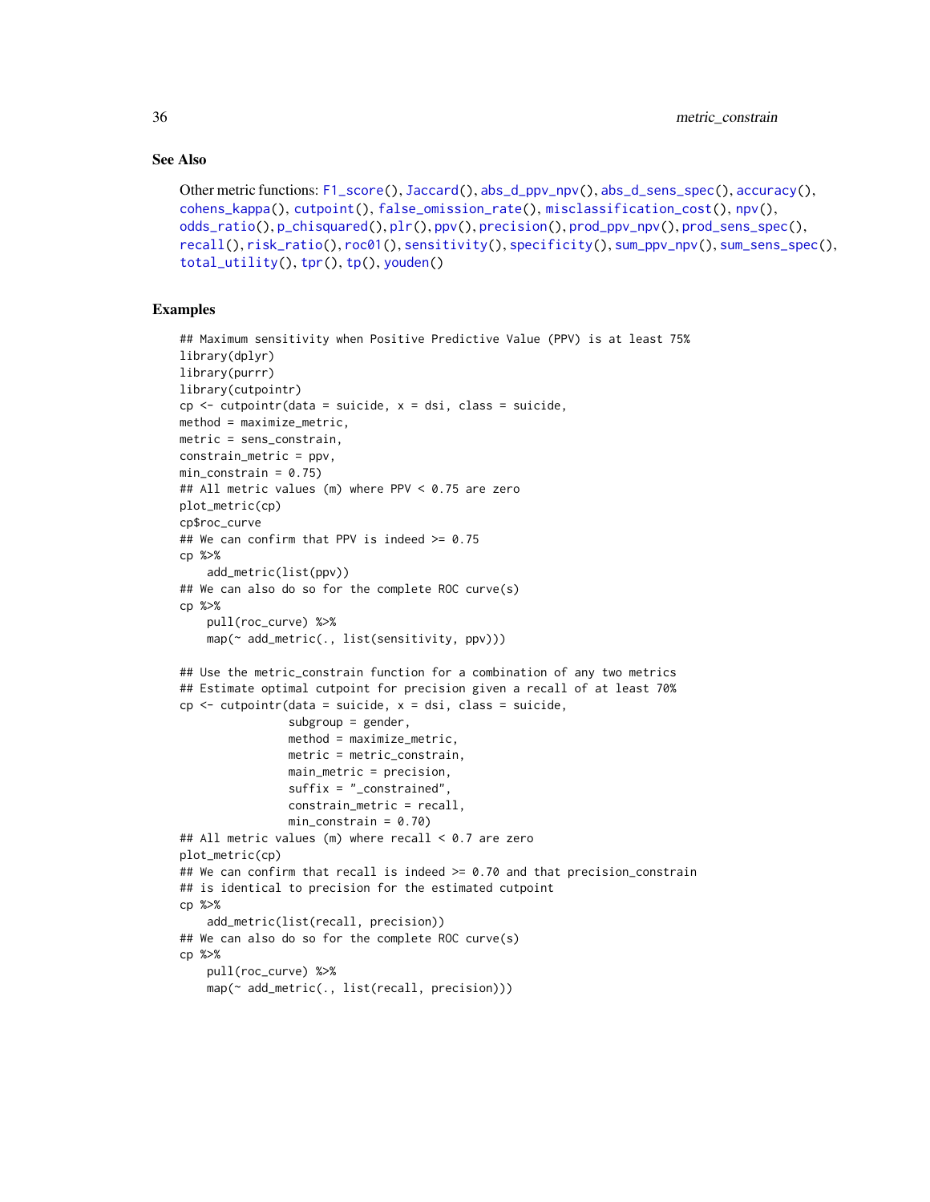## See Also

Other metric functions: F1_score(), Jaccard(), abs_d_ppv_npv(), abs_d_sens_spec(), accuracy(), cohens_kappa(), cutpoint(), false_omission_rate(), misclassification_cost(), npv(), odds_ratio(), p_chisquared(), plr(), ppv(), precision(), prod_ppv_npv(), prod_sens_spec(), recall(), risk_ratio(), roc01(), sensitivity(), specificity(), sum_ppv_npv(), sum_sens_spec(), total_utility(), tpr(), tp(), youden()

## Examples

```
## Maximum sensitivity when Positive Predictive Value (PPV) is at least 75%
library(dplyr)
library(purrr)
library(cutpointr)
cp <- cutpointr(data = suicide, x = dsi, class = suicide,
method = maximize_metric,
metric = sens_constrain,
constrain_metric = ppv,
min_constrain = 0.75)
## All metric values (m) where PPV < 0.75 are zero
plot_metric(cp)
cp$roc_curve
## We can confirm that PPV is indeed >= 0.75
cp %>%
    add_metric(list(ppv))
## We can also do so for the complete ROC curve(s)
cp %>%
    pull(roc_curve) %>%
    map(~ add_metric(., list(sensitivity, ppv)))

## Use the metric_constrain function for a combination of any two metrics
## Estimate optimal cutpoint for precision given a recall of at least 70%
cp <- cutpointr(data = suicide, x = dsi, class = suicide,
                subgroup = gender,
                method = maximize_metric,
                metric = metric_constrain,
                main_metric = precision,
                suffix = "_constrained",
                constrain_metric = recall,
                min_constrain = 0.70)
## All metric values (m) where recall < 0.7 are zero
plot_metric(cp)
## We can confirm that recall is indeed >= 0.70 and that precision_constrain
## is identical to precision for the estimated cutpoint
cp %>%
    add_metric(list(recall, precision))
## We can also do so for the complete ROC curve(s)
cp %>%
    pull(roc_curve) %>%
    map(~ add_metric(., list(recall, precision)))
```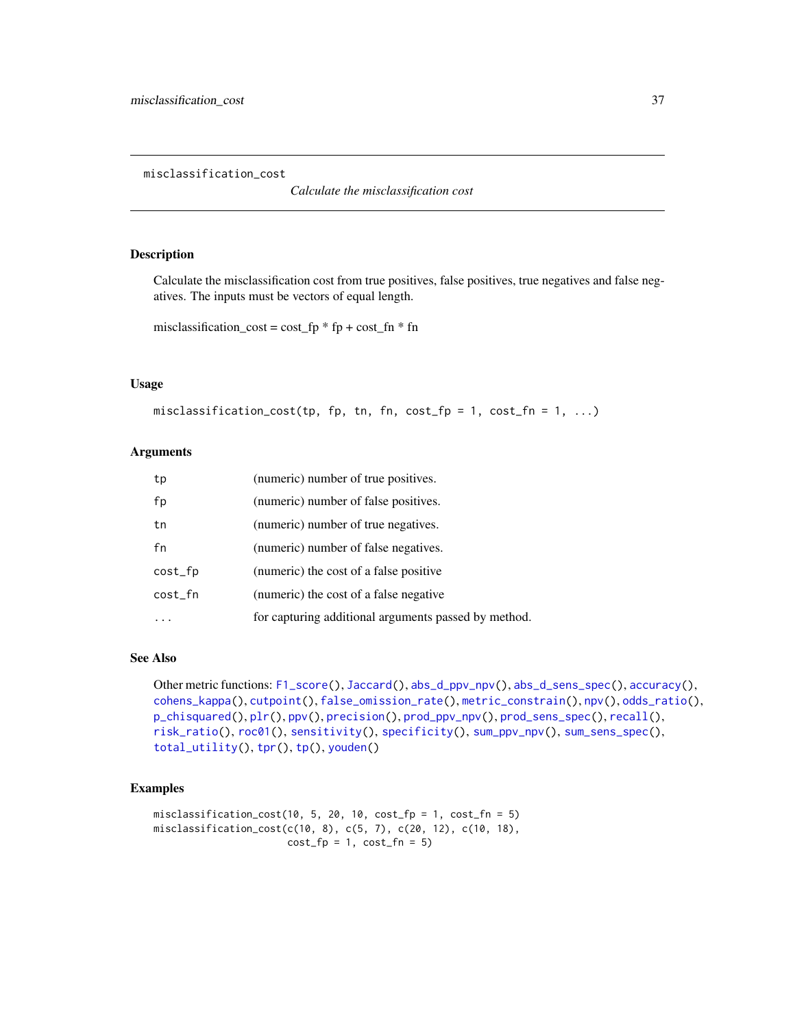# misclassification_cost

*Calculate the misclassification cost*

## Description

Calculate the misclassification cost from true positives, false positives, true negatives and false negatives. The inputs must be vectors of equal length.

misclassification_cost = cost_fp * fp + cost_fn * fn

## Usage

```
misclassification_cost(tp, fp, tn, fn, cost_fp = 1, cost_fn = 1, ...)
```

## Arguments

| | |
|---|---|
| `tp` | (numeric) number of true positives. |
| `fp` | (numeric) number of false positives. |
| `tn` | (numeric) number of true negatives. |
| `fn` | (numeric) number of false negatives. |
| `cost_fp` | (numeric) the cost of a false positive |
| `cost_fn` | (numeric) the cost of a false negative |
| `...` | for capturing additional arguments passed by method. |

## See Also

Other metric functions: `F1_score()`, `Jaccard()`, `abs_d_ppv_npv()`, `abs_d_sens_spec()`, `accuracy()`, `cohens_kappa()`, `cutpoint()`, `false_omission_rate()`, `metric_constrain()`, `npv()`, `odds_ratio()`, `p_chisquared()`, `plr()`, `ppv()`, `precision()`, `prod_ppv_npv()`, `prod_sens_spec()`, `recall()`, `risk_ratio()`, `roc01()`, `sensitivity()`, `specificity()`, `sum_ppv_npv()`, `sum_sens_spec()`, `total_utility()`, `tpr()`, `tp()`, `youden()`

## Examples

```
misclassification_cost(10, 5, 20, 10, cost_fp = 1, cost_fn = 5)
misclassification_cost(c(10, 8), c(5, 7), c(20, 12), c(10, 18),
                       cost_fp = 1, cost_fn = 5)
```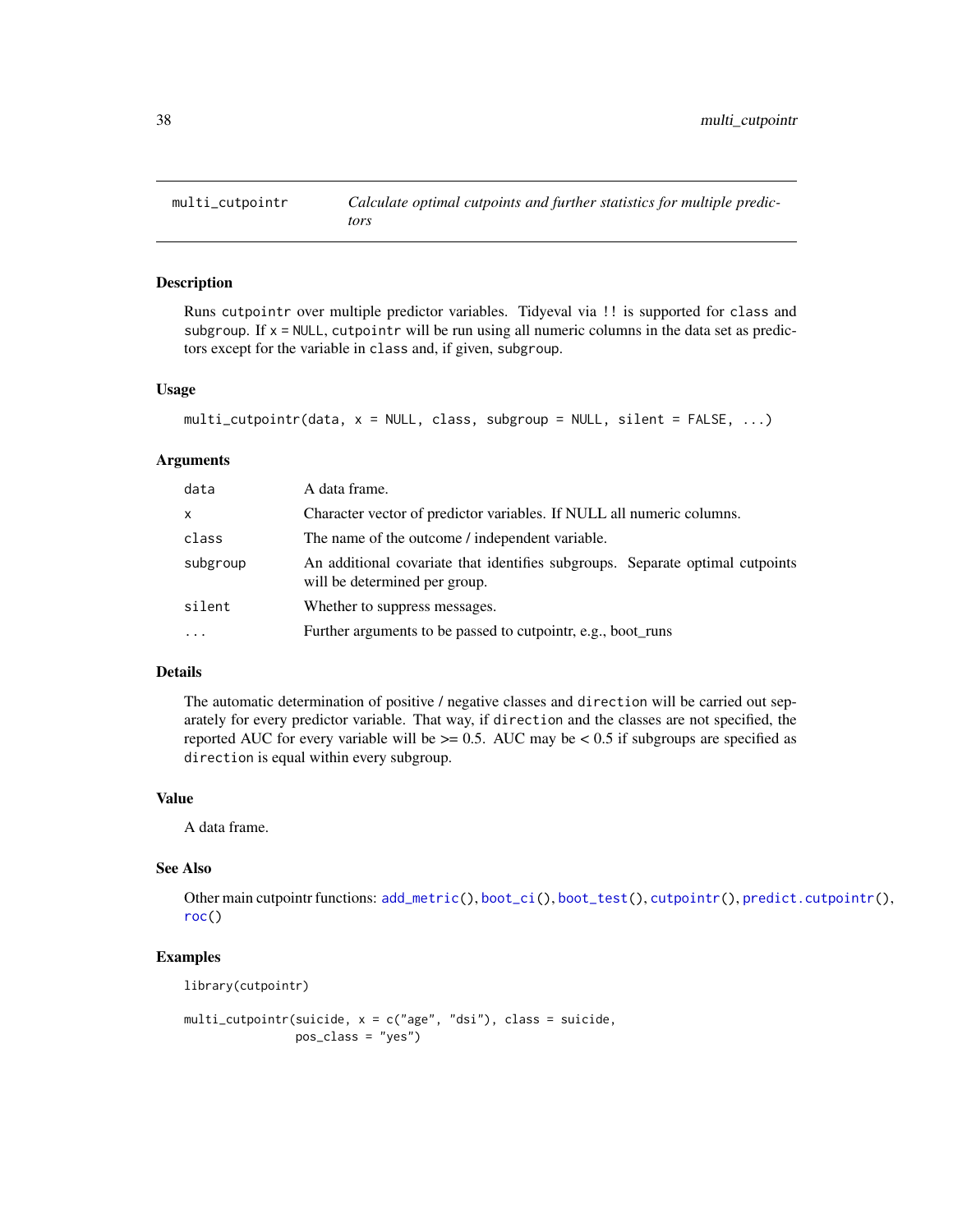## multi_cutpointr — *Calculate optimal cutpoints and further statistics for multiple predictors*

### Description

Runs `cutpointr` over multiple predictor variables. Tidyeval via `!!` is supported for `class` and `subgroup`. If `x = NULL`, `cutpointr` will be run using all numeric columns in the data set as predictors except for the variable in `class` and, if given, `subgroup`.

### Usage

```
multi_cutpointr(data, x = NULL, class, subgroup = NULL, silent = FALSE, ...)
```

### Arguments

| Argument | Description |
|---|---|
| `data` | A data frame. |
| `x` | Character vector of predictor variables. If NULL all numeric columns. |
| `class` | The name of the outcome / independent variable. |
| `subgroup` | An additional covariate that identifies subgroups. Separate optimal cutpoints will be determined per group. |
| `silent` | Whether to suppress messages. |
| `...` | Further arguments to be passed to cutpointr, e.g., boot_runs |

### Details

The automatic determination of positive / negative classes and `direction` will be carried out separately for every predictor variable. That way, if `direction` and the classes are not specified, the reported AUC for every variable will be >= 0.5. AUC may be < 0.5 if subgroups are specified as `direction` is equal within every subgroup.

### Value

A data frame.

### See Also

Other main cutpointr functions: `add_metric()`, `boot_ci()`, `boot_test()`, `cutpointr()`, `predict.cutpointr()`, `roc()`

### Examples

```
library(cutpointr)

multi_cutpointr(suicide, x = c("age", "dsi"), class = suicide,
                pos_class = "yes")
```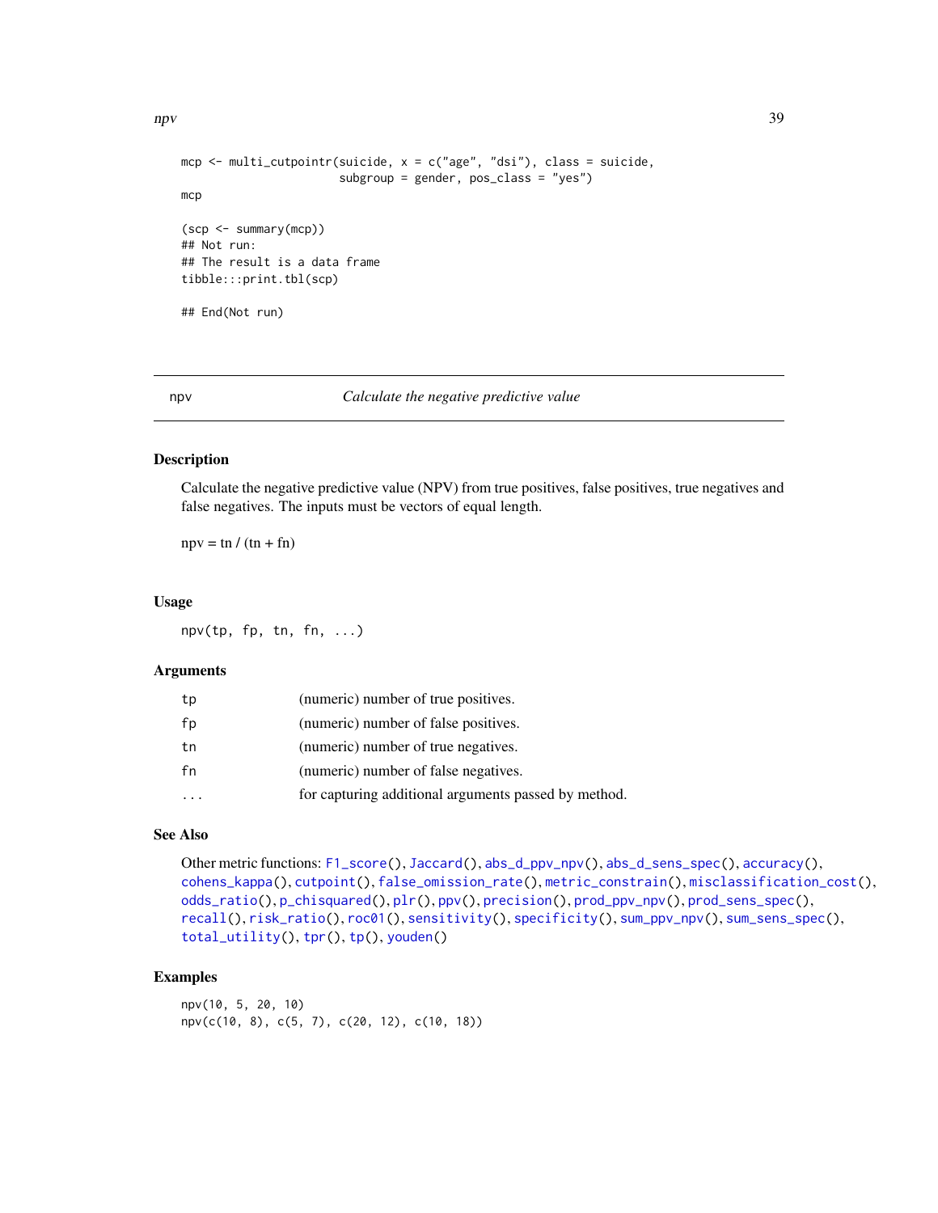```
mcp <- multi_cutpointr(suicide, x = c("age", "dsi"), class = suicide,
                       subgroup = gender, pos_class = "yes")
mcp

(scp <- summary(mcp))
## Not run:
## The result is a data frame
tibble:::print.tbl(scp)

## End(Not run)
```

---

## npv — *Calculate the negative predictive value*

### Description

Calculate the negative predictive value (NPV) from true positives, false positives, true negatives and false negatives. The inputs must be vectors of equal length.

npv = tn / (tn + fn)

### Usage

```
npv(tp, fp, tn, fn, ...)
```

### Arguments

| | |
|---|---|
| tp | (numeric) number of true positives. |
| fp | (numeric) number of false positives. |
| tn | (numeric) number of true negatives. |
| fn | (numeric) number of false negatives. |
| ... | for capturing additional arguments passed by method. |

### See Also

Other metric functions: F1_score(), Jaccard(), abs_d_ppv_npv(), abs_d_sens_spec(), accuracy(), cohens_kappa(), cutpoint(), false_omission_rate(), metric_constrain(), misclassification_cost(), odds_ratio(), p_chisquared(), plr(), ppv(), precision(), prod_ppv_npv(), prod_sens_spec(), recall(), risk_ratio(), roc01(), sensitivity(), specificity(), sum_ppv_npv(), sum_sens_spec(), total_utility(), tpr(), tp(), youden()

### Examples

```
npv(10, 5, 20, 10)
npv(c(10, 8), c(5, 7), c(20, 12), c(10, 18))
```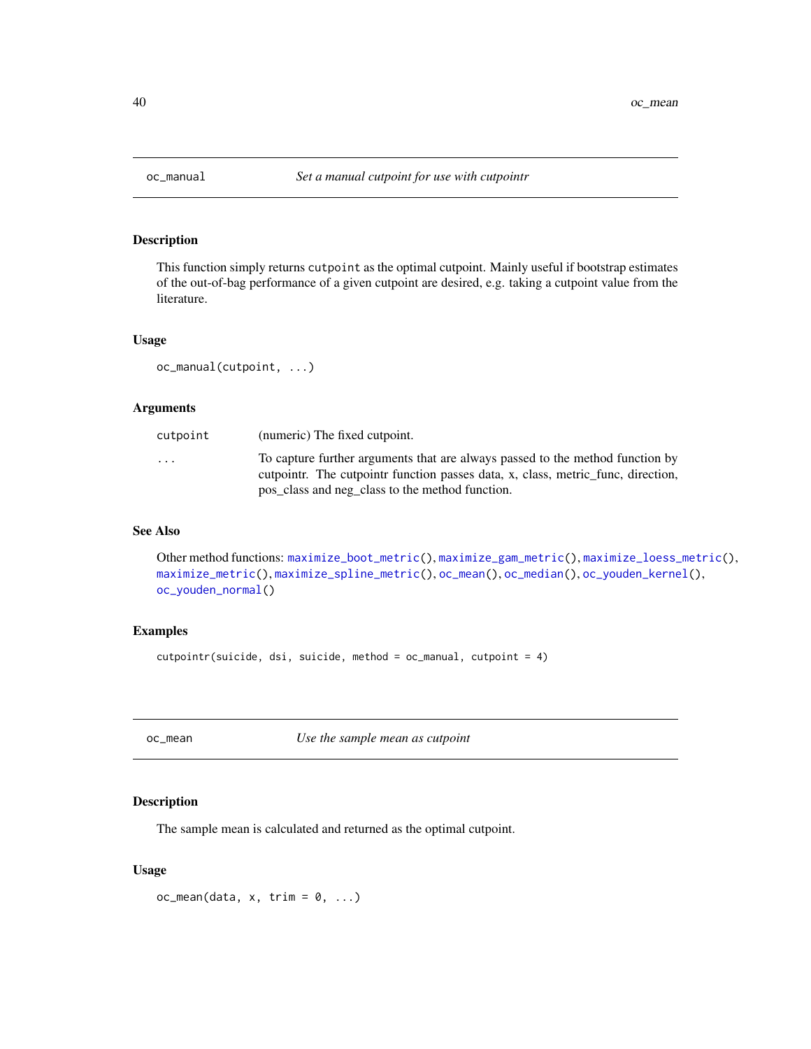## oc_manual — *Set a manual cutpoint for use with cutpointr*

### Description

This function simply returns `cutpoint` as the optimal cutpoint. Mainly useful if bootstrap estimates of the out-of-bag performance of a given cutpoint are desired, e.g. taking a cutpoint value from the literature.

### Usage

```
oc_manual(cutpoint, ...)
```

### Arguments

| | |
|---|---|
| `cutpoint` | (numeric) The fixed cutpoint. |
| `...` | To capture further arguments that are always passed to the method function by cutpointr. The cutpointr function passes data, x, class, metric_func, direction, pos_class and neg_class to the method function. |

### See Also

Other method functions: `maximize_boot_metric()`, `maximize_gam_metric()`, `maximize_loess_metric()`, `maximize_metric()`, `maximize_spline_metric()`, `oc_mean()`, `oc_median()`, `oc_youden_kernel()`, `oc_youden_normal()`

### Examples

```
cutpointr(suicide, dsi, suicide, method = oc_manual, cutpoint = 4)
```

## oc_mean — *Use the sample mean as cutpoint*

### Description

The sample mean is calculated and returned as the optimal cutpoint.

### Usage

```
oc_mean(data, x, trim = 0, ...)
```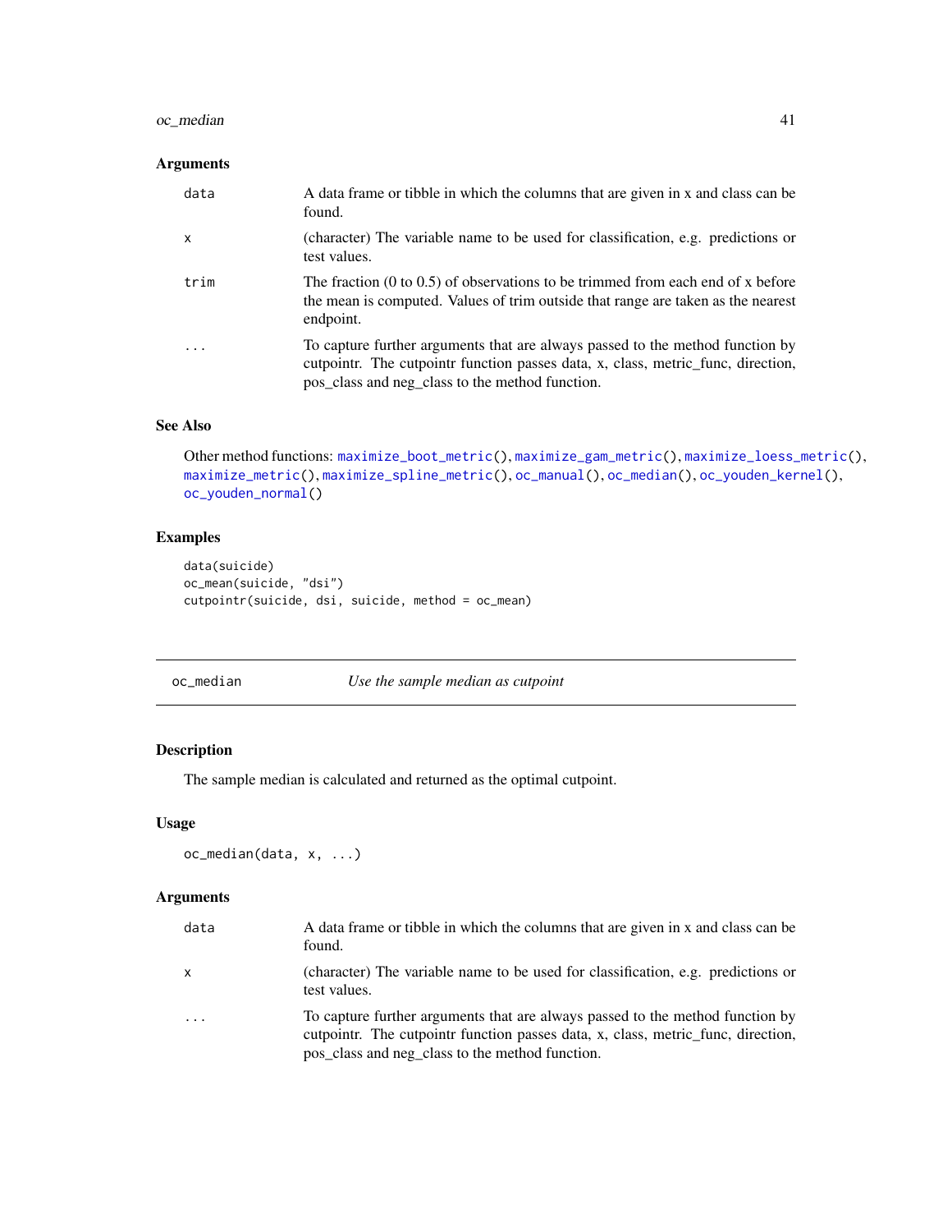### Arguments

| | |
|---|---|
| data | A data frame or tibble in which the columns that are given in x and class can be found. |
| x | (character) The variable name to be used for classification, e.g. predictions or test values. |
| trim | The fraction (0 to 0.5) of observations to be trimmed from each end of x before the mean is computed. Values of trim outside that range are taken as the nearest endpoint. |
| ... | To capture further arguments that are always passed to the method function by cutpointr. The cutpointr function passes data, x, class, metric_func, direction, pos_class and neg_class to the method function. |

### See Also

Other method functions: maximize_boot_metric(), maximize_gam_metric(), maximize_loess_metric(), maximize_metric(), maximize_spline_metric(), oc_manual(), oc_median(), oc_youden_kernel(), oc_youden_normal()

### Examples

```
data(suicide)
oc_mean(suicide, "dsi")
cutpointr(suicide, dsi, suicide, method = oc_mean)
```

---

## oc_median *Use the sample median as cutpoint*

### Description

The sample median is calculated and returned as the optimal cutpoint.

### Usage

```
oc_median(data, x, ...)
```

### Arguments

| | |
|---|---|
| data | A data frame or tibble in which the columns that are given in x and class can be found. |
| x | (character) The variable name to be used for classification, e.g. predictions or test values. |
| ... | To capture further arguments that are always passed to the method function by cutpointr. The cutpointr function passes data, x, class, metric_func, direction, pos_class and neg_class to the method function. |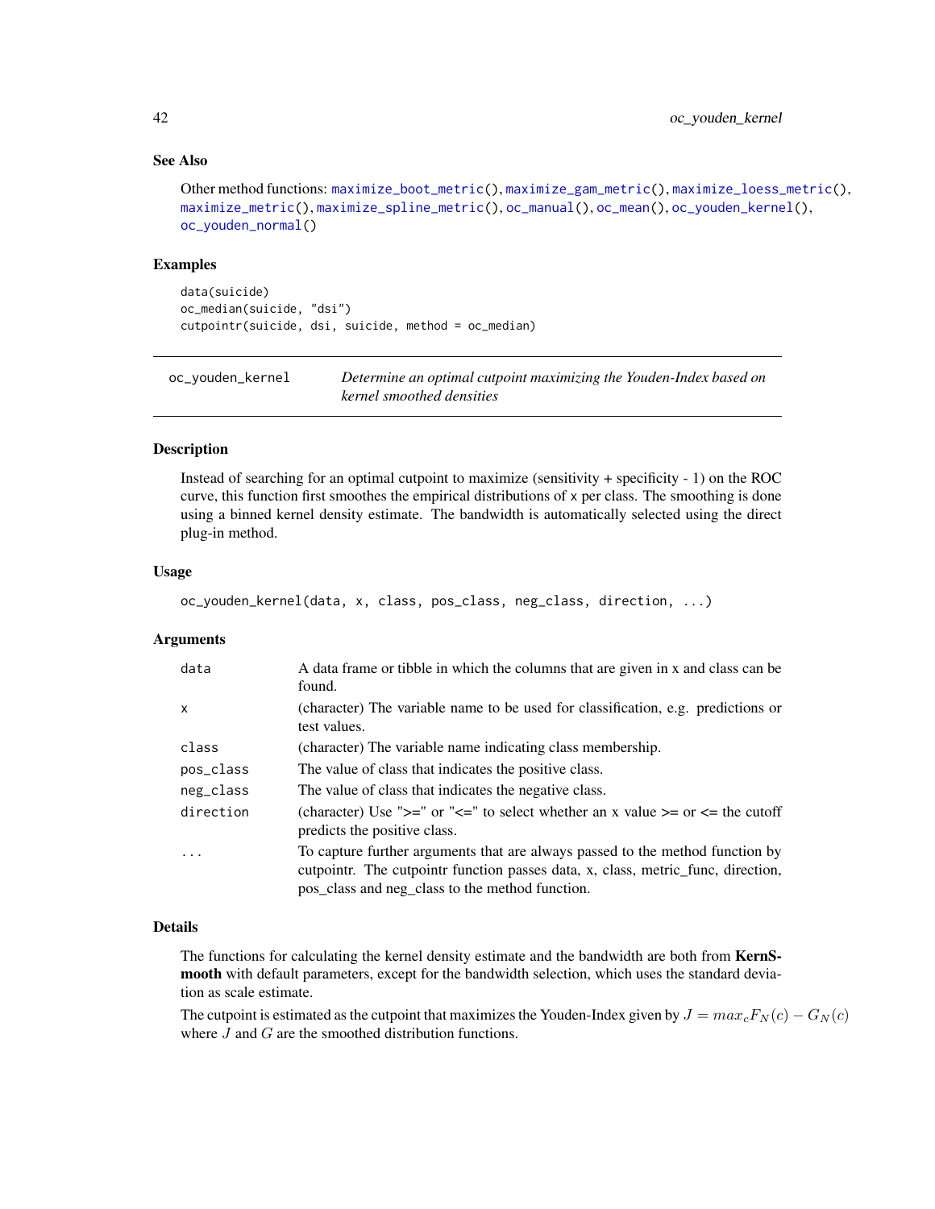## See Also

Other method functions: maximize_boot_metric(), maximize_gam_metric(), maximize_loess_metric(), maximize_metric(), maximize_spline_metric(), oc_manual(), oc_mean(), oc_youden_kernel(), oc_youden_normal()

## Examples

```
data(suicide)
oc_median(suicide, "dsi")
cutpointr(suicide, dsi, suicide, method = oc_median)
```

---

# oc_youden_kernel — *Determine an optimal cutpoint maximizing the Youden-Index based on kernel smoothed densities*

---

## Description

Instead of searching for an optimal cutpoint to maximize (sensitivity + specificity - 1) on the ROC curve, this function first smoothes the empirical distributions of x per class. The smoothing is done using a binned kernel density estimate. The bandwidth is automatically selected using the direct plug-in method.

## Usage

```
oc_youden_kernel(data, x, class, pos_class, neg_class, direction, ...)
```

## Arguments

| | |
|---|---|
| data | A data frame or tibble in which the columns that are given in x and class can be found. |
| x | (character) The variable name to be used for classification, e.g. predictions or test values. |
| class | (character) The variable name indicating class membership. |
| pos_class | The value of class that indicates the positive class. |
| neg_class | The value of class that indicates the negative class. |
| direction | (character) Use ">=" or "<=" to select whether an x value >= or <= the cutoff predicts the positive class. |
| ... | To capture further arguments that are always passed to the method function by cutpointr. The cutpointr function passes data, x, class, metric_func, direction, pos_class and neg_class to the method function. |

## Details

The functions for calculating the kernel density estimate and the bandwidth are both from **KernSmooth** with default parameters, except for the bandwidth selection, which uses the standard deviation as scale estimate.

The cutpoint is estimated as the cutpoint that maximizes the Youden-Index given by $J = max_c F_N(c) - G_N(c)$ where $J$ and $G$ are the smoothed distribution functions.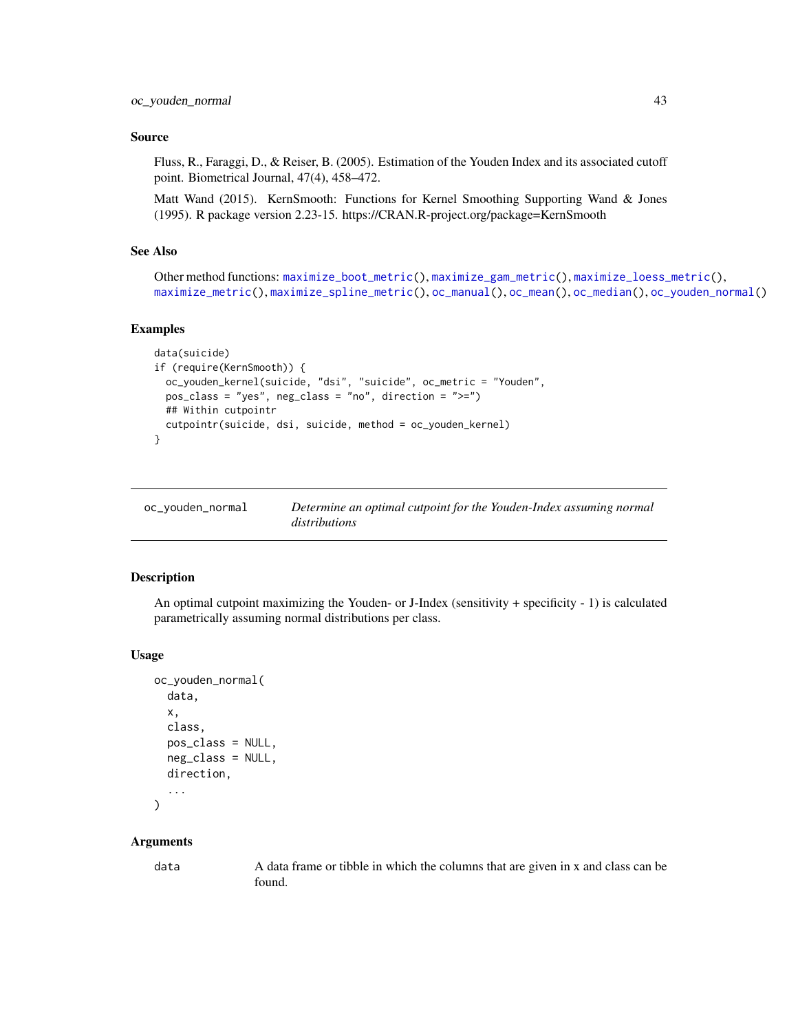## Source

Fluss, R., Faraggi, D., & Reiser, B. (2005). Estimation of the Youden Index and its associated cutoff point. Biometrical Journal, 47(4), 458–472.

Matt Wand (2015). KernSmooth: Functions for Kernel Smoothing Supporting Wand & Jones (1995). R package version 2.23-15. https://CRAN.R-project.org/package=KernSmooth

## See Also

Other method functions: `maximize_boot_metric()`, `maximize_gam_metric()`, `maximize_loess_metric()`, `maximize_metric()`, `maximize_spline_metric()`, `oc_manual()`, `oc_mean()`, `oc_median()`, `oc_youden_normal()`

## Examples

```
data(suicide)
if (require(KernSmooth)) {
  oc_youden_kernel(suicide, "dsi", "suicide", oc_metric = "Youden",
  pos_class = "yes", neg_class = "no", direction = ">=")
  ## Within cutpointr
  cutpointr(suicide, dsi, suicide, method = oc_youden_kernel)
}
```

---

# oc_youden_normal — *Determine an optimal cutpoint for the Youden-Index assuming normal distributions*

## Description

An optimal cutpoint maximizing the Youden- or J-Index (sensitivity + specificity - 1) is calculated parametrically assuming normal distributions per class.

## Usage

```
oc_youden_normal(
  data,
  x,
  class,
  pos_class = NULL,
  neg_class = NULL,
  direction,
  ...
)
```

## Arguments

| | |
|---|---|
| data | A data frame or tibble in which the columns that are given in x and class can be found. |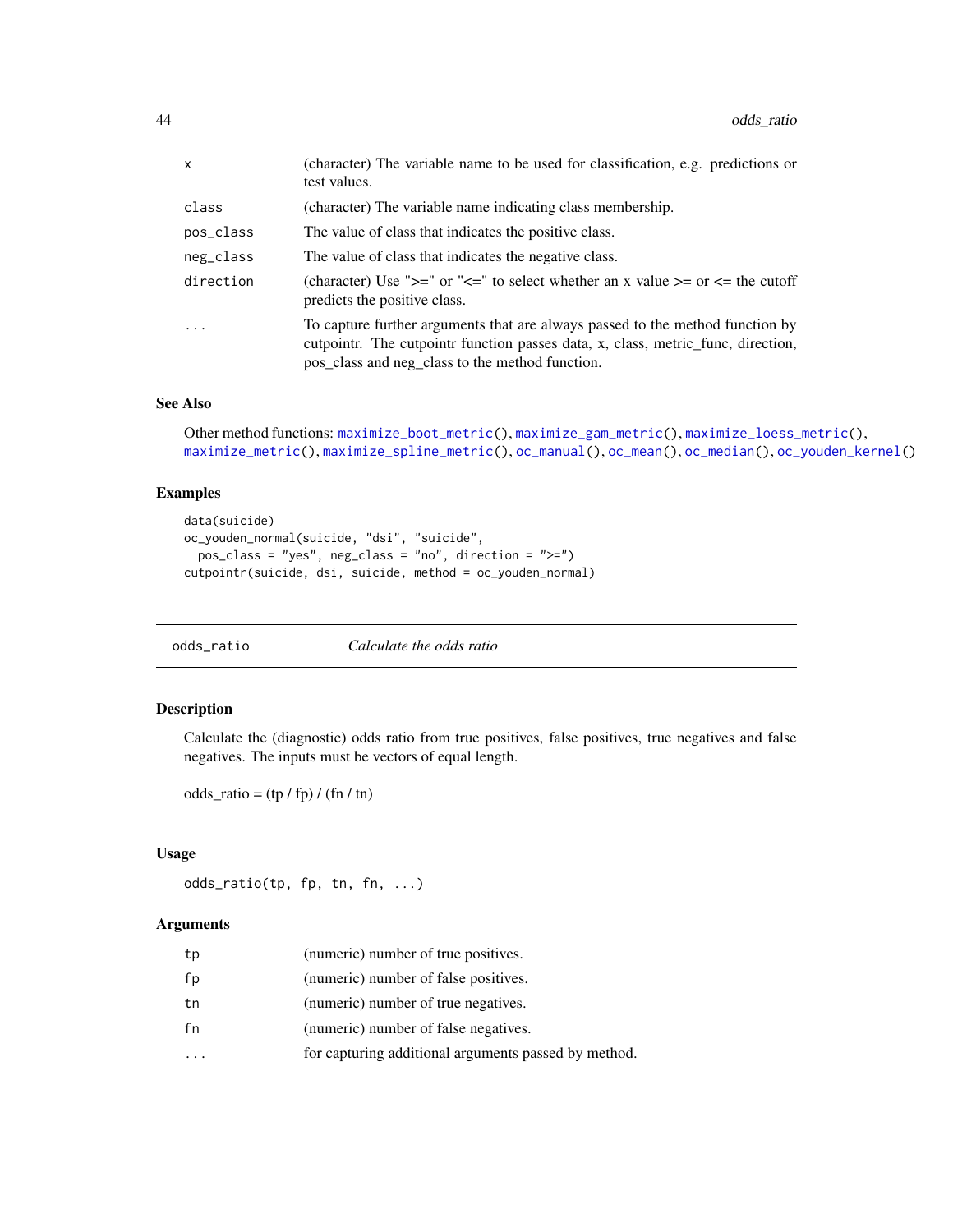| | |
|---|---|
| x | (character) The variable name to be used for classification, e.g. predictions or test values. |
| class | (character) The variable name indicating class membership. |
| pos_class | The value of class that indicates the positive class. |
| neg_class | The value of class that indicates the negative class. |
| direction | (character) Use ">=" or "<=" to select whether an x value >= or <= the cutoff predicts the positive class. |
| ... | To capture further arguments that are always passed to the method function by cutpointr. The cutpointr function passes data, x, class, metric_func, direction, pos_class and neg_class to the method function. |

### See Also

Other method functions: maximize_boot_metric(), maximize_gam_metric(), maximize_loess_metric(), maximize_metric(), maximize_spline_metric(), oc_manual(), oc_mean(), oc_median(), oc_youden_kernel()

### Examples

```
data(suicide)
oc_youden_normal(suicide, "dsi", "suicide",
  pos_class = "yes", neg_class = "no", direction = ">=")
cutpointr(suicide, dsi, suicide, method = oc_youden_normal)
```

---

## odds_ratio — *Calculate the odds ratio*

---

### Description

Calculate the (diagnostic) odds ratio from true positives, false positives, true negatives and false negatives. The inputs must be vectors of equal length.

odds_ratio = (tp / fp) / (fn / tn)

### Usage

```
odds_ratio(tp, fp, tn, fn, ...)
```

### Arguments

| | |
|---|---|
| tp | (numeric) number of true positives. |
| fp | (numeric) number of false positives. |
| tn | (numeric) number of true negatives. |
| fn | (numeric) number of false negatives. |
| ... | for capturing additional arguments passed by method. |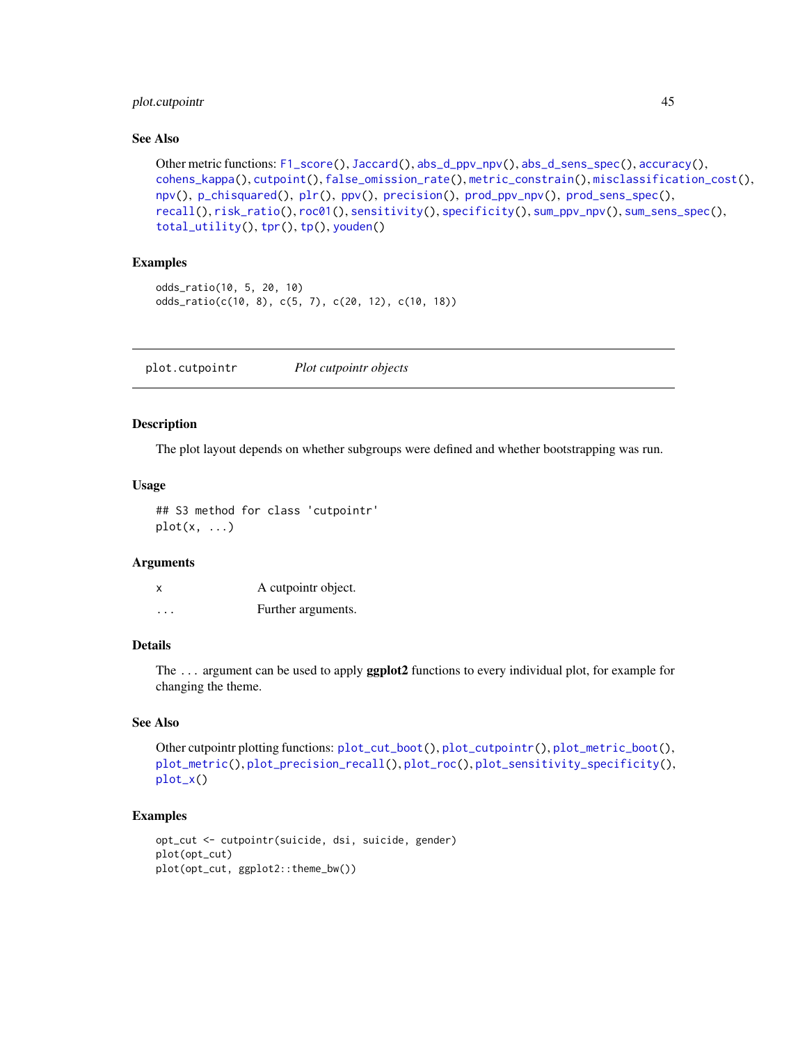### See Also

Other metric functions: F1_score(), Jaccard(), abs_d_ppv_npv(), abs_d_sens_spec(), accuracy(), cohens_kappa(), cutpoint(), false_omission_rate(), metric_constrain(), misclassification_cost(), npv(), p_chisquared(), plr(), ppv(), precision(), prod_ppv_npv(), prod_sens_spec(), recall(), risk_ratio(), roc01(), sensitivity(), specificity(), sum_ppv_npv(), sum_sens_spec(), total_utility(), tpr(), tp(), youden()

### Examples

```
odds_ratio(10, 5, 20, 10)
odds_ratio(c(10, 8), c(5, 7), c(20, 12), c(10, 18))
```

---

## plot.cutpointr &nbsp;&nbsp;&nbsp; *Plot cutpointr objects*

---

### Description

The plot layout depends on whether subgroups were defined and whether bootstrapping was run.

### Usage

```
## S3 method for class 'cutpointr'
plot(x, ...)
```

### Arguments

| | |
|---|---|
| x | A cutpointr object. |
| ... | Further arguments. |

### Details

The ... argument can be used to apply **ggplot2** functions to every individual plot, for example for changing the theme.

### See Also

Other cutpointr plotting functions: plot_cut_boot(), plot_cutpointr(), plot_metric_boot(), plot_metric(), plot_precision_recall(), plot_roc(), plot_sensitivity_specificity(), plot_x()

### Examples

```
opt_cut <- cutpointr(suicide, dsi, suicide, gender)
plot(opt_cut)
plot(opt_cut, ggplot2::theme_bw())
```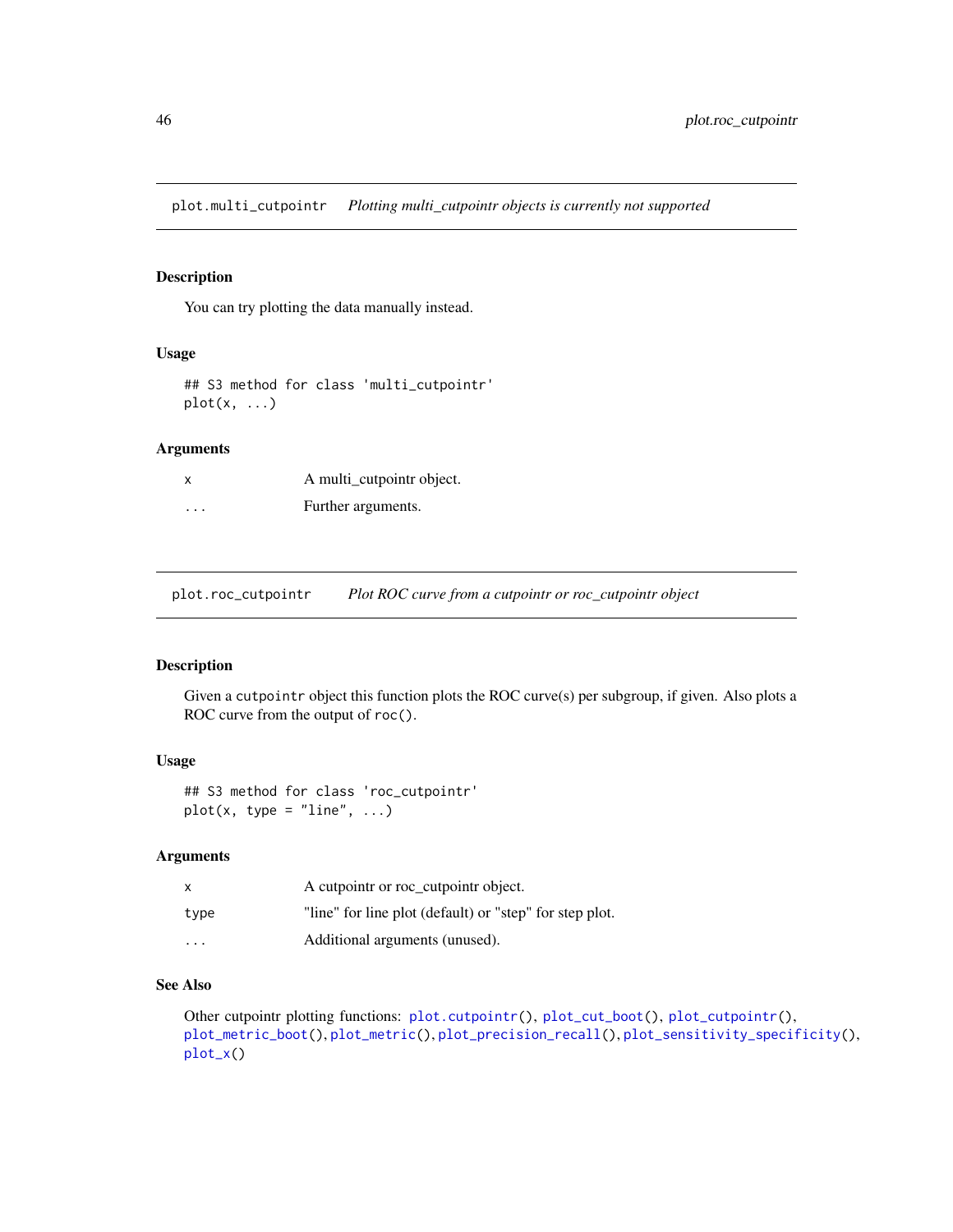## plot.multi_cutpointr &nbsp;&nbsp; *Plotting multi_cutpointr objects is currently not supported*

### Description

You can try plotting the data manually instead.

### Usage

```
## S3 method for class 'multi_cutpointr'
plot(x, ...)
```

### Arguments

| | |
|---|---|
| x | A multi_cutpointr object. |
| ... | Further arguments. |

## plot.roc_cutpointr &nbsp;&nbsp; *Plot ROC curve from a cutpointr or roc_cutpointr object*

### Description

Given a cutpointr object this function plots the ROC curve(s) per subgroup, if given. Also plots a ROC curve from the output of roc().

### Usage

```
## S3 method for class 'roc_cutpointr'
plot(x, type = "line", ...)
```

### Arguments

| | |
|---|---|
| x | A cutpointr or roc_cutpointr object. |
| type | "line" for line plot (default) or "step" for step plot. |
| ... | Additional arguments (unused). |

### See Also

Other cutpointr plotting functions: plot.cutpointr(), plot_cut_boot(), plot_cutpointr(), plot_metric_boot(), plot_metric(), plot_precision_recall(), plot_sensitivity_specificity(), plot_x()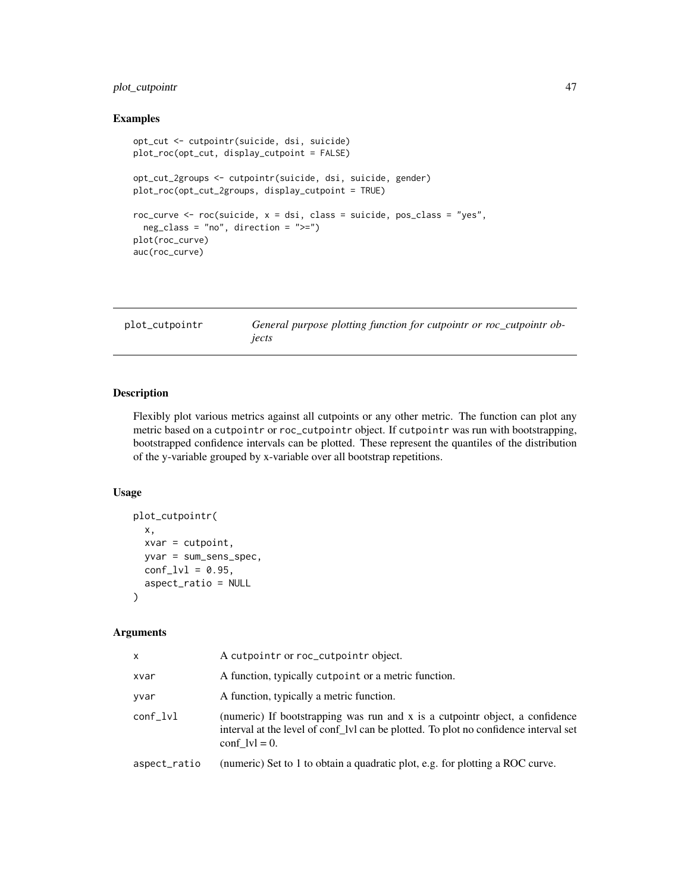## Examples

```
opt_cut <- cutpointr(suicide, dsi, suicide)
plot_roc(opt_cut, display_cutpoint = FALSE)

opt_cut_2groups <- cutpointr(suicide, dsi, suicide, gender)
plot_roc(opt_cut_2groups, display_cutpoint = TRUE)

roc_curve <- roc(suicide, x = dsi, class = suicide, pos_class = "yes",
  neg_class = "no", direction = ">=")
plot(roc_curve)
auc(roc_curve)
```

---

# plot_cutpointr

*General purpose plotting function for cutpointr or roc_cutpointr objects*

---

## Description

Flexibly plot various metrics against all cutpoints or any other metric. The function can plot any metric based on a `cutpointr` or `roc_cutpointr` object. If `cutpointr` was run with bootstrapping, bootstrapped confidence intervals can be plotted. These represent the quantiles of the distribution of the y-variable grouped by x-variable over all bootstrap repetitions.

## Usage

```
plot_cutpointr(
  x,
  xvar = cutpoint,
  yvar = sum_sens_spec,
  conf_lvl = 0.95,
  aspect_ratio = NULL
)
```

## Arguments

| | |
|---|---|
| `x` | A `cutpointr` or `roc_cutpointr` object. |
| `xvar` | A function, typically `cutpoint` or a metric function. |
| `yvar` | A function, typically a metric function. |
| `conf_lvl` | (numeric) If bootstrapping was run and x is a cutpointr object, a confidence interval at the level of conf_lvl can be plotted. To plot no confidence interval set conf_lvl = 0. |
| `aspect_ratio` | (numeric) Set to 1 to obtain a quadratic plot, e.g. for plotting a ROC curve. |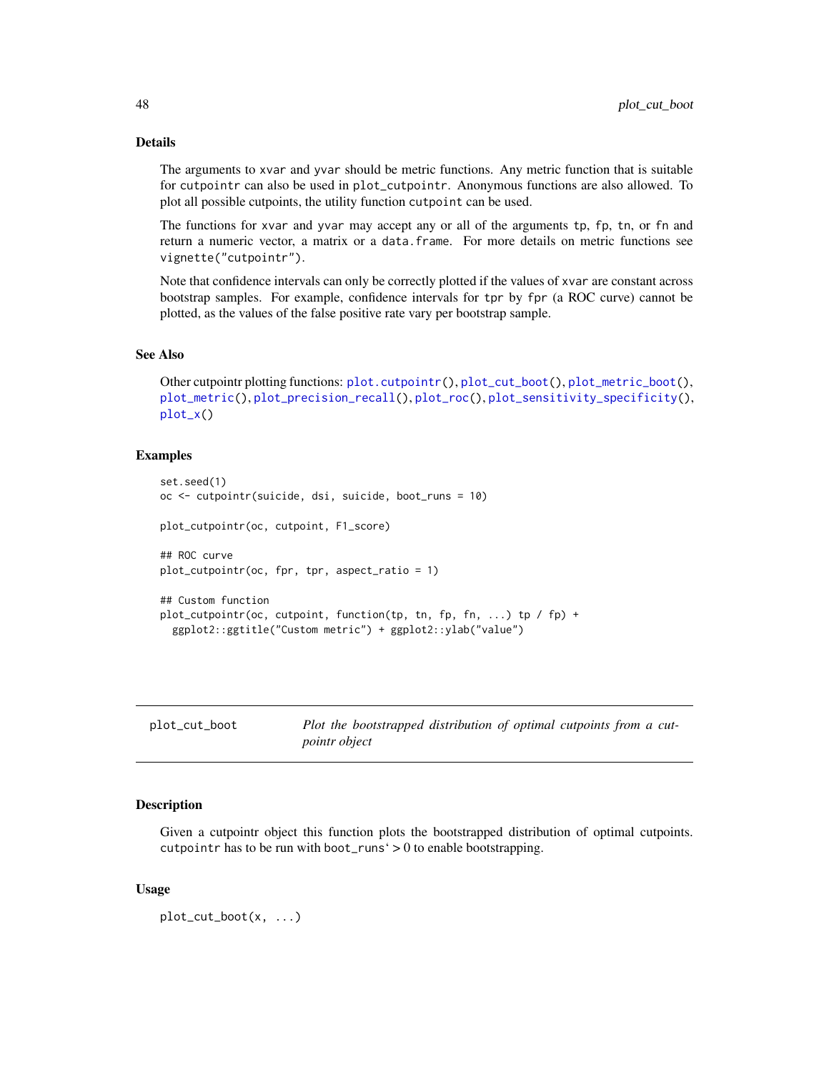## Details

The arguments to `xvar` and `yvar` should be metric functions. Any metric function that is suitable for `cutpointr` can also be used in `plot_cutpointr`. Anonymous functions are also allowed. To plot all possible cutpoints, the utility function `cutpoint` can be used.

The functions for `xvar` and `yvar` may accept any or all of the arguments `tp`, `fp`, `tn`, or `fn` and return a numeric vector, a matrix or a `data.frame`. For more details on metric functions see `vignette("cutpointr")`.

Note that confidence intervals can only be correctly plotted if the values of `xvar` are constant across bootstrap samples. For example, confidence intervals for `tpr` by `fpr` (a ROC curve) cannot be plotted, as the values of the false positive rate vary per bootstrap sample.

## See Also

Other cutpointr plotting functions: `plot.cutpointr()`, `plot_cut_boot()`, `plot_metric_boot()`, `plot_metric()`, `plot_precision_recall()`, `plot_roc()`, `plot_sensitivity_specificity()`, `plot_x()`

## Examples

```
set.seed(1)
oc <- cutpointr(suicide, dsi, suicide, boot_runs = 10)

plot_cutpointr(oc, cutpoint, F1_score)

## ROC curve
plot_cutpointr(oc, fpr, tpr, aspect_ratio = 1)

## Custom function
plot_cutpointr(oc, cutpoint, function(tp, tn, fp, fn, ...) tp / fp) +
  ggplot2::ggtitle("Custom metric") + ggplot2::ylab("value")
```

---

# plot_cut_boot — *Plot the bootstrapped distribution of optimal cutpoints from a cutpointr object*

## Description

Given a cutpointr object this function plots the bootstrapped distribution of optimal cutpoints. `cutpointr` has to be run with `boot_runs`` > 0 to enable bootstrapping.

## Usage

```
plot_cut_boot(x, ...)
```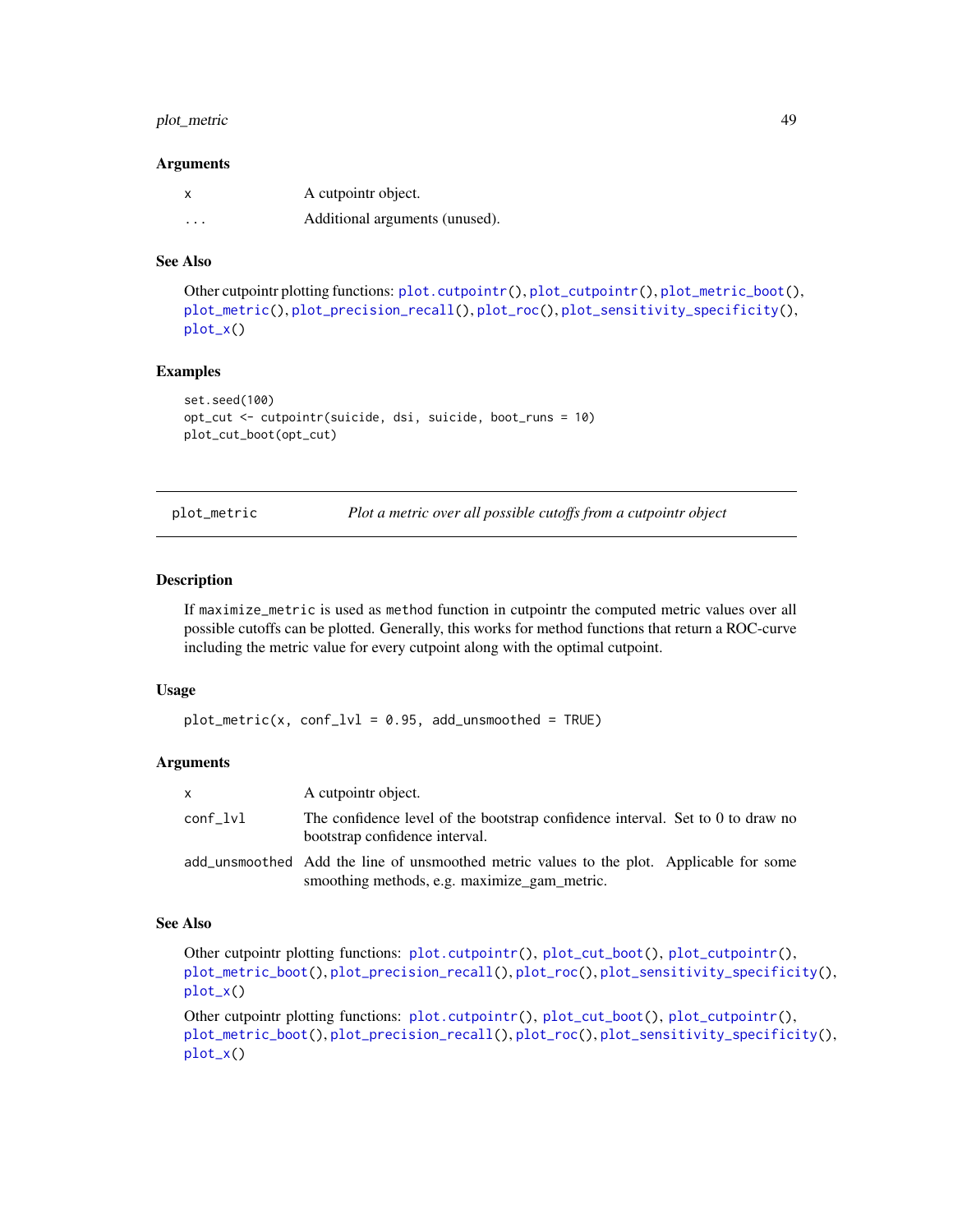### Arguments

| | |
|---|---|
| `x` | A cutpointr object. |
| `...` | Additional arguments (unused). |

### See Also

Other cutpointr plotting functions: `plot.cutpointr()`, `plot_cutpointr()`, `plot_metric_boot()`, `plot_metric()`, `plot_precision_recall()`, `plot_roc()`, `plot_sensitivity_specificity()`, `plot_x()`

### Examples

```
set.seed(100)
opt_cut <- cutpointr(suicide, dsi, suicide, boot_runs = 10)
plot_cut_boot(opt_cut)
```

---

## plot_metric — *Plot a metric over all possible cutoffs from a cutpointr object*

### Description

If `maximize_metric` is used as `method` function in cutpointr the computed metric values over all possible cutoffs can be plotted. Generally, this works for method functions that return a ROC-curve including the metric value for every cutpoint along with the optimal cutpoint.

### Usage

```
plot_metric(x, conf_lvl = 0.95, add_unsmoothed = TRUE)
```

### Arguments

| | |
|---|---|
| `x` | A cutpointr object. |
| `conf_lvl` | The confidence level of the bootstrap confidence interval. Set to 0 to draw no bootstrap confidence interval. |
| `add_unsmoothed` | Add the line of unsmoothed metric values to the plot. Applicable for some smoothing methods, e.g. maximize_gam_metric. |

### See Also

Other cutpointr plotting functions: `plot.cutpointr()`, `plot_cut_boot()`, `plot_cutpointr()`, `plot_metric_boot()`, `plot_precision_recall()`, `plot_roc()`, `plot_sensitivity_specificity()`, `plot_x()`

Other cutpointr plotting functions: `plot.cutpointr()`, `plot_cut_boot()`, `plot_cutpointr()`, `plot_metric_boot()`, `plot_precision_recall()`, `plot_roc()`, `plot_sensitivity_specificity()`, `plot_x()`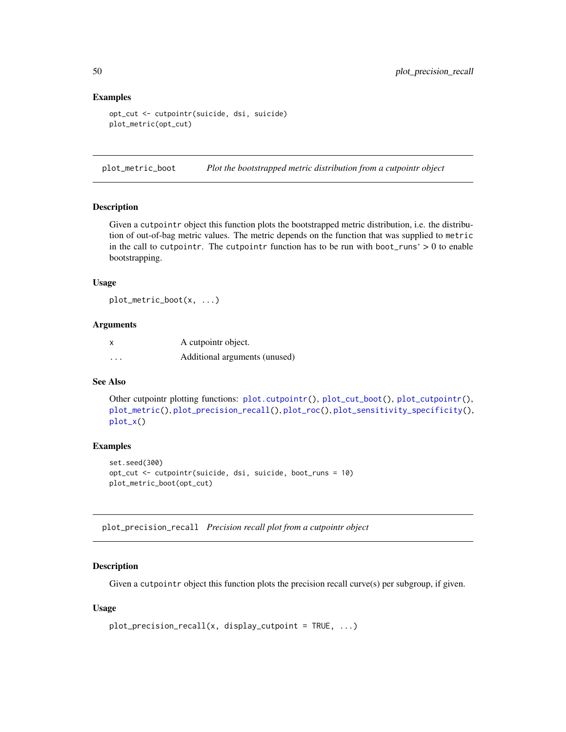### Examples

```
opt_cut <- cutpointr(suicide, dsi, suicide)
plot_metric(opt_cut)
```

---

## plot_metric_boot *Plot the bootstrapped metric distribution from a cutpointr object*

---

### Description

Given a `cutpointr` object this function plots the bootstrapped metric distribution, i.e. the distribution of out-of-bag metric values. The metric depends on the function that was supplied to `metric` in the call to `cutpointr`. The `cutpointr` function has to be run with `boot_runs`‘ > 0 to enable bootstrapping.

### Usage

```
plot_metric_boot(x, ...)
```

### Arguments

| | |
|---|---|
| `x` | A cutpointr object. |
| `...` | Additional arguments (unused) |

### See Also

Other cutpointr plotting functions: `plot.cutpointr()`, `plot_cut_boot()`, `plot_cutpointr()`, `plot_metric()`, `plot_precision_recall()`, `plot_roc()`, `plot_sensitivity_specificity()`, `plot_x()`

### Examples

```
set.seed(300)
opt_cut <- cutpointr(suicide, dsi, suicide, boot_runs = 10)
plot_metric_boot(opt_cut)
```

---

## plot_precision_recall *Precision recall plot from a cutpointr object*

---

### Description

Given a `cutpointr` object this function plots the precision recall curve(s) per subgroup, if given.

### Usage

```
plot_precision_recall(x, display_cutpoint = TRUE, ...)
```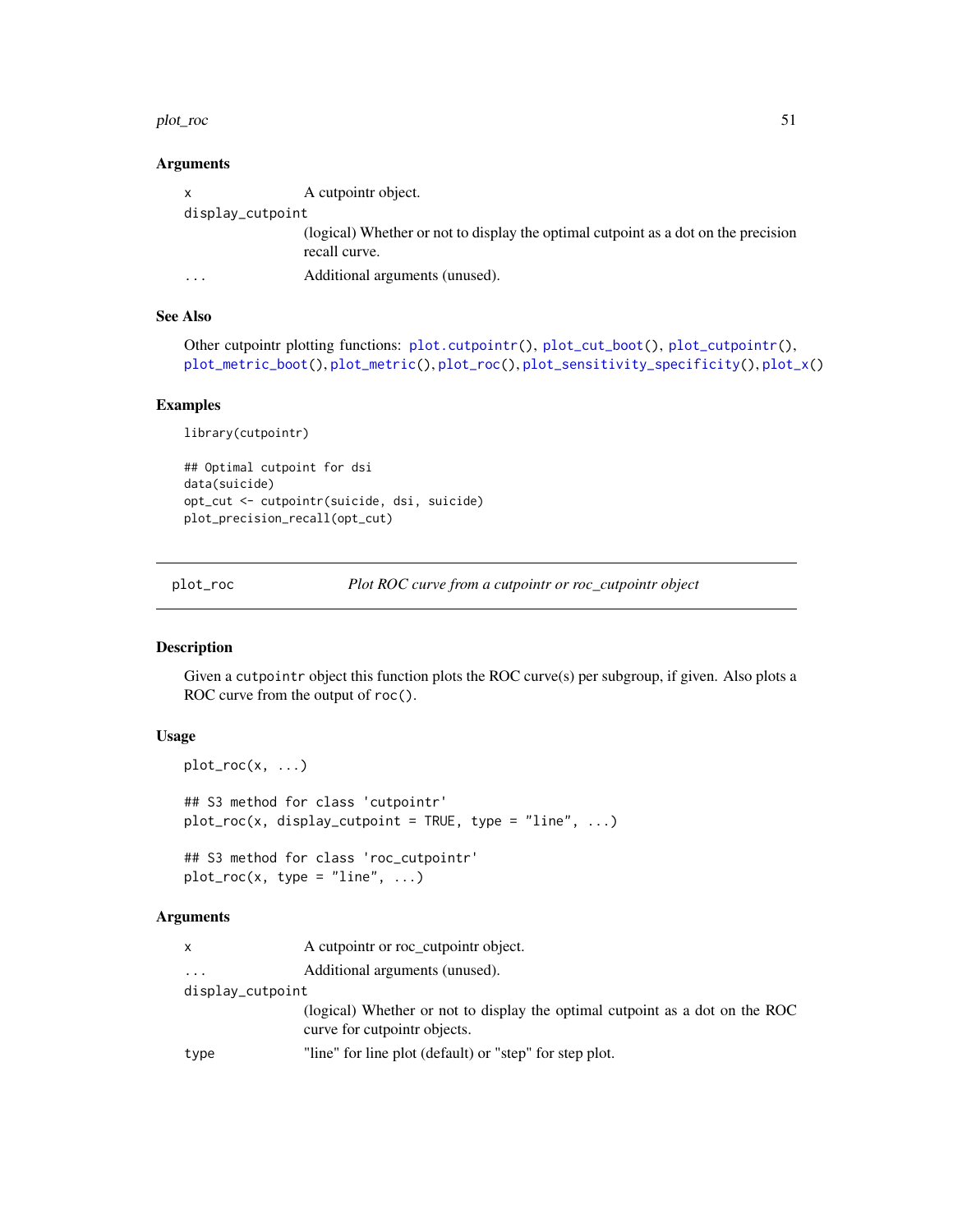### Arguments

- `x` — A cutpointr object.
- `display_cutpoint` — (logical) Whether or not to display the optimal cutpoint as a dot on the precision recall curve.
- `...` — Additional arguments (unused).

### See Also

Other cutpointr plotting functions: `plot.cutpointr()`, `plot_cut_boot()`, `plot_cutpointr()`, `plot_metric_boot()`, `plot_metric()`, `plot_roc()`, `plot_sensitivity_specificity()`, `plot_x()`

### Examples

```
library(cutpointr)

## Optimal cutpoint for dsi
data(suicide)
opt_cut <- cutpointr(suicide, dsi, suicide)
plot_precision_recall(opt_cut)
```

---

## plot_roc — *Plot ROC curve from a cutpointr or roc_cutpointr object*

### Description

Given a `cutpointr` object this function plots the ROC curve(s) per subgroup, if given. Also plots a ROC curve from the output of `roc()`.

### Usage

```
plot_roc(x, ...)

## S3 method for class 'cutpointr'
plot_roc(x, display_cutpoint = TRUE, type = "line", ...)

## S3 method for class 'roc_cutpointr'
plot_roc(x, type = "line", ...)
```

### Arguments

- `x` — A cutpointr or roc_cutpointr object.
- `...` — Additional arguments (unused).
- `display_cutpoint` — (logical) Whether or not to display the optimal cutpoint as a dot on the ROC curve for cutpointr objects.
- `type` — "line" for line plot (default) or "step" for step plot.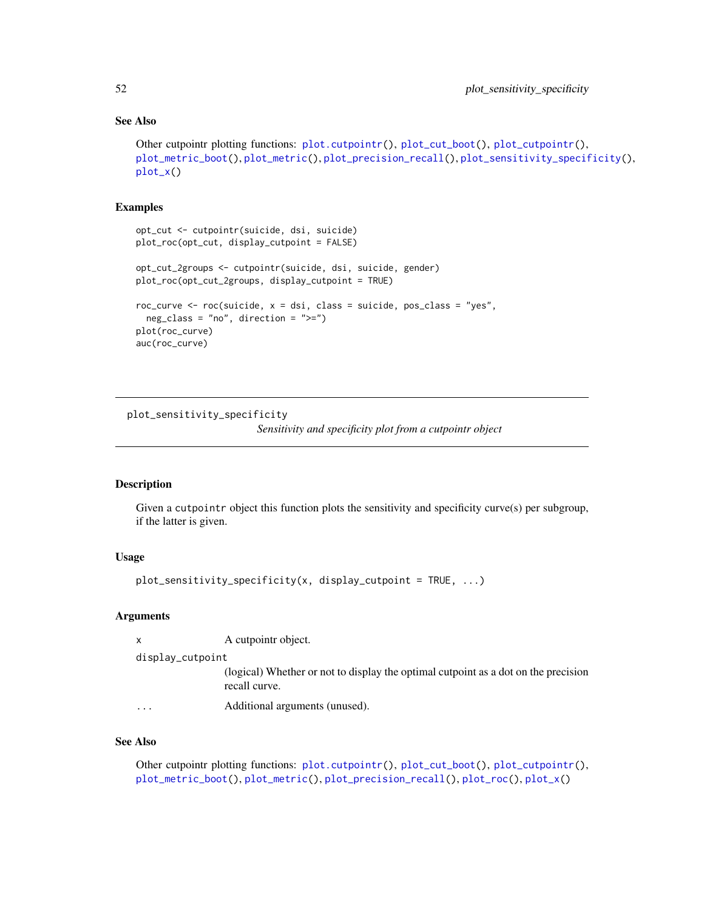## See Also

Other cutpointr plotting functions: `plot.cutpointr()`, `plot_cut_boot()`, `plot_cutpointr()`, `plot_metric_boot()`, `plot_metric()`, `plot_precision_recall()`, `plot_sensitivity_specificity()`, `plot_x()`

## Examples

```
opt_cut <- cutpointr(suicide, dsi, suicide)
plot_roc(opt_cut, display_cutpoint = FALSE)

opt_cut_2groups <- cutpointr(suicide, dsi, suicide, gender)
plot_roc(opt_cut_2groups, display_cutpoint = TRUE)

roc_curve <- roc(suicide, x = dsi, class = suicide, pos_class = "yes",
  neg_class = "no", direction = ">=")
plot(roc_curve)
auc(roc_curve)
```

---

# plot_sensitivity_specificity

*Sensitivity and specificity plot from a cutpointr object*

---

## Description

Given a `cutpointr` object this function plots the sensitivity and specificity curve(s) per subgroup, if the latter is given.

## Usage

```
plot_sensitivity_specificity(x, display_cutpoint = TRUE, ...)
```

## Arguments

| | |
|---|---|
| `x` | A cutpointr object. |
| `display_cutpoint` | (logical) Whether or not to display the optimal cutpoint as a dot on the precision recall curve. |
| `...` | Additional arguments (unused). |

## See Also

Other cutpointr plotting functions: `plot.cutpointr()`, `plot_cut_boot()`, `plot_cutpointr()`, `plot_metric_boot()`, `plot_metric()`, `plot_precision_recall()`, `plot_roc()`, `plot_x()`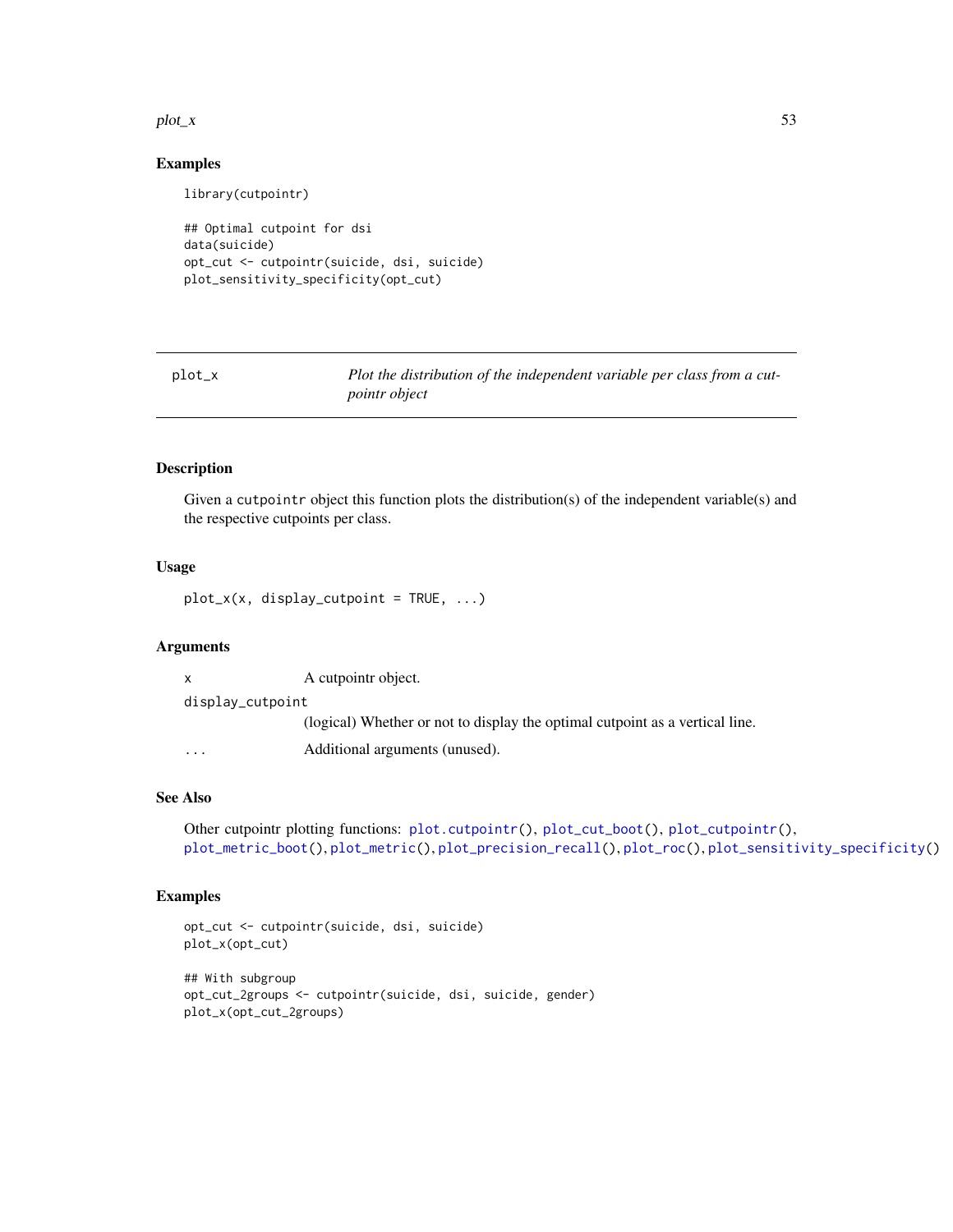## Examples

```
library(cutpointr)

## Optimal cutpoint for dsi
data(suicide)
opt_cut <- cutpointr(suicide, dsi, suicide)
plot_sensitivity_specificity(opt_cut)
```

---

# plot_x — *Plot the distribution of the independent variable per class from a cutpointr object*

---

## Description

Given a `cutpointr` object this function plots the distribution(s) of the independent variable(s) and the respective cutpoints per class.

## Usage

```
plot_x(x, display_cutpoint = TRUE, ...)
```

## Arguments

| Argument | Description |
| --- | --- |
| `x` | A cutpointr object. |
| `display_cutpoint` | (logical) Whether or not to display the optimal cutpoint as a vertical line. |
| `...` | Additional arguments (unused). |

## See Also

Other cutpointr plotting functions: `plot.cutpointr()`, `plot_cut_boot()`, `plot_cutpointr()`, `plot_metric_boot()`, `plot_metric()`, `plot_precision_recall()`, `plot_roc()`, `plot_sensitivity_specificity()`

## Examples

```
opt_cut <- cutpointr(suicide, dsi, suicide)
plot_x(opt_cut)

## With subgroup
opt_cut_2groups <- cutpointr(suicide, dsi, suicide, gender)
plot_x(opt_cut_2groups)
```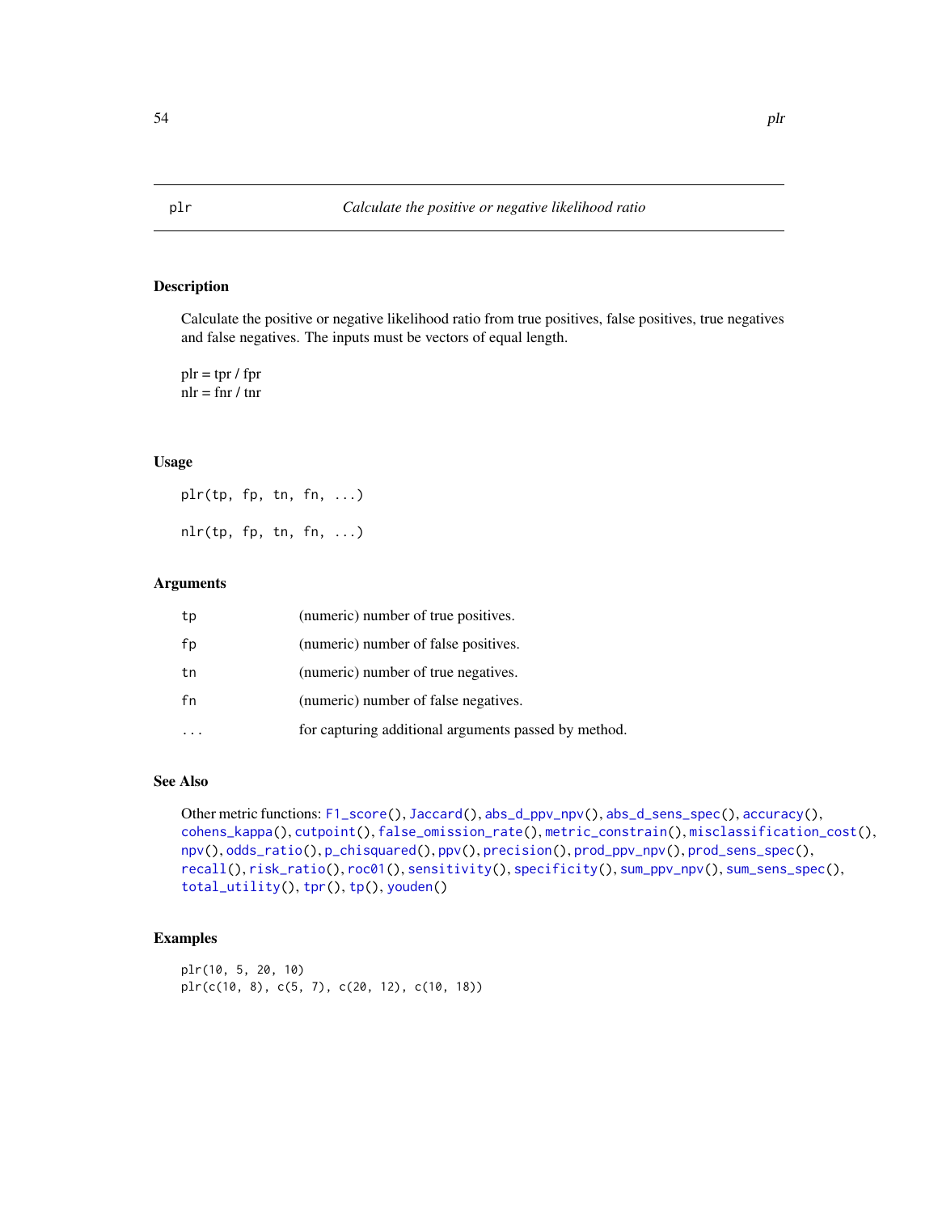# plr — *Calculate the positive or negative likelihood ratio*

## Description

Calculate the positive or negative likelihood ratio from true positives, false positives, true negatives and false negatives. The inputs must be vectors of equal length.

plr = tpr / fpr
nlr = fnr / tnr

## Usage

```
plr(tp, fp, tn, fn, ...)

nlr(tp, fp, tn, fn, ...)
```

## Arguments

| | |
|---|---|
| `tp` | (numeric) number of true positives. |
| `fp` | (numeric) number of false positives. |
| `tn` | (numeric) number of true negatives. |
| `fn` | (numeric) number of false negatives. |
| `...` | for capturing additional arguments passed by method. |

## See Also

Other metric functions: `F1_score()`, `Jaccard()`, `abs_d_ppv_npv()`, `abs_d_sens_spec()`, `accuracy()`, `cohens_kappa()`, `cutpoint()`, `false_omission_rate()`, `metric_constrain()`, `misclassification_cost()`, `npv()`, `odds_ratio()`, `p_chisquared()`, `ppv()`, `precision()`, `prod_ppv_npv()`, `prod_sens_spec()`, `recall()`, `risk_ratio()`, `roc01()`, `sensitivity()`, `specificity()`, `sum_ppv_npv()`, `sum_sens_spec()`, `total_utility()`, `tpr()`, `tp()`, `youden()`

## Examples

```
plr(10, 5, 20, 10)
plr(c(10, 8), c(5, 7), c(20, 12), c(10, 18))
```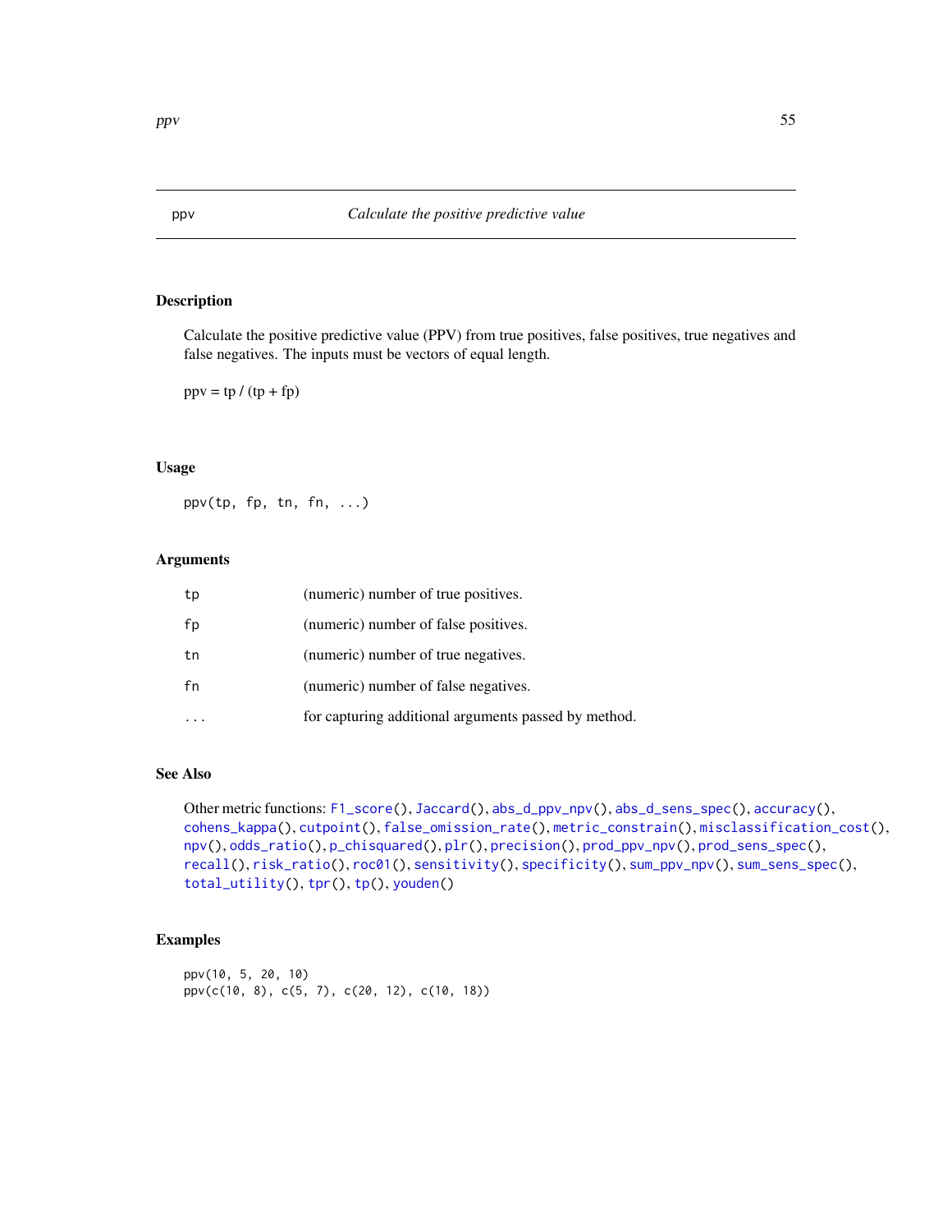# ppv — *Calculate the positive predictive value*

## Description

Calculate the positive predictive value (PPV) from true positives, false positives, true negatives and false negatives. The inputs must be vectors of equal length.

ppv = tp / (tp + fp)

## Usage

```
ppv(tp, fp, tn, fn, ...)
```

## Arguments

| | |
|---|---|
| tp | (numeric) number of true positives. |
| fp | (numeric) number of false positives. |
| tn | (numeric) number of true negatives. |
| fn | (numeric) number of false negatives. |
| ... | for capturing additional arguments passed by method. |

## See Also

Other metric functions: F1_score(), Jaccard(), abs_d_ppv_npv(), abs_d_sens_spec(), accuracy(), cohens_kappa(), cutpoint(), false_omission_rate(), metric_constrain(), misclassification_cost(), npv(), odds_ratio(), p_chisquared(), plr(), precision(), prod_ppv_npv(), prod_sens_spec(), recall(), risk_ratio(), roc01(), sensitivity(), specificity(), sum_ppv_npv(), sum_sens_spec(), total_utility(), tpr(), tp(), youden()

## Examples

```
ppv(10, 5, 20, 10)
ppv(c(10, 8), c(5, 7), c(20, 12), c(10, 18))
```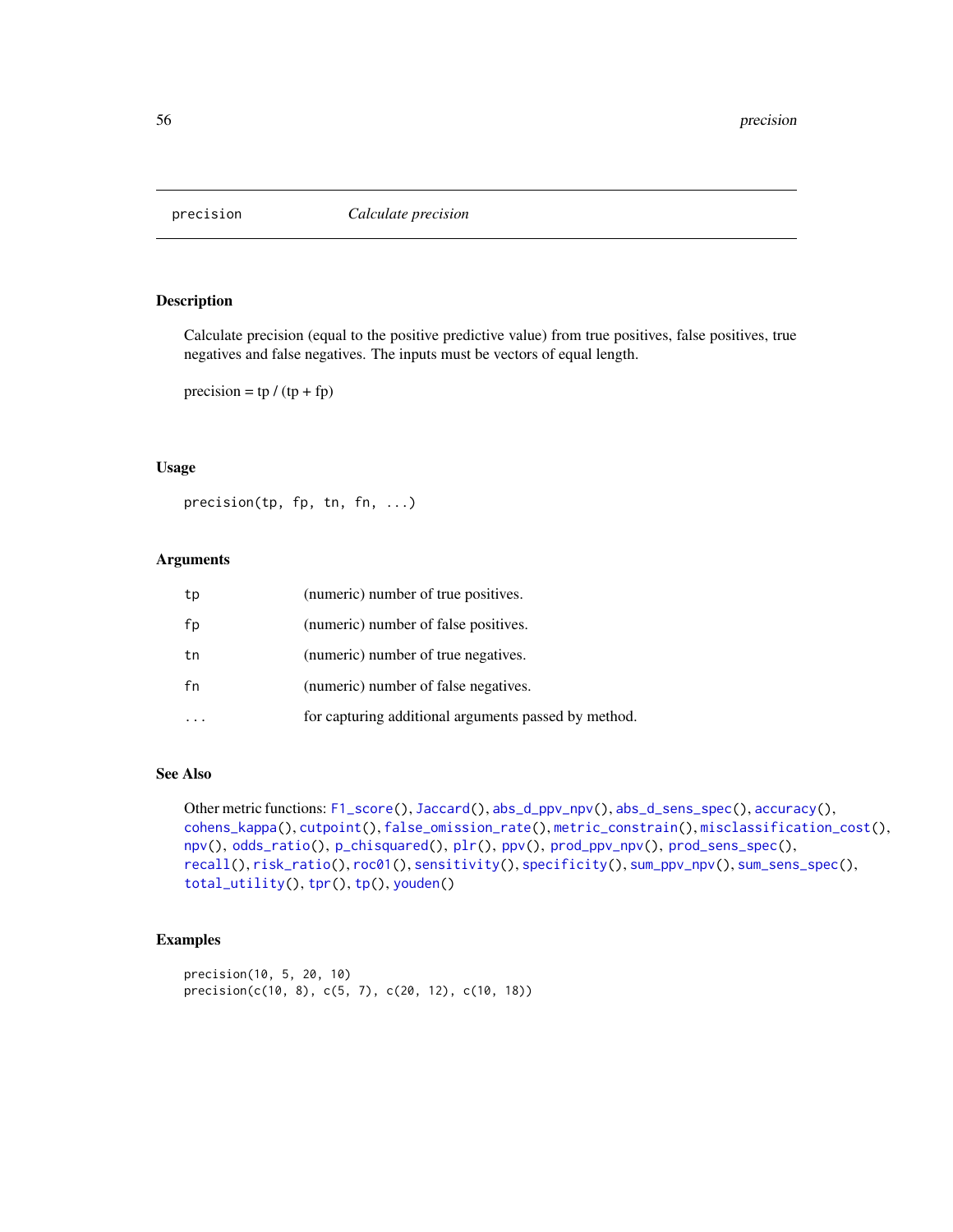# precision — *Calculate precision*

## Description

Calculate precision (equal to the positive predictive value) from true positives, false positives, true negatives and false negatives. The inputs must be vectors of equal length.

precision = tp / (tp + fp)

## Usage

```
precision(tp, fp, tn, fn, ...)
```

## Arguments

| | |
|---|---|
| tp | (numeric) number of true positives. |
| fp | (numeric) number of false positives. |
| tn | (numeric) number of true negatives. |
| fn | (numeric) number of false negatives. |
| ... | for capturing additional arguments passed by method. |

## See Also

Other metric functions: F1_score(), Jaccard(), abs_d_ppv_npv(), abs_d_sens_spec(), accuracy(), cohens_kappa(), cutpoint(), false_omission_rate(), metric_constrain(), misclassification_cost(), npv(), odds_ratio(), p_chisquared(), plr(), ppv(), prod_ppv_npv(), prod_sens_spec(), recall(), risk_ratio(), roc01(), sensitivity(), specificity(), sum_ppv_npv(), sum_sens_spec(), total_utility(), tpr(), tp(), youden()

## Examples

```
precision(10, 5, 20, 10)
precision(c(10, 8), c(5, 7), c(20, 12), c(10, 18))
```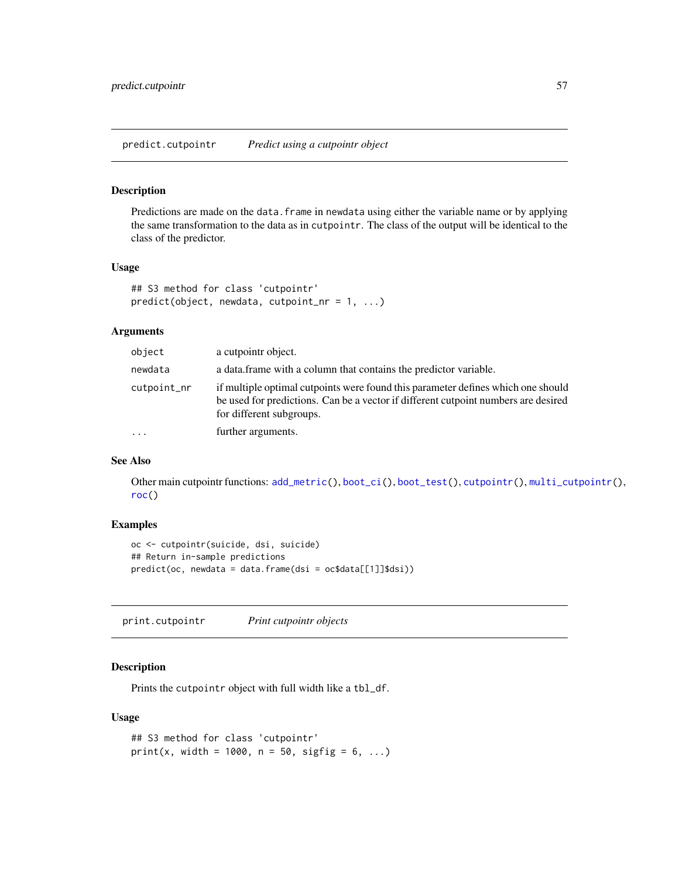## predict.cutpointr *Predict using a cutpointr object*

### Description

Predictions are made on the `data.frame` in `newdata` using either the variable name or by applying the same transformation to the data as in `cutpointr`. The class of the output will be identical to the class of the predictor.

### Usage

```
## S3 method for class 'cutpointr'
predict(object, newdata, cutpoint_nr = 1, ...)
```

### Arguments

| | |
|---|---|
| `object` | a cutpointr object. |
| `newdata` | a data.frame with a column that contains the predictor variable. |
| `cutpoint_nr` | if multiple optimal cutpoints were found this parameter defines which one should be used for predictions. Can be a vector if different cutpoint numbers are desired for different subgroups. |
| `...` | further arguments. |

### See Also

Other main cutpointr functions: `add_metric()`, `boot_ci()`, `boot_test()`, `cutpointr()`, `multi_cutpointr()`, `roc()`

### Examples

```
oc <- cutpointr(suicide, dsi, suicide)
## Return in-sample predictions
predict(oc, newdata = data.frame(dsi = oc$data[[1]]$dsi))
```

## print.cutpointr *Print cutpointr objects*

### Description

Prints the `cutpointr` object with full width like a `tbl_df`.

### Usage

```
## S3 method for class 'cutpointr'
print(x, width = 1000, n = 50, sigfig = 6, ...)
```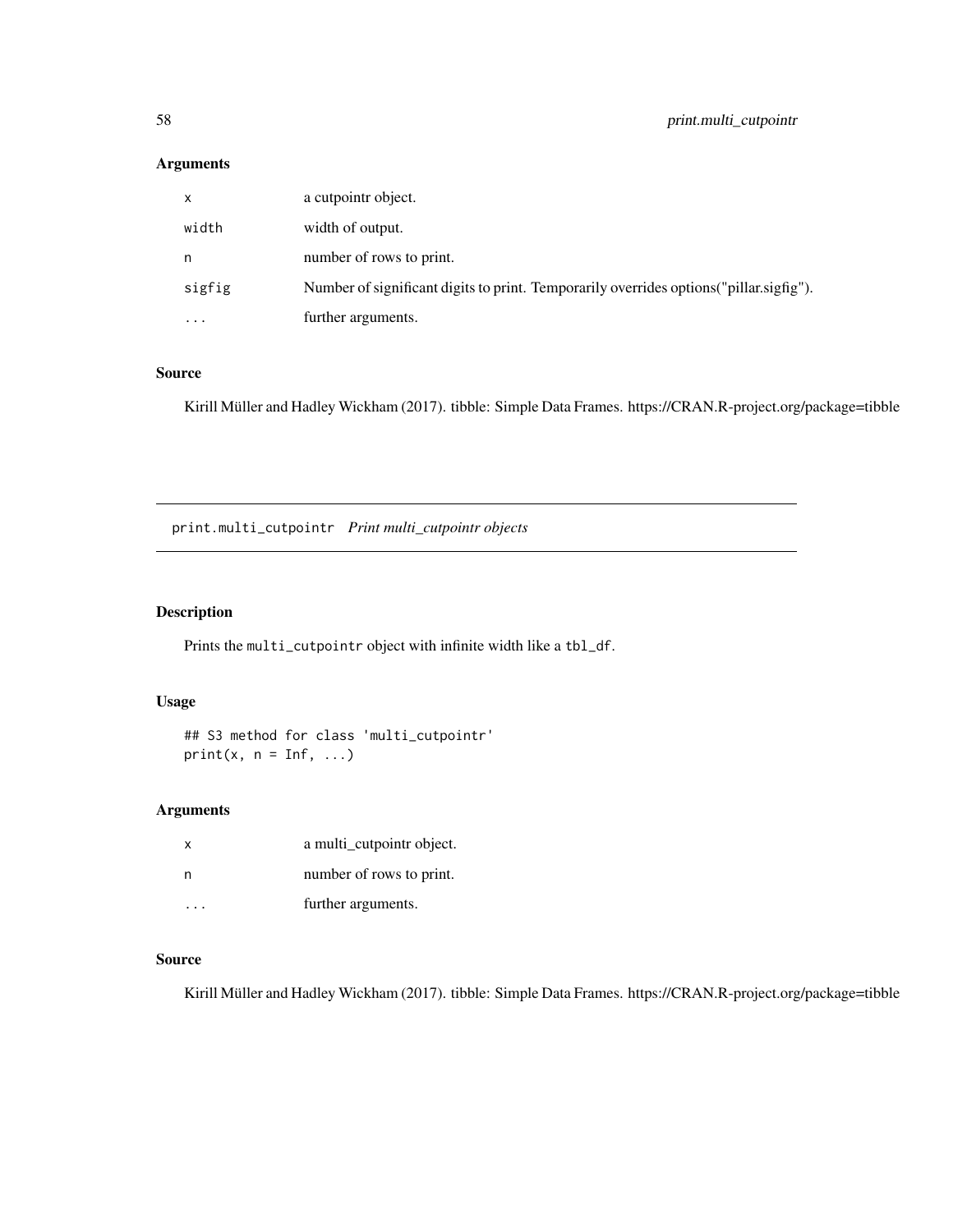## Arguments

| | |
|---|---|
| `x` | a cutpointr object. |
| `width` | width of output. |
| `n` | number of rows to print. |
| `sigfig` | Number of significant digits to print. Temporarily overrides options("pillar.sigfig"). |
| `...` | further arguments. |

## Source

Kirill Müller and Hadley Wickham (2017). tibble: Simple Data Frames. https://CRAN.R-project.org/package=tibble

---

# print.multi_cutpointr *Print multi_cutpointr objects*

## Description

Prints the `multi_cutpointr` object with infinite width like a `tbl_df`.

## Usage

```
## S3 method for class 'multi_cutpointr'
print(x, n = Inf, ...)
```

## Arguments

| | |
|---|---|
| `x` | a multi_cutpointr object. |
| `n` | number of rows to print. |
| `...` | further arguments. |

## Source

Kirill Müller and Hadley Wickham (2017). tibble: Simple Data Frames. https://CRAN.R-project.org/package=tibble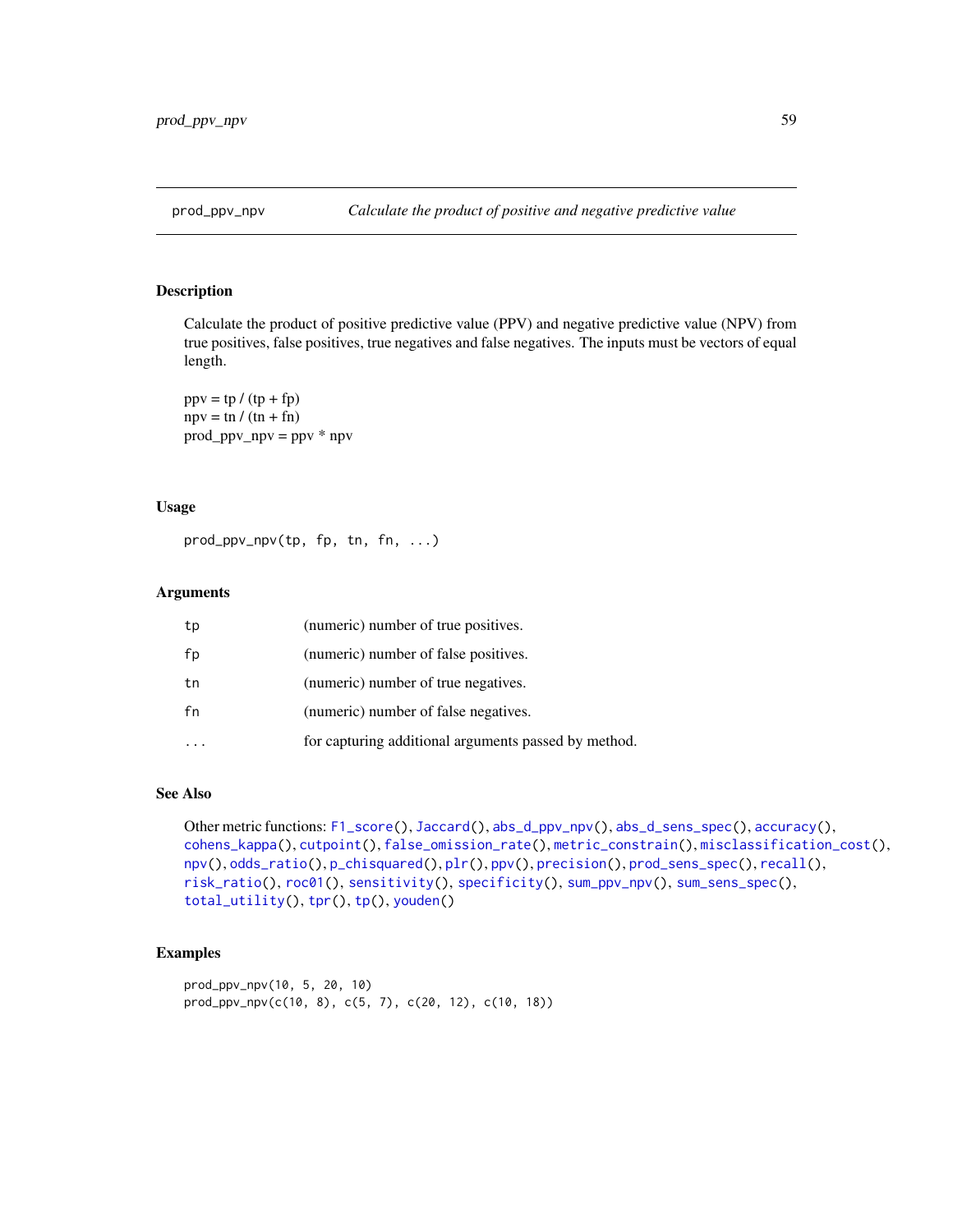## prod_ppv_npv — *Calculate the product of positive and negative predictive value*

### Description

Calculate the product of positive predictive value (PPV) and negative predictive value (NPV) from true positives, false positives, true negatives and false negatives. The inputs must be vectors of equal length.

ppv = tp / (tp + fp)
npv = tn / (tn + fn)
prod_ppv_npv = ppv * npv

### Usage

```
prod_ppv_npv(tp, fp, tn, fn, ...)
```

### Arguments

| | |
|---|---|
| `tp` | (numeric) number of true positives. |
| `fp` | (numeric) number of false positives. |
| `tn` | (numeric) number of true negatives. |
| `fn` | (numeric) number of false negatives. |
| `...` | for capturing additional arguments passed by method. |

### See Also

Other metric functions: `F1_score()`, `Jaccard()`, `abs_d_ppv_npv()`, `abs_d_sens_spec()`, `accuracy()`, `cohens_kappa()`, `cutpoint()`, `false_omission_rate()`, `metric_constrain()`, `misclassification_cost()`, `npv()`, `odds_ratio()`, `p_chisquared()`, `plr()`, `ppv()`, `precision()`, `prod_sens_spec()`, `recall()`, `risk_ratio()`, `roc01()`, `sensitivity()`, `specificity()`, `sum_ppv_npv()`, `sum_sens_spec()`, `total_utility()`, `tpr()`, `tp()`, `youden()`

### Examples

```
prod_ppv_npv(10, 5, 20, 10)
prod_ppv_npv(c(10, 8), c(5, 7), c(20, 12), c(10, 18))
```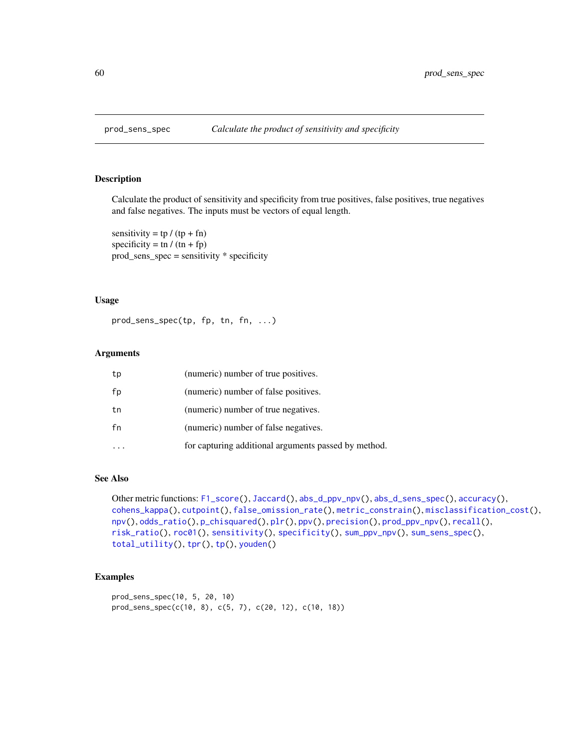## prod_sens_spec — *Calculate the product of sensitivity and specificity*

### Description

Calculate the product of sensitivity and specificity from true positives, false positives, true negatives and false negatives. The inputs must be vectors of equal length.

sensitivity = tp / (tp + fn)
specificity = tn / (tn + fp)
prod_sens_spec = sensitivity * specificity

### Usage

```
prod_sens_spec(tp, fp, tn, fn, ...)
```

### Arguments

| | |
|---|---|
| `tp` | (numeric) number of true positives. |
| `fp` | (numeric) number of false positives. |
| `tn` | (numeric) number of true negatives. |
| `fn` | (numeric) number of false negatives. |
| `...` | for capturing additional arguments passed by method. |

### See Also

Other metric functions: `F1_score()`, `Jaccard()`, `abs_d_ppv_npv()`, `abs_d_sens_spec()`, `accuracy()`, `cohens_kappa()`, `cutpoint()`, `false_omission_rate()`, `metric_constrain()`, `misclassification_cost()`, `npv()`, `odds_ratio()`, `p_chisquared()`, `plr()`, `ppv()`, `precision()`, `prod_ppv_npv()`, `recall()`, `risk_ratio()`, `roc01()`, `sensitivity()`, `specificity()`, `sum_ppv_npv()`, `sum_sens_spec()`, `total_utility()`, `tpr()`, `tp()`, `youden()`

### Examples

```
prod_sens_spec(10, 5, 20, 10)
prod_sens_spec(c(10, 8), c(5, 7), c(20, 12), c(10, 18))
```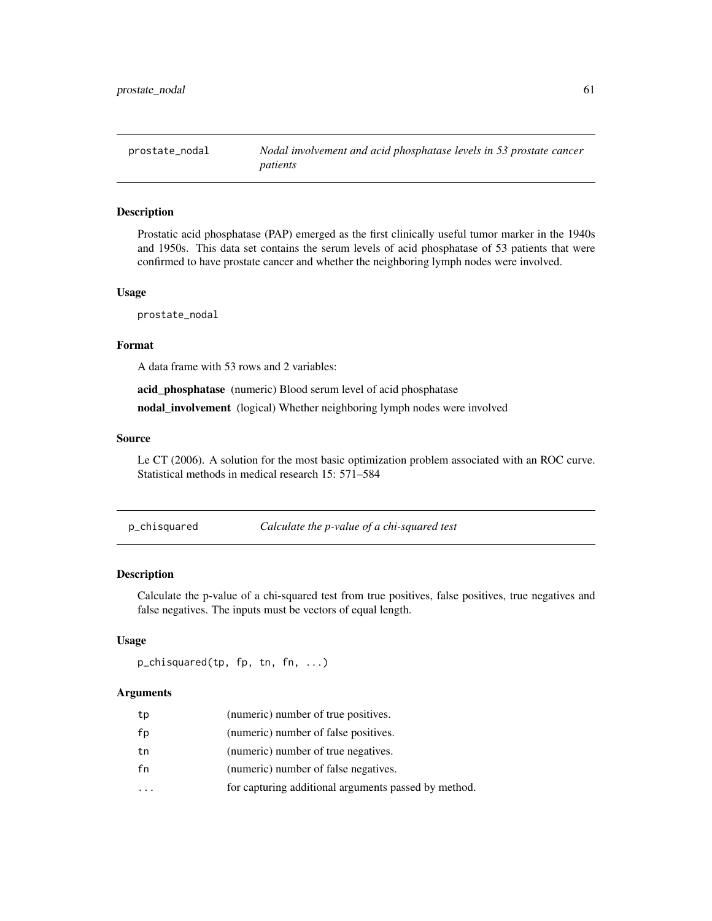## prostate_nodal — *Nodal involvement and acid phosphatase levels in 53 prostate cancer patients*

### Description

Prostatic acid phosphatase (PAP) emerged as the first clinically useful tumor marker in the 1940s and 1950s. This data set contains the serum levels of acid phosphatase of 53 patients that were confirmed to have prostate cancer and whether the neighboring lymph nodes were involved.

### Usage

```
prostate_nodal
```

### Format

A data frame with 53 rows and 2 variables:

**acid_phosphatase** (numeric) Blood serum level of acid phosphatase

**nodal_involvement** (logical) Whether neighboring lymph nodes were involved

### Source

Le CT (2006). A solution for the most basic optimization problem associated with an ROC curve. Statistical methods in medical research 15: 571–584

## p_chisquared — *Calculate the p-value of a chi-squared test*

### Description

Calculate the p-value of a chi-squared test from true positives, false positives, true negatives and false negatives. The inputs must be vectors of equal length.

### Usage

```
p_chisquared(tp, fp, tn, fn, ...)
```

### Arguments

| | |
|---|---|
| tp | (numeric) number of true positives. |
| fp | (numeric) number of false positives. |
| tn | (numeric) number of true negatives. |
| fn | (numeric) number of false negatives. |
| ... | for capturing additional arguments passed by method. |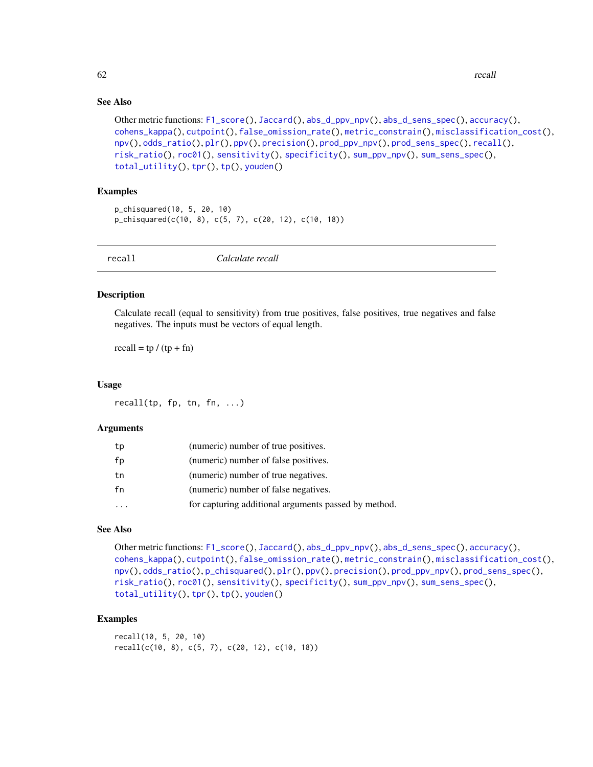### See Also

Other metric functions: F1_score(), Jaccard(), abs_d_ppv_npv(), abs_d_sens_spec(), accuracy(), cohens_kappa(), cutpoint(), false_omission_rate(), metric_constrain(), misclassification_cost(), npv(), odds_ratio(), plr(), ppv(), precision(), prod_ppv_npv(), prod_sens_spec(), recall(), risk_ratio(), roc01(), sensitivity(), specificity(), sum_ppv_npv(), sum_sens_spec(), total_utility(), tpr(), tp(), youden()

### Examples

```
p_chisquared(10, 5, 20, 10)
p_chisquared(c(10, 8), c(5, 7), c(20, 12), c(10, 18))
```

---

## recall &nbsp;&nbsp;&nbsp;&nbsp; *Calculate recall*

---

### Description

Calculate recall (equal to sensitivity) from true positives, false positives, true negatives and false negatives. The inputs must be vectors of equal length.

recall = tp / (tp + fn)

### Usage

```
recall(tp, fp, tn, fn, ...)
```

### Arguments

| | |
|---|---|
| tp | (numeric) number of true positives. |
| fp | (numeric) number of false positives. |
| tn | (numeric) number of true negatives. |
| fn | (numeric) number of false negatives. |
| ... | for capturing additional arguments passed by method. |

### See Also

Other metric functions: F1_score(), Jaccard(), abs_d_ppv_npv(), abs_d_sens_spec(), accuracy(), cohens_kappa(), cutpoint(), false_omission_rate(), metric_constrain(), misclassification_cost(), npv(), odds_ratio(), p_chisquared(), plr(), ppv(), precision(), prod_ppv_npv(), prod_sens_spec(), risk_ratio(), roc01(), sensitivity(), specificity(), sum_ppv_npv(), sum_sens_spec(), total_utility(), tpr(), tp(), youden()

### Examples

```
recall(10, 5, 20, 10)
recall(c(10, 8), c(5, 7), c(20, 12), c(10, 18))
```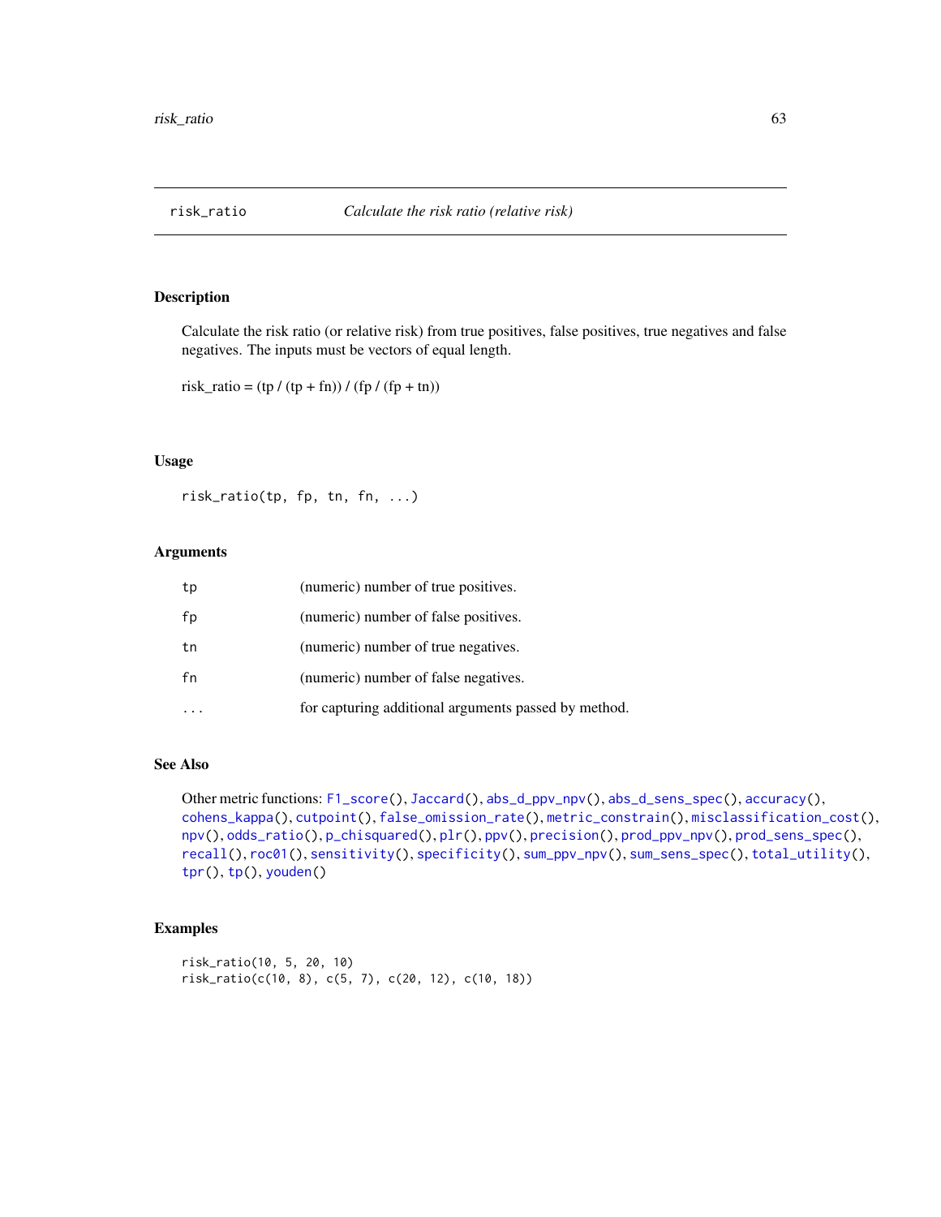# risk_ratio *Calculate the risk ratio (relative risk)*

## Description

Calculate the risk ratio (or relative risk) from true positives, false positives, true negatives and false negatives. The inputs must be vectors of equal length.

risk_ratio = (tp / (tp + fn)) / (fp / (fp + tn))

## Usage

```
risk_ratio(tp, fp, tn, fn, ...)
```

## Arguments

| | |
|---|---|
| tp | (numeric) number of true positives. |
| fp | (numeric) number of false positives. |
| tn | (numeric) number of true negatives. |
| fn | (numeric) number of false negatives. |
| ... | for capturing additional arguments passed by method. |

## See Also

Other metric functions: F1_score(), Jaccard(), abs_d_ppv_npv(), abs_d_sens_spec(), accuracy(), cohens_kappa(), cutpoint(), false_omission_rate(), metric_constrain(), misclassification_cost(), npv(), odds_ratio(), p_chisquared(), plr(), ppv(), precision(), prod_ppv_npv(), prod_sens_spec(), recall(), roc01(), sensitivity(), specificity(), sum_ppv_npv(), sum_sens_spec(), total_utility(), tpr(), tp(), youden()

## Examples

```
risk_ratio(10, 5, 20, 10)
risk_ratio(c(10, 8), c(5, 7), c(20, 12), c(10, 18))
```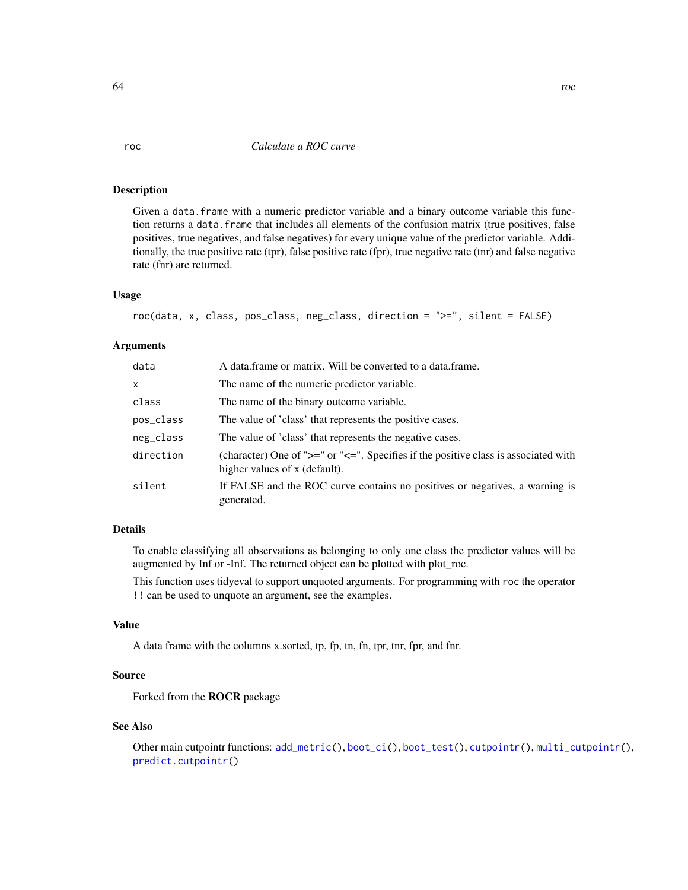# roc — *Calculate a ROC curve*

## Description

Given a `data.frame` with a numeric predictor variable and a binary outcome variable this function returns a `data.frame` that includes all elements of the confusion matrix (true positives, false positives, true negatives, and false negatives) for every unique value of the predictor variable. Additionally, the true positive rate (tpr), false positive rate (fpr), true negative rate (tnr) and false negative rate (fnr) are returned.

## Usage

```
roc(data, x, class, pos_class, neg_class, direction = ">=", silent = FALSE)
```

## Arguments

| | |
|---|---|
| `data` | A data.frame or matrix. Will be converted to a data.frame. |
| `x` | The name of the numeric predictor variable. |
| `class` | The name of the binary outcome variable. |
| `pos_class` | The value of 'class' that represents the positive cases. |
| `neg_class` | The value of 'class' that represents the negative cases. |
| `direction` | (character) One of ">=" or "<=". Specifies if the positive class is associated with higher values of x (default). |
| `silent` | If FALSE and the ROC curve contains no positives or negatives, a warning is generated. |

## Details

To enable classifying all observations as belonging to only one class the predictor values will be augmented by Inf or -Inf. The returned object can be plotted with plot_roc.

This function uses tidyeval to support unquoted arguments. For programming with `roc` the operator `!!` can be used to unquote an argument, see the examples.

## Value

A data frame with the columns x.sorted, tp, fp, tn, fn, tpr, tnr, fpr, and fnr.

## Source

Forked from the **ROCR** package

## See Also

Other main cutpointr functions: `add_metric()`, `boot_ci()`, `boot_test()`, `cutpointr()`, `multi_cutpointr()`, `predict.cutpointr()`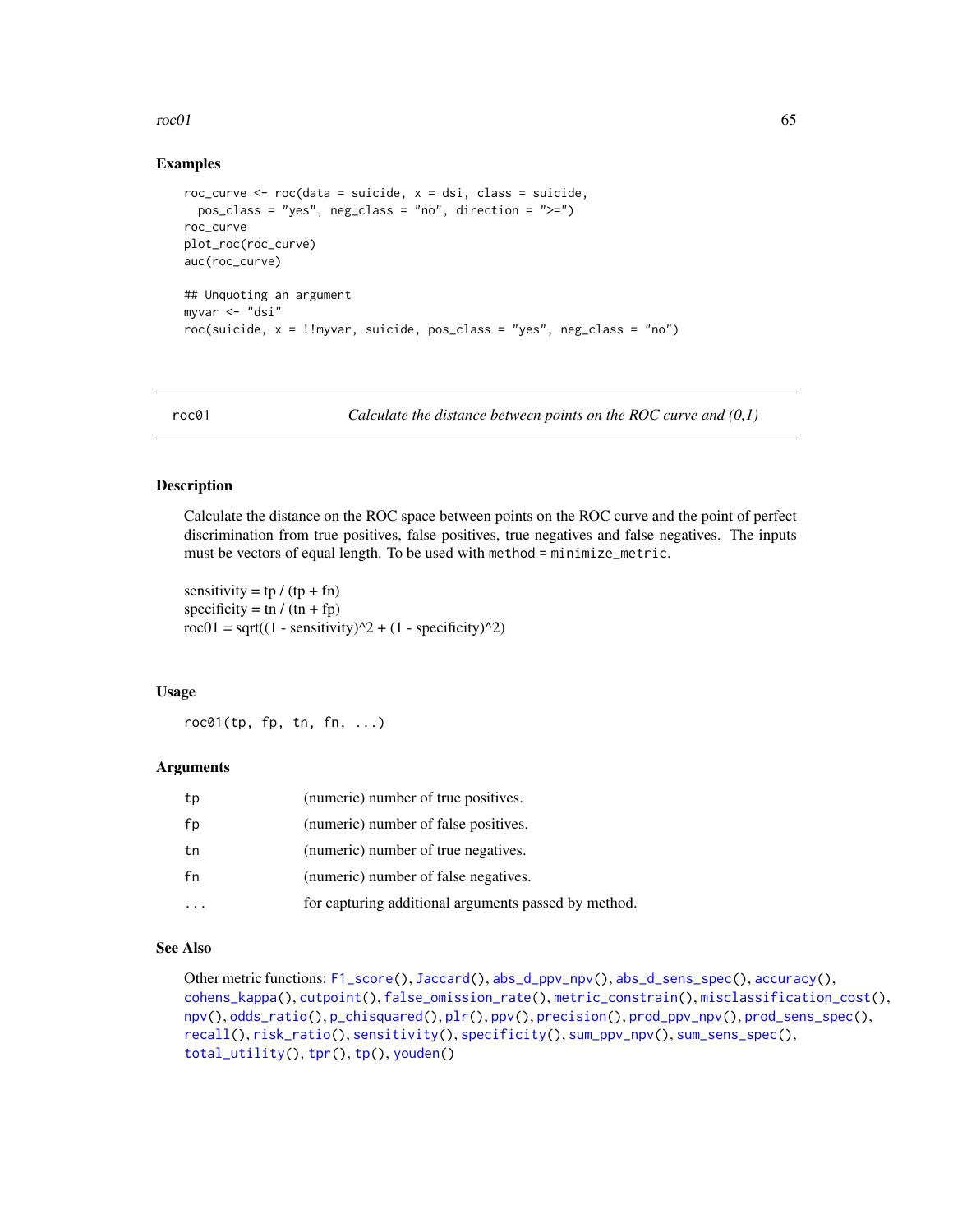## Examples

```
roc_curve <- roc(data = suicide, x = dsi, class = suicide,
  pos_class = "yes", neg_class = "no", direction = ">=")
roc_curve
plot_roc(roc_curve)
auc(roc_curve)

## Unquoting an argument
myvar <- "dsi"
roc(suicide, x = !!myvar, suicide, pos_class = "yes", neg_class = "no")
```

---

# roc01 — *Calculate the distance between points on the ROC curve and (0,1)*

## Description

Calculate the distance on the ROC space between points on the ROC curve and the point of perfect discrimination from true positives, false positives, true negatives and false negatives. The inputs must be vectors of equal length. To be used with `method = minimize_metric`.

sensitivity = tp / (tp + fn)
specificity = tn / (tn + fp)
roc01 = sqrt((1 - sensitivity)^2 + (1 - specificity)^2)

## Usage

```
roc01(tp, fp, tn, fn, ...)
```

## Arguments

| | |
|---|---|
| `tp` | (numeric) number of true positives. |
| `fp` | (numeric) number of false positives. |
| `tn` | (numeric) number of true negatives. |
| `fn` | (numeric) number of false negatives. |
| `...` | for capturing additional arguments passed by method. |

## See Also

Other metric functions: `F1_score()`, `Jaccard()`, `abs_d_ppv_npv()`, `abs_d_sens_spec()`, `accuracy()`, `cohens_kappa()`, `cutpoint()`, `false_omission_rate()`, `metric_constrain()`, `misclassification_cost()`, `npv()`, `odds_ratio()`, `p_chisquared()`, `plr()`, `ppv()`, `precision()`, `prod_ppv_npv()`, `prod_sens_spec()`, `recall()`, `risk_ratio()`, `sensitivity()`, `specificity()`, `sum_ppv_npv()`, `sum_sens_spec()`, `total_utility()`, `tpr()`, `tp()`, `youden()`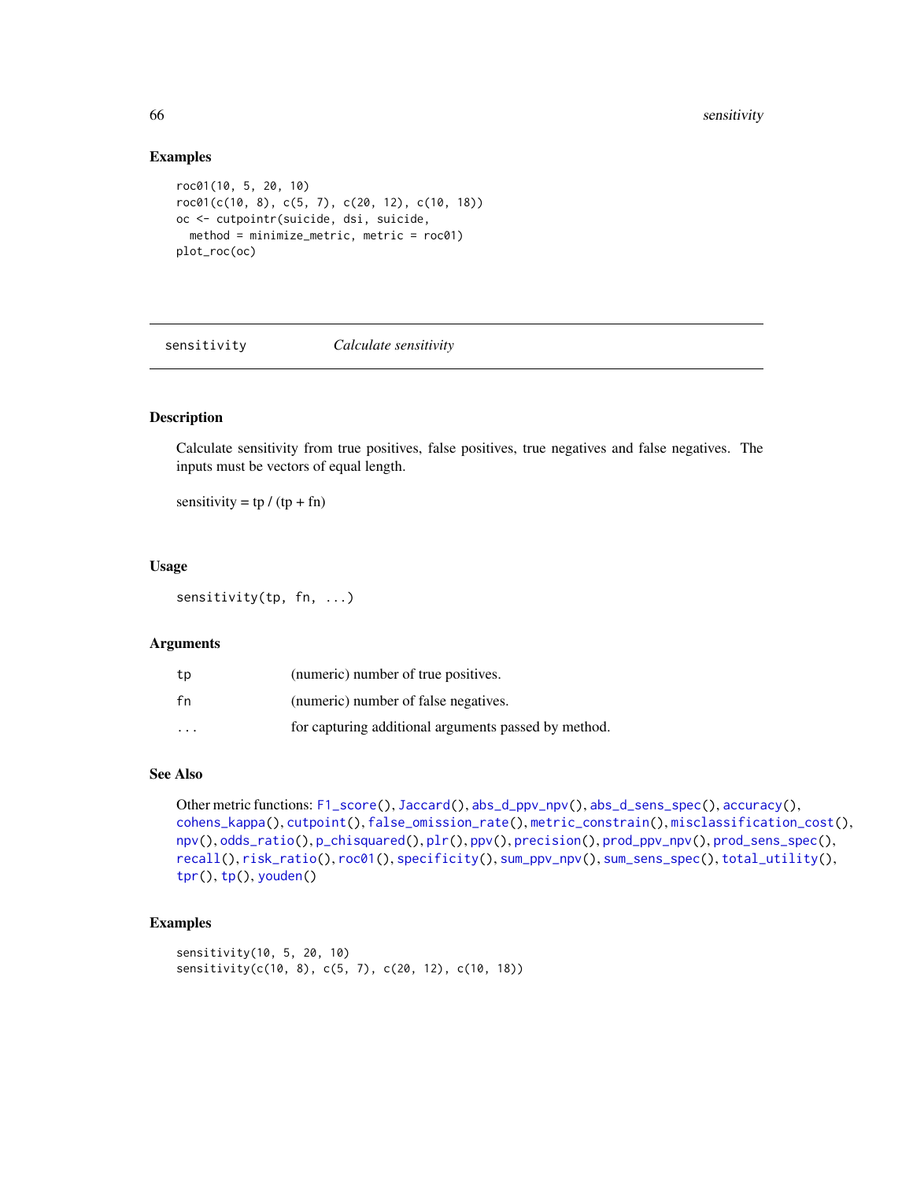## Examples

```
roc01(10, 5, 20, 10)
roc01(c(10, 8), c(5, 7), c(20, 12), c(10, 18))
oc <- cutpointr(suicide, dsi, suicide,
  method = minimize_metric, metric = roc01)
plot_roc(oc)
```

---

# sensitivity    *Calculate sensitivity*

---

## Description

Calculate sensitivity from true positives, false positives, true negatives and false negatives. The inputs must be vectors of equal length.

sensitivity = tp / (tp + fn)

## Usage

```
sensitivity(tp, fn, ...)
```

## Arguments

| | |
|---|---|
| tp | (numeric) number of true positives. |
| fn | (numeric) number of false negatives. |
| ... | for capturing additional arguments passed by method. |

## See Also

Other metric functions: F1_score(), Jaccard(), abs_d_ppv_npv(), abs_d_sens_spec(), accuracy(), cohens_kappa(), cutpoint(), false_omission_rate(), metric_constrain(), misclassification_cost(), npv(), odds_ratio(), p_chisquared(), plr(), ppv(), precision(), prod_ppv_npv(), prod_sens_spec(), recall(), risk_ratio(), roc01(), specificity(), sum_ppv_npv(), sum_sens_spec(), total_utility(), tpr(), tp(), youden()

## Examples

```
sensitivity(10, 5, 20, 10)
sensitivity(c(10, 8), c(5, 7), c(20, 12), c(10, 18))
```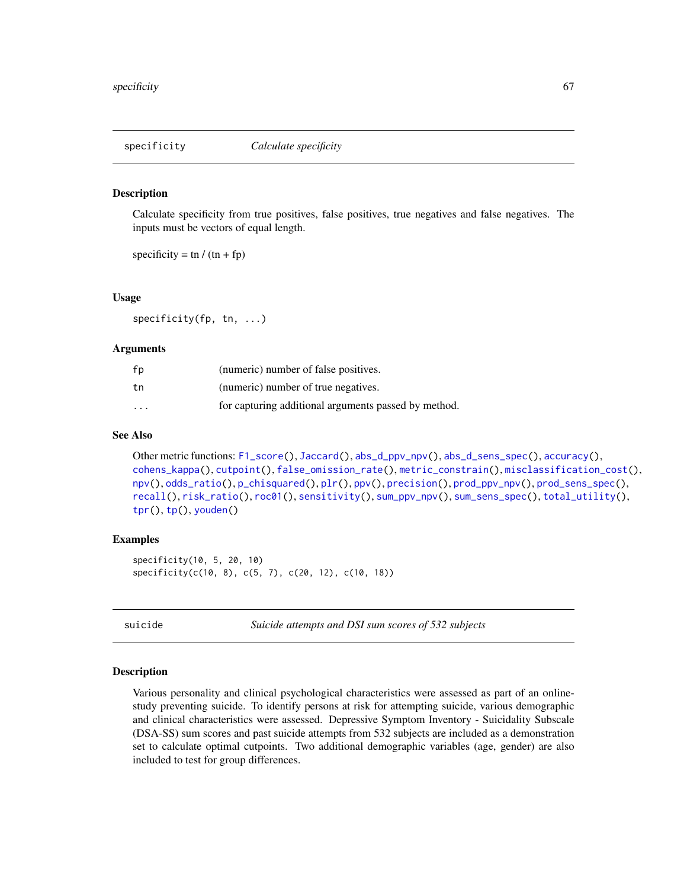## specificity — *Calculate specificity*

### Description

Calculate specificity from true positives, false positives, true negatives and false negatives. The inputs must be vectors of equal length.

specificity = tn / (tn + fp)

### Usage

```
specificity(fp, tn, ...)
```

### Arguments

| | |
|---|---|
| fp | (numeric) number of false positives. |
| tn | (numeric) number of true negatives. |
| ... | for capturing additional arguments passed by method. |

### See Also

Other metric functions: F1_score(), Jaccard(), abs_d_ppv_npv(), abs_d_sens_spec(), accuracy(), cohens_kappa(), cutpoint(), false_omission_rate(), metric_constrain(), misclassification_cost(), npv(), odds_ratio(), p_chisquared(), plr(), ppv(), precision(), prod_ppv_npv(), prod_sens_spec(), recall(), risk_ratio(), roc01(), sensitivity(), sum_ppv_npv(), sum_sens_spec(), total_utility(), tpr(), tp(), youden()

### Examples

```
specificity(10, 5, 20, 10)
specificity(c(10, 8), c(5, 7), c(20, 12), c(10, 18))
```

## suicide — *Suicide attempts and DSI sum scores of 532 subjects*

### Description

Various personality and clinical psychological characteristics were assessed as part of an online-study preventing suicide. To identify persons at risk for attempting suicide, various demographic and clinical characteristics were assessed. Depressive Symptom Inventory - Suicidality Subscale (DSA-SS) sum scores and past suicide attempts from 532 subjects are included as a demonstration set to calculate optimal cutpoints. Two additional demographic variables (age, gender) are also included to test for group differences.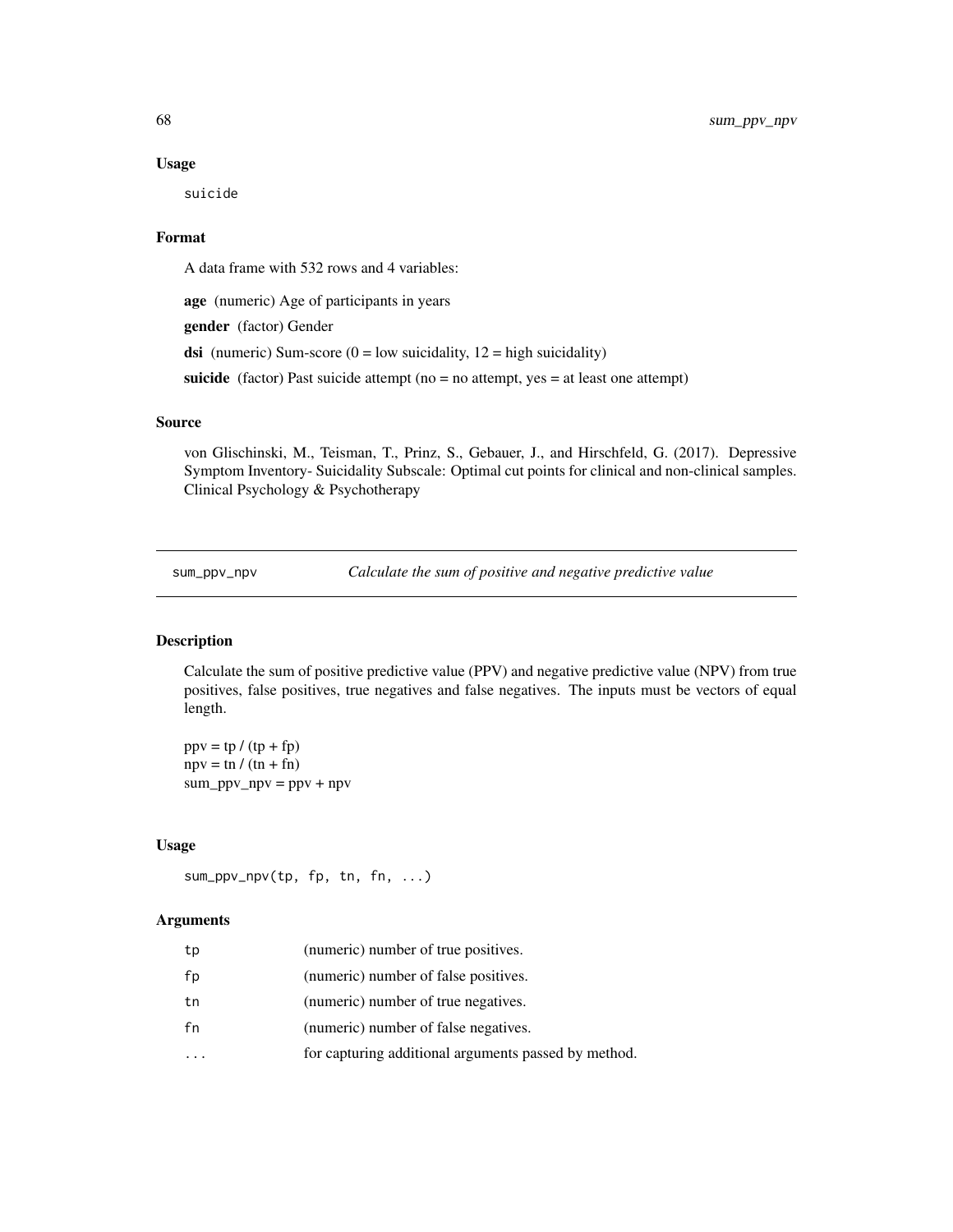### Usage

```
suicide
```

### Format

A data frame with 532 rows and 4 variables:

**age** (numeric) Age of participants in years

**gender** (factor) Gender

**dsi** (numeric) Sum-score (0 = low suicidality, 12 = high suicidality)

**suicide** (factor) Past suicide attempt (no = no attempt, yes = at least one attempt)

### Source

von Glischinski, M., Teisman, T., Prinz, S., Gebauer, J., and Hirschfeld, G. (2017). Depressive Symptom Inventory- Suicidality Subscale: Optimal cut points for clinical and non-clinical samples. Clinical Psychology & Psychotherapy

---

## sum_ppv_npv — *Calculate the sum of positive and negative predictive value*

### Description

Calculate the sum of positive predictive value (PPV) and negative predictive value (NPV) from true positives, false positives, true negatives and false negatives. The inputs must be vectors of equal length.

ppv = tp / (tp + fp)
npv = tn / (tn + fn)
sum_ppv_npv = ppv + npv

### Usage

```
sum_ppv_npv(tp, fp, tn, fn, ...)
```

### Arguments

| | |
|---|---|
| tp | (numeric) number of true positives. |
| fp | (numeric) number of false positives. |
| tn | (numeric) number of true negatives. |
| fn | (numeric) number of false negatives. |
| ... | for capturing additional arguments passed by method. |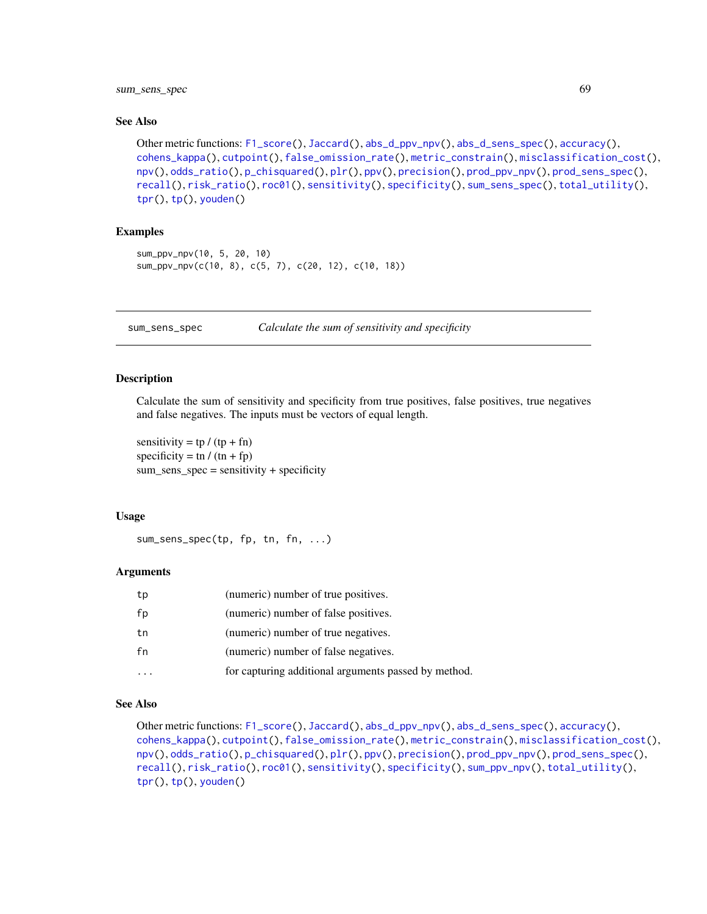## See Also

Other metric functions: `F1_score()`, `Jaccard()`, `abs_d_ppv_npv()`, `abs_d_sens_spec()`, `accuracy()`, `cohens_kappa()`, `cutpoint()`, `false_omission_rate()`, `metric_constrain()`, `misclassification_cost()`, `npv()`, `odds_ratio()`, `p_chisquared()`, `plr()`, `ppv()`, `precision()`, `prod_ppv_npv()`, `prod_sens_spec()`, `recall()`, `risk_ratio()`, `roc01()`, `sensitivity()`, `specificity()`, `sum_sens_spec()`, `total_utility()`, `tpr()`, `tp()`, `youden()`

## Examples

```
sum_ppv_npv(10, 5, 20, 10)
sum_ppv_npv(c(10, 8), c(5, 7), c(20, 12), c(10, 18))
```

---

# sum_sens_spec — *Calculate the sum of sensitivity and specificity*

## Description

Calculate the sum of sensitivity and specificity from true positives, false positives, true negatives and false negatives. The inputs must be vectors of equal length.

sensitivity = tp / (tp + fn)
specificity = tn / (tn + fp)
sum_sens_spec = sensitivity + specificity

## Usage

```
sum_sens_spec(tp, fp, tn, fn, ...)
```

## Arguments

| | |
|---|---|
| `tp` | (numeric) number of true positives. |
| `fp` | (numeric) number of false positives. |
| `tn` | (numeric) number of true negatives. |
| `fn` | (numeric) number of false negatives. |
| `...` | for capturing additional arguments passed by method. |

## See Also

Other metric functions: `F1_score()`, `Jaccard()`, `abs_d_ppv_npv()`, `abs_d_sens_spec()`, `accuracy()`, `cohens_kappa()`, `cutpoint()`, `false_omission_rate()`, `metric_constrain()`, `misclassification_cost()`, `npv()`, `odds_ratio()`, `p_chisquared()`, `plr()`, `ppv()`, `precision()`, `prod_ppv_npv()`, `prod_sens_spec()`, `recall()`, `risk_ratio()`, `roc01()`, `sensitivity()`, `specificity()`, `sum_ppv_npv()`, `total_utility()`, `tpr()`, `tp()`, `youden()`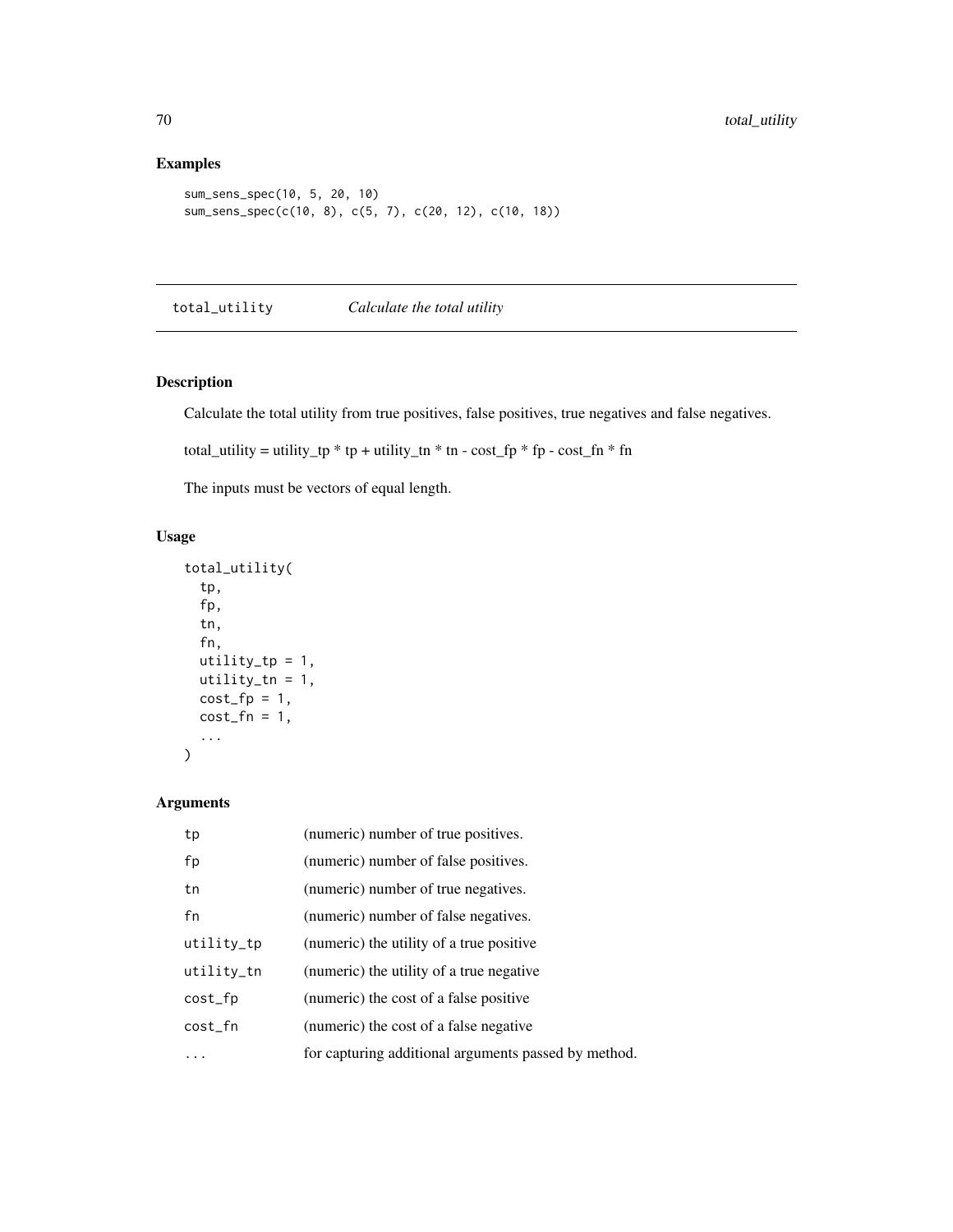## Examples

```
sum_sens_spec(10, 5, 20, 10)
sum_sens_spec(c(10, 8), c(5, 7), c(20, 12), c(10, 18))
```

---

# total_utility — *Calculate the total utility*

---

## Description

Calculate the total utility from true positives, false positives, true negatives and false negatives.

total_utility = utility_tp * tp + utility_tn * tn - cost_fp * fp - cost_fn * fn

The inputs must be vectors of equal length.

## Usage

```
total_utility(
  tp,
  fp,
  tn,
  fn,
  utility_tp = 1,
  utility_tn = 1,
  cost_fp = 1,
  cost_fn = 1,
  ...
)
```

## Arguments

| | |
|---|---|
| `tp` | (numeric) number of true positives. |
| `fp` | (numeric) number of false positives. |
| `tn` | (numeric) number of true negatives. |
| `fn` | (numeric) number of false negatives. |
| `utility_tp` | (numeric) the utility of a true positive |
| `utility_tn` | (numeric) the utility of a true negative |
| `cost_fp` | (numeric) the cost of a false positive |
| `cost_fn` | (numeric) the cost of a false negative |
| `...` | for capturing additional arguments passed by method. |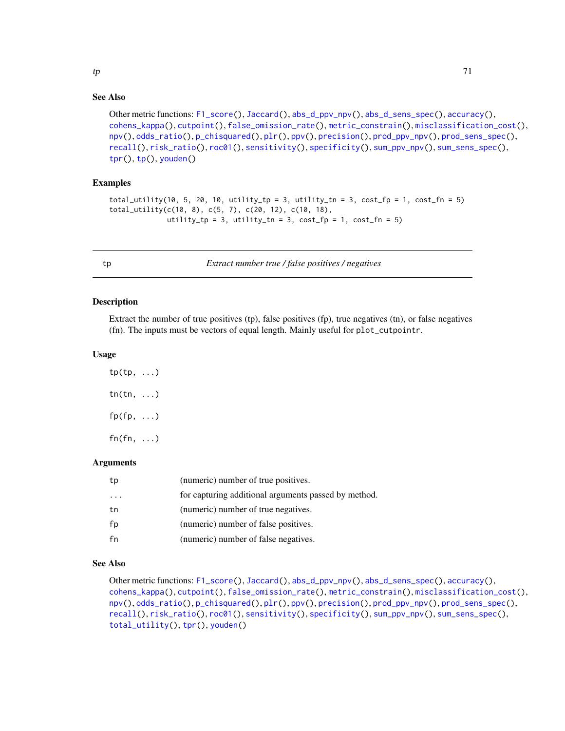### See Also

Other metric functions: F1_score(), Jaccard(), abs_d_ppv_npv(), abs_d_sens_spec(), accuracy(), cohens_kappa(), cutpoint(), false_omission_rate(), metric_constrain(), misclassification_cost(), npv(), odds_ratio(), p_chisquared(), plr(), ppv(), precision(), prod_ppv_npv(), prod_sens_spec(), recall(), risk_ratio(), roc01(), sensitivity(), specificity(), sum_ppv_npv(), sum_sens_spec(), tpr(), tp(), youden()

### Examples

```
total_utility(10, 5, 20, 10, utility_tp = 3, utility_tn = 3, cost_fp = 1, cost_fn = 5)
total_utility(c(10, 8), c(5, 7), c(20, 12), c(10, 18),
              utility_tp = 3, utility_tn = 3, cost_fp = 1, cost_fn = 5)
```

---

## tp — *Extract number true / false positives / negatives*

### Description

Extract the number of true positives (tp), false positives (fp), true negatives (tn), or false negatives (fn). The inputs must be vectors of equal length. Mainly useful for plot_cutpointr.

### Usage

```
tp(tp, ...)

tn(tn, ...)

fp(fp, ...)

fn(fn, ...)
```

### Arguments

| | |
|---|---|
| tp | (numeric) number of true positives. |
| ... | for capturing additional arguments passed by method. |
| tn | (numeric) number of true negatives. |
| fp | (numeric) number of false positives. |
| fn | (numeric) number of false negatives. |

### See Also

Other metric functions: F1_score(), Jaccard(), abs_d_ppv_npv(), abs_d_sens_spec(), accuracy(), cohens_kappa(), cutpoint(), false_omission_rate(), metric_constrain(), misclassification_cost(), npv(), odds_ratio(), p_chisquared(), plr(), ppv(), precision(), prod_ppv_npv(), prod_sens_spec(), recall(), risk_ratio(), roc01(), sensitivity(), specificity(), sum_ppv_npv(), sum_sens_spec(), total_utility(), tpr(), youden()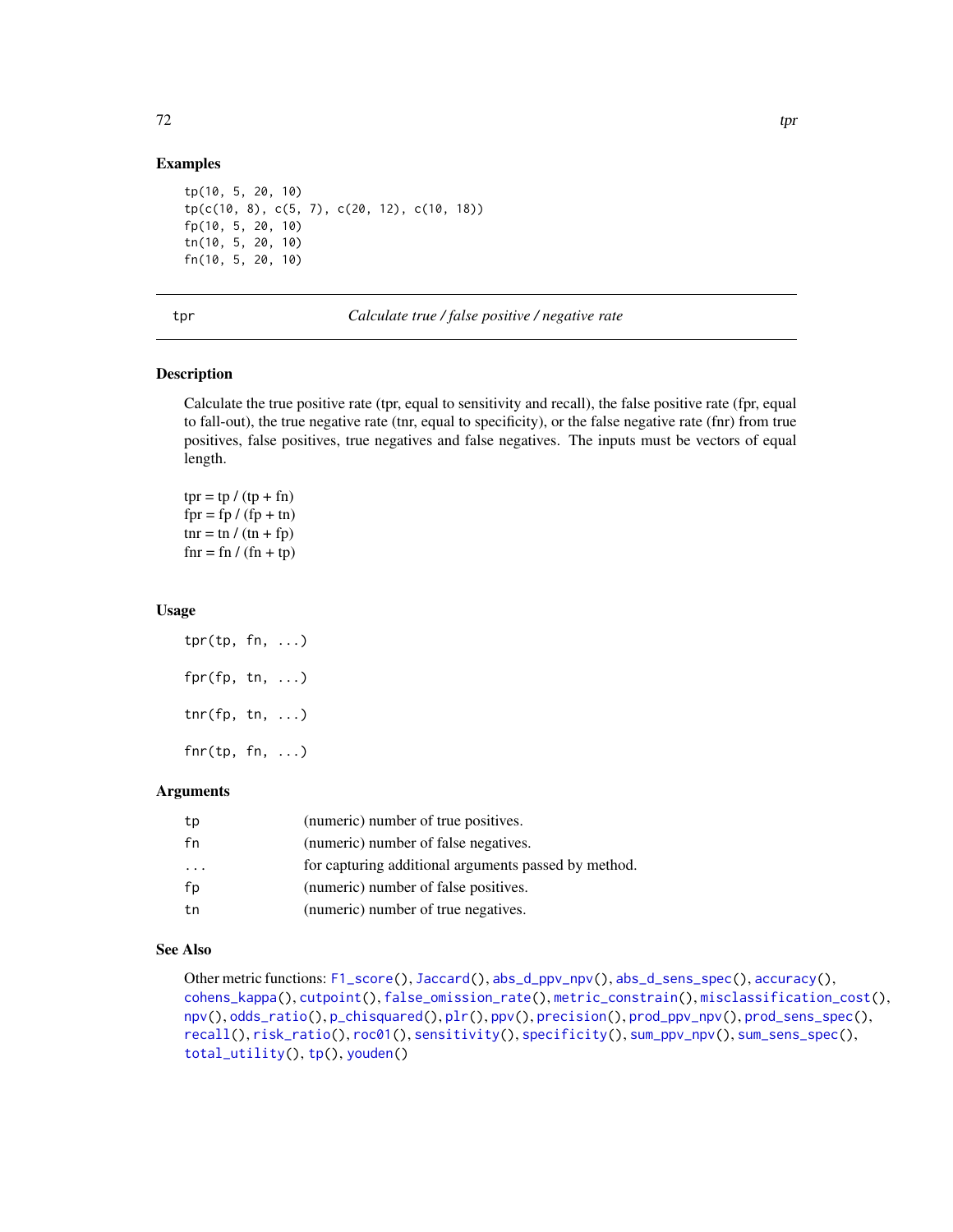## Examples

```
tp(10, 5, 20, 10)
tp(c(10, 8), c(5, 7), c(20, 12), c(10, 18))
fp(10, 5, 20, 10)
tn(10, 5, 20, 10)
fn(10, 5, 20, 10)
```

---

# tpr — *Calculate true / false positive / negative rate*

---

## Description

Calculate the true positive rate (tpr, equal to sensitivity and recall), the false positive rate (fpr, equal to fall-out), the true negative rate (tnr, equal to specificity), or the false negative rate (fnr) from true positives, false positives, true negatives and false negatives. The inputs must be vectors of equal length.

tpr = tp / (tp + fn)
fpr = fp / (fp + tn)
tnr = tn / (tn + fp)
fnr = fn / (fn + tp)

## Usage

```
tpr(tp, fn, ...)

fpr(fp, tn, ...)

tnr(fp, tn, ...)

fnr(tp, fn, ...)
```

## Arguments

| | |
|---|---|
| tp | (numeric) number of true positives. |
| fn | (numeric) number of false negatives. |
| ... | for capturing additional arguments passed by method. |
| fp | (numeric) number of false positives. |
| tn | (numeric) number of true negatives. |

## See Also

Other metric functions: F1_score(), Jaccard(), abs_d_ppv_npv(), abs_d_sens_spec(), accuracy(), cohens_kappa(), cutpoint(), false_omission_rate(), metric_constrain(), misclassification_cost(), npv(), odds_ratio(), p_chisquared(), plr(), ppv(), precision(), prod_ppv_npv(), prod_sens_spec(), recall(), risk_ratio(), roc01(), sensitivity(), specificity(), sum_ppv_npv(), sum_sens_spec(), total_utility(), tp(), youden()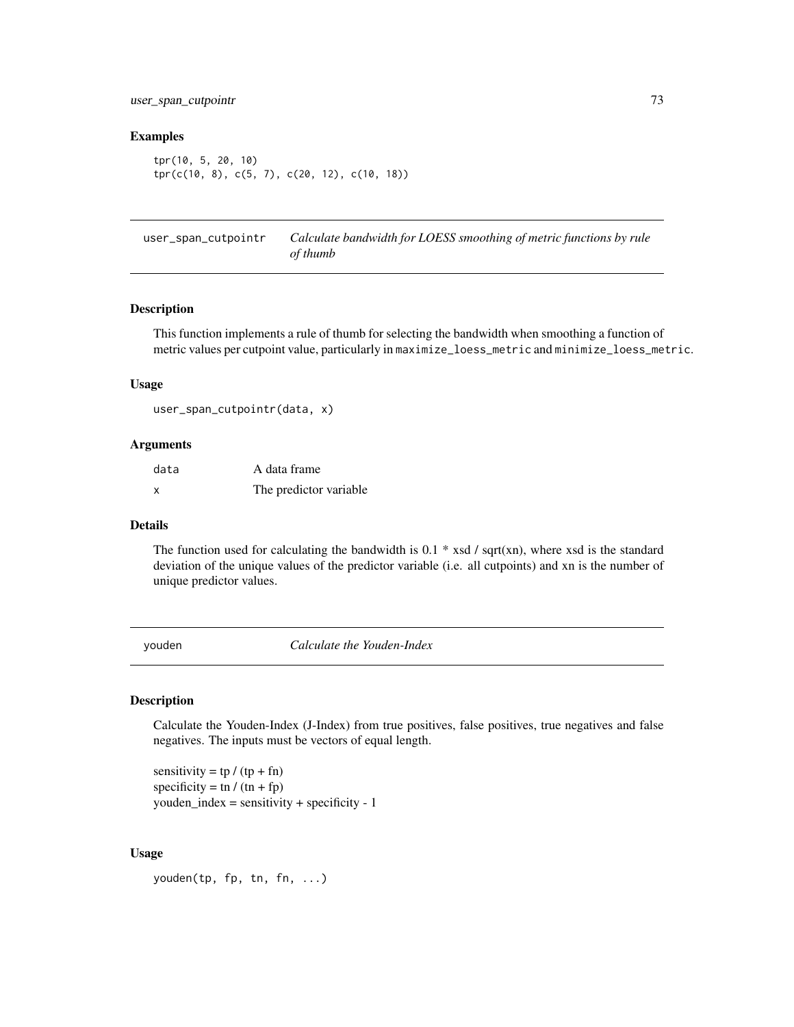## Examples

```
tpr(10, 5, 20, 10)
tpr(c(10, 8), c(5, 7), c(20, 12), c(10, 18))
```

---

## user_span_cutpointr — *Calculate bandwidth for LOESS smoothing of metric functions by rule of thumb*

### Description

This function implements a rule of thumb for selecting the bandwidth when smoothing a function of metric values per cutpoint value, particularly in `maximize_loess_metric` and `minimize_loess_metric`.

### Usage

```
user_span_cutpointr(data, x)
```

### Arguments

| | |
|---|---|
| `data` | A data frame |
| `x` | The predictor variable |

### Details

The function used for calculating the bandwidth is 0.1 * xsd / sqrt(xn), where xsd is the standard deviation of the unique values of the predictor variable (i.e. all cutpoints) and xn is the number of unique predictor values.

---

## youden — *Calculate the Youden-Index*

### Description

Calculate the Youden-Index (J-Index) from true positives, false positives, true negatives and false negatives. The inputs must be vectors of equal length.

sensitivity = tp / (tp + fn)
specificity = tn / (tn + fp)
youden_index = sensitivity + specificity - 1

### Usage

```
youden(tp, fp, tn, fn, ...)
```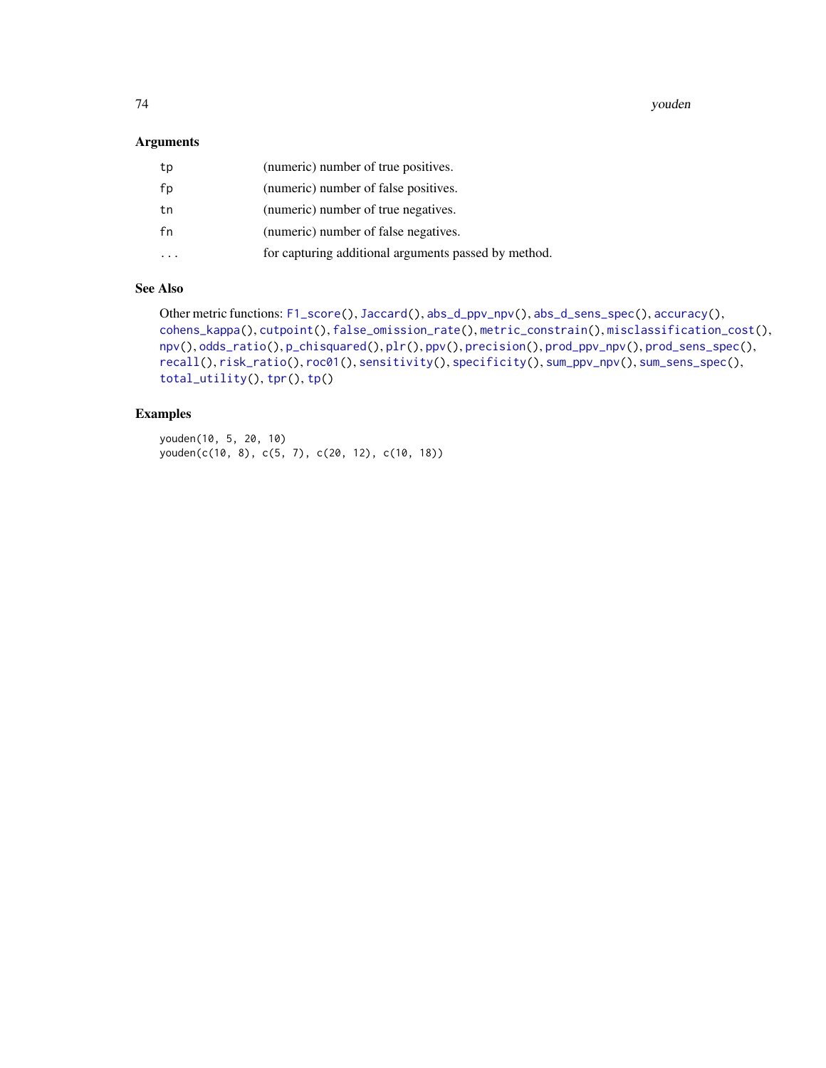## Arguments

| | |
|---|---|
| tp | (numeric) number of true positives. |
| fp | (numeric) number of false positives. |
| tn | (numeric) number of true negatives. |
| fn | (numeric) number of false negatives. |
| ... | for capturing additional arguments passed by method. |

## See Also

Other metric functions: F1_score(), Jaccard(), abs_d_ppv_npv(), abs_d_sens_spec(), accuracy(), cohens_kappa(), cutpoint(), false_omission_rate(), metric_constrain(), misclassification_cost(), npv(), odds_ratio(), p_chisquared(), plr(), ppv(), precision(), prod_ppv_npv(), prod_sens_spec(), recall(), risk_ratio(), roc01(), sensitivity(), specificity(), sum_ppv_npv(), sum_sens_spec(), total_utility(), tpr(), tp()

## Examples

```
youden(10, 5, 20, 10)
youden(c(10, 8), c(5, 7), c(20, 12), c(10, 18))
```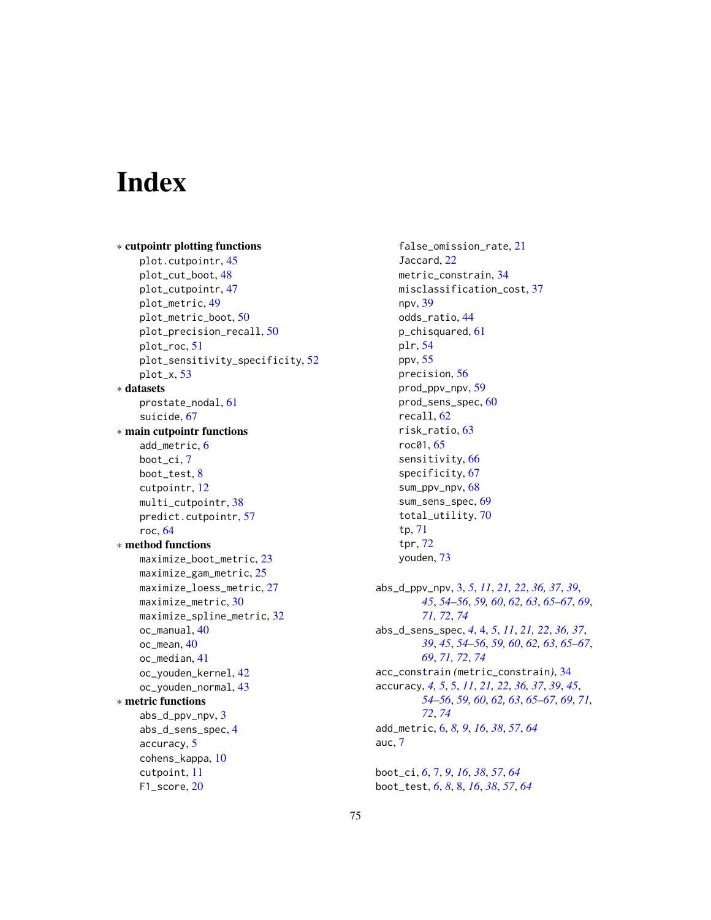# Index

* **cutpointr plotting functions**
  - plot.cutpointr, 45
  - plot_cut_boot, 48
  - plot_cutpointr, 47
  - plot_metric, 49
  - plot_metric_boot, 50
  - plot_precision_recall, 50
  - plot_roc, 51
  - plot_sensitivity_specificity, 52
  - plot_x, 53
* **datasets**
  - prostate_nodal, 61
  - suicide, 67
* **main cutpointr functions**
  - add_metric, 6
  - boot_ci, 7
  - boot_test, 8
  - cutpointr, 12
  - multi_cutpointr, 38
  - predict.cutpointr, 57
  - roc, 64
* **method functions**
  - maximize_boot_metric, 23
  - maximize_gam_metric, 25
  - maximize_loess_metric, 27
  - maximize_metric, 30
  - maximize_spline_metric, 32
  - oc_manual, 40
  - oc_mean, 40
  - oc_median, 41
  - oc_youden_kernel, 42
  - oc_youden_normal, 43
* **metric functions**
  - abs_d_ppv_npv, 3
  - abs_d_sens_spec, 4
  - accuracy, 5
  - cohens_kappa, 10
  - cutpoint, 11
  - F1_score, 20
  - false_omission_rate, 21
  - Jaccard, 22
  - metric_constrain, 34
  - misclassification_cost, 37
  - npv, 39
  - odds_ratio, 44
  - p_chisquared, 61
  - plr, 54
  - ppv, 55
  - precision, 56
  - prod_ppv_npv, 59
  - prod_sens_spec, 60
  - recall, 62
  - risk_ratio, 63
  - roc01, 65
  - sensitivity, 66
  - specificity, 67
  - sum_ppv_npv, 68
  - sum_sens_spec, 69
  - total_utility, 70
  - tp, 71
  - tpr, 72
  - youden, 73

abs_d_ppv_npv, 3, *5*, *11*, *21*, *22*, *36*, *37*, *39*, *45*, *54–56*, *59*, *60*, *62*, *63*, *65–67*, *69*, *71*, *72*, *74*

abs_d_sens_spec, *4*, 4, *5*, *11*, *21*, *22*, *36*, *37*, *39*, *45*, *54–56*, *59*, *60*, *62*, *63*, *65–67*, *69*, *71*, *72*, *74*

acc_constrain *(*metric_constrain*)*, 34

accuracy, *4*, *5*, 5, *11*, *21*, *22*, *36*, *37*, *39*, *45*, *54–56*, *59*, *60*, *62*, *63*, *65–67*, *69*, *71*, *72*, *74*

add_metric, 6, *8*, *9*, *16*, *38*, *57*, *64*

auc, 7

boot_ci, *6*, 7, *9*, *16*, *38*, *57*, *64*

boot_test, *6*, *8*, 8, *16*, *38*, *57*, *64*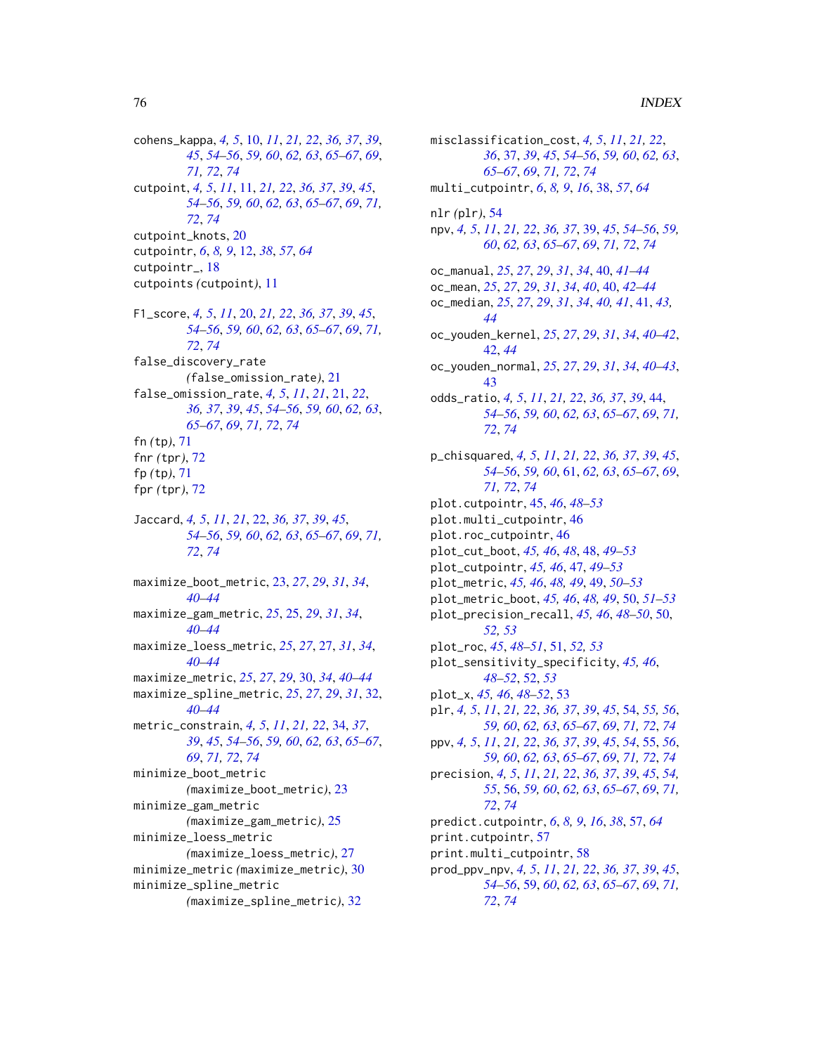cohens_kappa, 4, 5, 10, 11, 21, 22, 36, 37, 39, 45, 54–56, 59, 60, 62, 63, 65–67, 69, 71, 72, 74
cutpoint, 4, 5, 11, 11, 21, 22, 36, 37, 39, 45, 54–56, 59, 60, 62, 63, 65–67, 69, 71, 72, 74
cutpoint_knots, 20
cutpointr, 6, 8, 9, 12, 38, 57, 64
cutpointr_, 18
cutpoints (cutpoint), 11

F1_score, 4, 5, 11, 20, 21, 22, 36, 37, 39, 45, 54–56, 59, 60, 62, 63, 65–67, 69, 71, 72, 74
false_discovery_rate (false_omission_rate), 21
false_omission_rate, 4, 5, 11, 21, 21, 22, 36, 37, 39, 45, 54–56, 59, 60, 62, 63, 65–67, 69, 71, 72, 74
fn (tp), 71
fnr (tpr), 72
fp (tp), 71
fpr (tpr), 72

Jaccard, 4, 5, 11, 21, 22, 36, 37, 39, 45, 54–56, 59, 60, 62, 63, 65–67, 69, 71, 72, 74

maximize_boot_metric, 23, 27, 29, 31, 34, 40–44
maximize_gam_metric, 25, 25, 29, 31, 34, 40–44
maximize_loess_metric, 25, 27, 27, 31, 34, 40–44
maximize_metric, 25, 27, 29, 30, 34, 40–44
maximize_spline_metric, 25, 27, 29, 31, 32, 40–44
metric_constrain, 4, 5, 11, 21, 22, 34, 37, 39, 45, 54–56, 59, 60, 62, 63, 65–67, 69, 71, 72, 74
minimize_boot_metric (maximize_boot_metric), 23
minimize_gam_metric (maximize_gam_metric), 25
minimize_loess_metric (maximize_loess_metric), 27
minimize_metric (maximize_metric), 30
minimize_spline_metric (maximize_spline_metric), 32
misclassification_cost, 4, 5, 11, 21, 22, 36, 37, 39, 45, 54–56, 59, 60, 62, 63, 65–67, 69, 71, 72, 74
multi_cutpointr, 6, 8, 9, 16, 38, 57, 64

nlr (plr), 54
npv, 4, 5, 11, 21, 22, 36, 37, 39, 45, 54–56, 59, 60, 62, 63, 65–67, 69, 71, 72, 74

oc_manual, 25, 27, 29, 31, 34, 40, 41–44
oc_mean, 25, 27, 29, 31, 34, 40, 40, 42–44
oc_median, 25, 27, 29, 31, 34, 40, 41, 41, 43, 44
oc_youden_kernel, 25, 27, 29, 31, 34, 40–42, 42, 44
oc_youden_normal, 25, 27, 29, 31, 34, 40–43, 43
odds_ratio, 4, 5, 11, 21, 22, 36, 37, 39, 44, 54–56, 59, 60, 62, 63, 65–67, 69, 71, 72, 74

p_chisquared, 4, 5, 11, 21, 22, 36, 37, 39, 45, 54–56, 59, 60, 61, 62, 63, 65–67, 69, 71, 72, 74
plot.cutpointr, 45, 46, 48–53
plot.multi_cutpointr, 46
plot.roc_cutpointr, 46
plot_cut_boot, 45, 46, 48, 48, 49–53
plot_cutpointr, 45, 46, 47, 49–53
plot_metric, 45, 46, 48, 49, 49, 50–53
plot_metric_boot, 45, 46, 48, 49, 50, 51–53
plot_precision_recall, 45, 46, 48–50, 50, 52, 53
plot_roc, 45, 48–51, 51, 52, 53
plot_sensitivity_specificity, 45, 46, 48–52, 52, 53
plot_x, 45, 46, 48–52, 53
plr, 4, 5, 11, 21, 22, 36, 37, 39, 45, 54, 55, 56, 59, 60, 62, 63, 65–67, 69, 71, 72, 74
ppv, 4, 5, 11, 21, 22, 36, 37, 39, 45, 54, 55, 56, 59, 60, 62, 63, 65–67, 69, 71, 72, 74
precision, 4, 5, 11, 21, 22, 36, 37, 39, 45, 54, 55, 56, 59, 60, 62, 63, 65–67, 69, 71, 72, 74
predict.cutpointr, 6, 8, 9, 16, 38, 57, 64
print.cutpointr, 57
print.multi_cutpointr, 58
prod_ppv_npv, 4, 5, 11, 21, 22, 36, 37, 39, 45, 54–56, 59, 60, 62, 63, 65–67, 69, 71, 72, 74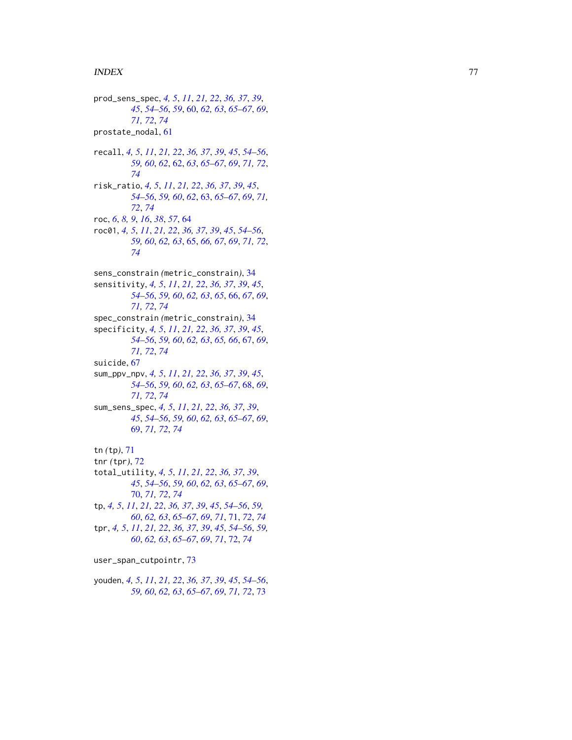prod_sens_spec, *4, 5*, *11*, *21, 22*, *36, 37*, *39*, *45*, *54–56*, *59*, 60, *62, 63*, *65–67*, *69*, *71, 72*, *74*

prostate_nodal, 61

recall, *4, 5*, *11*, *21, 22*, *36, 37*, *39*, *45*, *54–56*, *59, 60*, *62*, 62, *63*, *65–67*, *69*, *71, 72*, *74*

risk_ratio, *4, 5*, *11*, *21, 22*, *36, 37*, *39*, *45*, *54–56*, *59, 60*, *62*, 63, *65–67*, *69*, *71, 72*, *74*

roc, *6*, *8, 9*, *16*, *38*, *57*, 64

roc01, *4, 5*, *11*, *21, 22*, *36, 37*, *39*, *45*, *54–56*, *59, 60*, *62, 63*, 65, *66, 67*, *69*, *71, 72*, *74*

sens_constrain *(*metric_constrain*)*, 34

sensitivity, *4, 5*, *11*, *21, 22*, *36, 37*, *39*, *45*, *54–56*, *59, 60*, *62, 63*, *65*, 66, *67*, *69*, *71, 72*, *74*

spec_constrain *(*metric_constrain*)*, 34

specificity, *4, 5*, *11*, *21, 22*, *36, 37*, *39*, *45*, *54–56*, *59, 60*, *62, 63*, *65, 66*, 67, *69*, *71, 72*, *74*

suicide, 67

sum_ppv_npv, *4, 5*, *11*, *21, 22*, *36, 37*, *39*, *45*, *54–56*, *59, 60*, *62, 63*, *65–67*, 68, *69*, *71, 72*, *74*

sum_sens_spec, *4, 5*, *11*, *21, 22*, *36, 37*, *39*, *45*, *54–56*, *59, 60*, *62, 63*, *65–67*, *69*, 69, *71, 72*, *74*

tn *(*tp*)*, 71

tnr *(*tpr*)*, 72

total_utility, *4, 5*, *11*, *21, 22*, *36, 37*, *39*, *45*, *54–56*, *59, 60*, *62, 63*, *65–67*, *69*, 70, *71, 72*, *74*

tp, *4, 5*, *11*, *21, 22*, *36, 37*, *39*, *45*, *54–56*, *59, 60*, *62, 63*, *65–67*, *69*, *71*, 71, *72*, *74*

tpr, *4, 5*, *11*, *21, 22*, *36, 37*, *39*, *45*, *54–56*, *59, 60*, *62, 63*, *65–67*, *69*, *71*, 72, *74*

user_span_cutpointr, 73

youden, *4, 5*, *11*, *21, 22*, *36, 37*, *39*, *45*, *54–56*, *59, 60*, *62, 63*, *65–67*, *69*, *71, 72*, 73